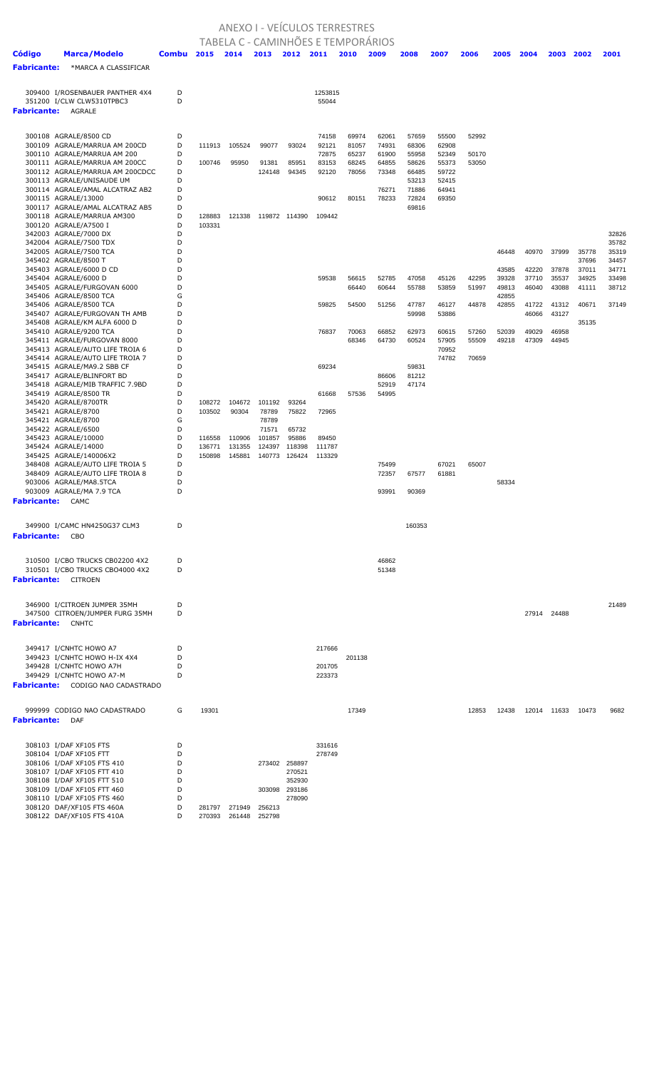# ANEXO I - VEÍCULOS TERRESTRES

## TABELA C - CAMINHÕES E TEMPORÁRIOS

| Código | Marca/Modelo | Combu | 2015 | 2014 | 2013 | 2012 | 2011 | 2010 | 2009 | 2008 | 2007 | 2006 | 2005 | 2004 | 2003 | 2002 | 2001 |
|---|---|---|---|---|---|---|---|---|---|---|---|---|---|---|---|---|---|
| **Fabricante:** | *MARCA A CLASSIFICAR | | | | | | | | | | | | | | | | |
| 309400 | I/ROSENBAUER PANTHER 4X4 | D | | | | | 1253815 | | | | | | | | | | |
| 351200 | I/CLW CLW5310TPBC3 | D | | | | | 55044 | | | | | | | | | | |
| **Fabricante:** | AGRALE | | | | | | | | | | | | | | | | |
| 300108 | AGRALE/8500 CD | D | | | | | 74158 | 69974 | 62061 | 57659 | 55500 | 52992 | | | | | |
| 300109 | AGRALE/MARRUA AM 200CD | D | 111913 | 105524 | 99077 | 93024 | 92121 | 81057 | 74931 | 68306 | 62908 | | | | | | |
| 300110 | AGRALE/MARRUA AM 200 | D | | | | | 72875 | 65237 | 61900 | 55958 | 52349 | 50170 | | | | | |
| 300111 | AGRALE/MARRUA AM 200CC | D | 100746 | 95950 | 91381 | 85951 | 83153 | 68245 | 64855 | 58626 | 55373 | 53050 | | | | | |
| 300112 | AGRALE/MARRUA AM 200CDCC | D | | | 124148 | 94345 | 92120 | 78056 | 73348 | 66485 | 59722 | | | | | | |
| 300113 | AGRALE/UNISAUDE UM | D | | | | | | | | 53213 | 52415 | | | | | | |
| 300114 | AGRALE/AMAL ALCATRAZ AB2 | D | | | | | | | 76271 | 71886 | 64941 | | | | | | |
| 300115 | AGRALE/13000 | D | | | | | 90612 | 80151 | 78233 | 72824 | 69350 | | | | | | |
| 300117 | AGRALE/AMAL ALCATRAZ AB5 | D | | | | | | | | 69816 | | | | | | | |
| 300118 | AGRALE/MARRUA AM300 | D | 128883 | 121338 | 119872 | 114390 | 109442 | | | | | | | | | | |
| 300120 | AGRALE/A7500 I | D | 103331 | | | | | | | | | | | | | | |
| 342003 | AGRALE/7000 DX | D | | | | | | | | | | | | | | | 32826 |
| 342004 | AGRALE/7500 TDX | D | | | | | | | | | | | | | | | 35782 |
| 342005 | AGRALE/7500 TCA | D | | | | | | | | | | | 46448 | 40970 | 37999 | 35778 | 35319 |
| 345402 | AGRALE/8500 T | D | | | | | | | | | | | | | | 37696 | 34457 |
| 345403 | AGRALE/6000 D CD | D | | | | | | | | | | | 43585 | 42220 | 37878 | 37011 | 34771 |
| 345404 | AGRALE/6000 D | D | | | | | 59538 | 56615 | 52785 | 47058 | 45126 | 42295 | 39328 | 37710 | 35537 | 34925 | 33498 |
| 345405 | AGRALE/FURGOVAN 6000 | D | | | | | | 66440 | 60644 | 55788 | 53859 | 51997 | 49813 | 46040 | 43088 | 41111 | 38712 |
| 345406 | AGRALE/8500 TCA | G | | | | | | | | | | | 42855 | | | | |
| 345406 | AGRALE/8500 TCA | D | | | | | 59825 | 54500 | 51256 | 47787 | 46127 | 44878 | 42855 | 41722 | 41312 | 40671 | 37149 |
| 345407 | AGRALE/FURGOVAN TH AMB | D | | | | | | | | 59998 | 53886 | | | 46066 | 43127 | | |
| 345408 | AGRALE/KM ALFA 6000 D | D | | | | | | | | | | | | | | 35135 | |
| 345410 | AGRALE/9200 TCA | D | | | | | 76837 | 70063 | 66852 | 62973 | 60615 | 57260 | 52039 | 49029 | 46958 | | |
| 345411 | AGRALE/FURGOVAN 8000 | D | | | | | | 68346 | 64730 | 60524 | 57905 | 55509 | 49218 | 47309 | 44945 | | |
| 345413 | AGRALE/AUTO LIFE TROIA 6 | D | | | | | | | | | 70952 | | | | | | |
| 345414 | AGRALE/AUTO LIFE TROIA 7 | D | | | | | | | | | 74782 | 70659 | | | | | |
| 345415 | AGRALE/MA9.2 SBB CF | D | | | | | 69234 | | | 59831 | | | | | | | |
| 345417 | AGRALE/BLINFORT BD | D | | | | | | | 86606 | 81212 | | | | | | | |
| 345418 | AGRALE/MIB TRAFFIC 7.9BD | D | | | | | | | 52919 | 47174 | | | | | | | |
| 345419 | AGRALE/8500 TR | D | | | | | 61668 | 57536 | 54995 | | | | | | | | |
| 345420 | AGRALE/8700TR | D | 108272 | 104672 | 101192 | 93264 | | | | | | | | | | | |
| 345421 | AGRALE/8700 | D | 103502 | 90304 | 78789 | 75822 | 72965 | | | | | | | | | | |
| 345421 | AGRALE/8700 | G | | | 78789 | | | | | | | | | | | | |
| 345422 | AGRALE/6500 | D | | | 71571 | 65732 | | | | | | | | | | | |
| 345423 | AGRALE/10000 | D | 116558 | 110906 | 101857 | 95886 | 89450 | | | | | | | | | | |
| 345424 | AGRALE/14000 | D | 136771 | 131355 | 124397 | 118398 | 111787 | | | | | | | | | | |
| 345425 | AGRALE/140006X2 | D | 150898 | 145881 | 140773 | 126424 | 113329 | | | | | | | | | | |
| 348408 | AGRALE/AUTO LIFE TROIA 5 | D | | | | | | | 75499 | | 67021 | 65007 | | | | | |
| 348409 | AGRALE/AUTO LIFE TROIA 8 | D | | | | | | | 72357 | 67577 | 61881 | | | | | | |
| 903006 | AGRALE/MA8.5TCA | D | | | | | | | | | | | 58334 | | | | |
| 903009 | AGRALE/MA 7.9 TCA | D | | | | | | | 93991 | 90369 | | | | | | | |
| **Fabricante:** | CAMC | | | | | | | | | | | | | | | | |
| 349900 | I/CAMC HN4250G37 CLM3 | D | | | | | | | | 160353 | | | | | | | |
| **Fabricante:** | CBO | | | | | | | | | | | | | | | | |
| 310500 | I/CBO TRUCKS CB02200 4X2 | D | | | | | | | 46862 | | | | | | | | |
| 310501 | I/CBO TRUCKS CBO4000 4X2 | D | | | | | | | 51348 | | | | | | | | |
| **Fabricante:** | CITROEN | | | | | | | | | | | | | | | | |
| 346900 | I/CITROEN JUMPER 35MH | D | | | | | | | | | | | | | | | 21489 |
| 347500 | CITROEN/JUMPER FURG 35MH | D | | | | | | | | | | | | 27914 | 24488 | | |
| **Fabricante:** | CNHTC | | | | | | | | | | | | | | | | |
| 349417 | I/CNHTC HOWO A7 | D | | | | | 217666 | | | | | | | | | | |
| 349423 | I/CNHTC HOWO H-IX 4X4 | D | | | | | | 201138 | | | | | | | | | |
| 349428 | I/CNHTC HOWO A7H | D | | | | | 201705 | | | | | | | | | | |
| 349429 | I/CNHTC HOWO A7-M | D | | | | | 223373 | | | | | | | | | | |
| **Fabricante:** | CODIGO NAO CADASTRADO | | | | | | | | | | | | | | | | |
| 999999 | CODIGO NAO CADASTRADO | G | 19301 | | | | | 17349 | | | | 12853 | 12438 | 12014 | 11633 | 10473 | 9682 |
| **Fabricante:** | DAF | | | | | | | | | | | | | | | | |
| 308103 | I/DAF XF105 FTS | D | | | | | 331616 | | | | | | | | | | |
| 308104 | I/DAF XF105 FTT | D | | | | | 278749 | | | | | | | | | | |
| 308106 | I/DAF XF105 FTS 410 | D | | | 273402 | 258897 | | | | | | | | | | | |
| 308107 | I/DAF XF105 FTT 410 | D | | | | 270521 | | | | | | | | | | | |
| 308108 | I/DAF XF105 FTT 510 | D | | | | 352930 | | | | | | | | | | | |
| 308109 | I/DAF XF105 FTT 460 | D | | | 303098 | 293186 | | | | | | | | | | | |
| 308110 | I/DAF XF105 FTS 460 | D | | | | 278090 | | | | | | | | | | | |
| 308120 | DAF/XF105 FTS 460A | D | 281797 | 271949 | 256213 | | | | | | | | | | | | |
| 308122 | DAF/XF105 FTS 410A | D | 270393 | 261448 | 252798 | | | | | | | | | | | | |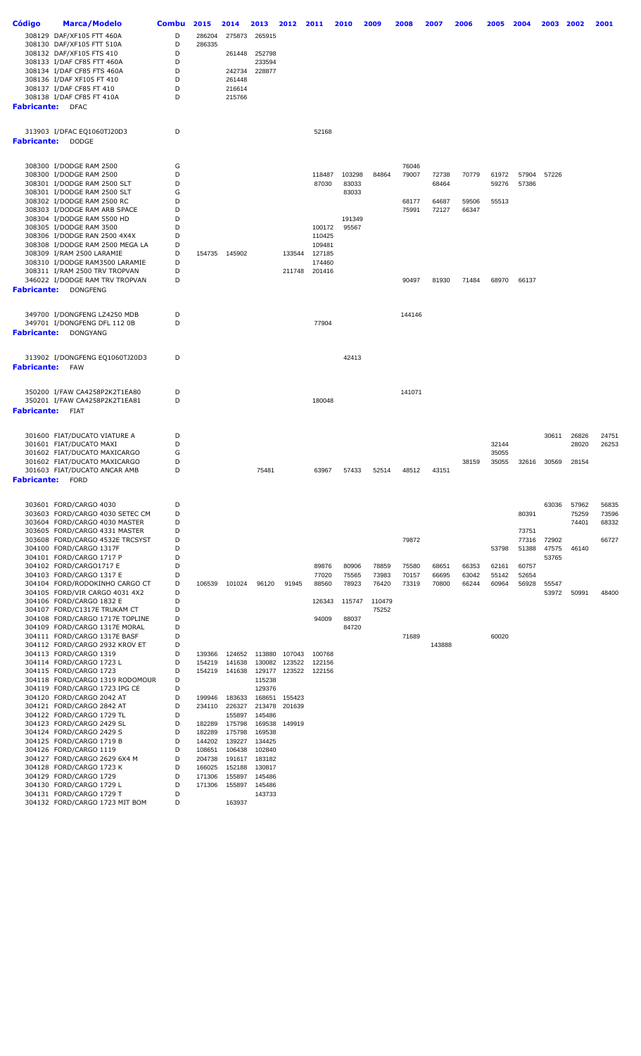| Código | Marca/Modelo | Combu | 2015 | 2014 | 2013 | 2012 | 2011 | 2010 | 2009 | 2008 | 2007 | 2006 | 2005 | 2004 | 2003 | 2002 | 2001 |
|---|---|---|---|---|---|---|---|---|---|---|---|---|---|---|---|---|---|
| 308129 | DAF/XF105 FTT 460A | D | 286204 | 275873 | 265915 | | | | | | | | | | | | |
| 308130 | DAF/XF105 FTT 510A | D | 286335 | | | | | | | | | | | | | | |
| 308132 | DAF/XF105 FTS 410 | D | | 261448 | 252798 | | | | | | | | | | | | |
| 308133 | I/DAF CF85 FTT 460A | D | | | 233594 | | | | | | | | | | | | |
| 308134 | I/DAF CF85 FTS 460A | D | | 242734 | 228877 | | | | | | | | | | | | |
| 308136 | I/DAF XF105 FT 410 | D | | 261448 | | | | | | | | | | | | | |
| 308137 | I/DAF CF85 FT 410 | D | | 216614 | | | | | | | | | | | | | |
| 308138 | I/DAF CF85 FT 410A | D | | 215766 | | | | | | | | | | | | | |
| **Fabricante:** | DFAC | | | | | | | | | | | | | | | | |
| 313903 | I/DFAC EQ1060TJ20D3 | D | | | | | 52168 | | | | | | | | | | |
| **Fabricante:** | DODGE | | | | | | | | | | | | | | | | |
| 308300 | I/DODGE RAM 2500 | G | | | | | | | | 76046 | | | | | | | |
| 308300 | I/DODGE RAM 2500 | D | | | | | 118487 | 103298 | 84864 | 79007 | 72738 | 70779 | 61972 | 57904 | 57226 | | |
| 308301 | I/DODGE RAM 2500 SLT | D | | | | | 87030 | 83033 | | | 68464 | | 59276 | 57386 | | | |
| 308301 | I/DODGE RAM 2500 SLT | G | | | | | | 83033 | | | | | | | | | |
| 308302 | I/DODGE RAM 2500 RC | D | | | | | | | | 68177 | 64687 | 59506 | 55513 | | | | |
| 308303 | I/DODGE RAM ARB SPACE | D | | | | | | | | 75991 | 72127 | 66347 | | | | | |
| 308304 | I/DODGE RAM 5500 HD | D | | | | | | 191349 | | | | | | | | | |
| 308305 | I/DODGE RAM 3500 | D | | | | | 100172 | 95567 | | | | | | | | | |
| 308306 | I/DODGE RAN 2500 4X4X | D | | | | | 110425 | | | | | | | | | | |
| 308308 | I/DODGE RAM 2500 MEGA LA | D | | | | | 109481 | | | | | | | | | | |
| 308309 | I/RAM 2500 LARAMIE | D | 154735 | 145902 | | 133544 | 127185 | | | | | | | | | | |
| 308310 | I/DODGE RAM3500 LARAMIE | D | | | | | 174460 | | | | | | | | | | |
| 308311 | I/RAM 2500 TRV TROPVAN | D | | | | 211748 | 201416 | | | | | | | | | | |
| 346022 | I/DODGE RAM TRV TROPVAN | D | | | | | | | | 90497 | 81930 | 71484 | 68970 | 66137 | | | |
| **Fabricante:** | DONGFENG | | | | | | | | | | | | | | | | |
| 349700 | I/DONGFENG LZ4250 MDB | D | | | | | | | | 144146 | | | | | | | |
| 349701 | I/DONGFENG DFL 112 0B | D | | | | | 77904 | | | | | | | | | | |
| **Fabricante:** | DONGYANG | | | | | | | | | | | | | | | | |
| 313902 | I/DONGFENG EQ1060TJ20D3 | D | | | | | | 42413 | | | | | | | | | |
| **Fabricante:** | FAW | | | | | | | | | | | | | | | | |
| 350200 | I/FAW CA4258P2K2T1EA80 | D | | | | | | | | 141071 | | | | | | | |
| 350201 | I/FAW CA4258P2K2T1EA81 | D | | | | | 180048 | | | | | | | | | | |
| **Fabricante:** | FIAT | | | | | | | | | | | | | | | | |
| 301600 | FIAT/DUCATO VIATURE A | D | | | | | | | | | | | | | 30611 | 26826 | 24751 |
| 301601 | FIAT/DUCATO MAXI | D | | | | | | | | | | | 32144 | | | 28020 | 26253 |
| 301602 | FIAT/DUCATO MAXICARGO | G | | | | | | | | | | | 35055 | | | | |
| 301602 | FIAT/DUCATO MAXICARGO | D | | | | | | | | | | 38159 | 35055 | 32616 | 30569 | 28154 | |
| 301603 | FIAT/DUCATO ANCAR AMB | D | | | 75481 | | 63967 | 57433 | 52514 | 48512 | 43151 | | | | | | |
| **Fabricante:** | FORD | | | | | | | | | | | | | | | | |
| 303601 | FORD/CARGO 4030 | D | | | | | | | | | | | | | 63036 | 57962 | 56835 |
| 303603 | FORD/CARGO 4030 SETEC CM | D | | | | | | | | | | | | 80391 | | 75259 | 73596 |
| 303604 | FORD/CARGO 4030 MASTER | D | | | | | | | | | | | | | | 74401 | 68332 |
| 303605 | FORD/CARGO 4331 MASTER | D | | | | | | | | | | | | 73751 | | | |
| 303608 | FORD/CARGO 4532E TRCSYST | D | | | | | | | | 79872 | | | | 77316 | 72902 | | 66727 |
| 304100 | FORD/CARGO 1317F | D | | | | | | | | | | | 53798 | 51388 | 47575 | 46140 | |
| 304101 | FORD/CARGO 1717 P | D | | | | | | | | | | | | | 53765 | | |
| 304102 | FORD/CARGO1717 E | D | | | | | 89876 | 80906 | 78859 | 75580 | 68651 | 66353 | 62161 | 60757 | | | |
| 304103 | FORD/CARGO 1317 E | D | | | | | 77020 | 75565 | 73983 | 70157 | 66695 | 63042 | 55142 | 52654 | | | |
| 304104 | FORD/RODOKINHO CARGO CT | D | 106539 | 101024 | 96120 | 91945 | 88560 | 78923 | 76420 | 73319 | 70800 | 66244 | 60964 | 56928 | 55547 | | |
| 304105 | FORD/VIR CARGO 4031 4X2 | D | | | | | | | | | | | | | 53972 | 50991 | 48400 |
| 304106 | FORD/CARGO 1832 E | D | | | | | 126343 | 115747 | 110479 | | | | | | | | |
| 304107 | FORD/C1317E TRUKAM CT | D | | | | | | | 75252 | | | | | | | | |
| 304108 | FORD/CARGO 1717E TOPLINE | D | | | | | 94009 | 88037 | | | | | | | | | |
| 304109 | FORD/CARGO 1317E MORAL | D | | | | | | 84720 | | | | | | | | | |
| 304111 | FORD/CARGO 1317E BASF | D | | | | | | | | 71689 | | | 60020 | | | | |
| 304112 | FORD/CARGO 2932 KROV ET | D | | | | | | | | | 143888 | | | | | | |
| 304113 | FORD/CARGO 1319 | D | 139366 | 124652 | 113880 | 107043 | 100768 | | | | | | | | | | |
| 304114 | FORD/CARGO 1723 L | D | 154219 | 141638 | 130082 | 123522 | 122156 | | | | | | | | | | |
| 304115 | FORD/CARGO 1723 | D | 154219 | 141638 | 129177 | 123522 | 122156 | | | | | | | | | | |
| 304118 | FORD/CARGO 1319 RODOMOUR | D | | | 115238 | | | | | | | | | | | | |
| 304119 | FORD/CARGO 1723 IPG CE | D | | | 129376 | | | | | | | | | | | | |
| 304120 | FORD/CARGO 2042 AT | D | 199946 | 183633 | 168651 | 155423 | | | | | | | | | | | |
| 304121 | FORD/CARGO 2842 AT | D | 234110 | 226327 | 213478 | 201639 | | | | | | | | | | | |
| 304122 | FORD/CARGO 1729 TL | D | | 155897 | 145486 | | | | | | | | | | | | |
| 304123 | FORD/CARGO 2429 SL | D | 182289 | 175798 | 169538 | 149919 | | | | | | | | | | | |
| 304124 | FORD/CARGO 2429 S | D | 182289 | 175798 | 169538 | | | | | | | | | | | | |
| 304125 | FORD/CARGO 1719 B | D | 144202 | 139227 | 134425 | | | | | | | | | | | | |
| 304126 | FORD/CARGO 1119 | D | 108651 | 106438 | 102840 | | | | | | | | | | | | |
| 304127 | FORD/CARGO 2629 6X4 M | D | 204738 | 191617 | 183182 | | | | | | | | | | | | |
| 304128 | FORD/CARGO 1723 K | D | 166025 | 152188 | 130817 | | | | | | | | | | | | |
| 304129 | FORD/CARGO 1729 | D | 171306 | 155897 | 145486 | | | | | | | | | | | | |
| 304130 | FORD/CARGO 1729 L | D | 171306 | 155897 | 145486 | | | | | | | | | | | | |
| 304131 | FORD/CARGO 1729 T | D | | | 143733 | | | | | | | | | | | | |
| 304132 | FORD/CARGO 1723 MIT BOM | D | | 163937 | | | | | | | | | | | | | |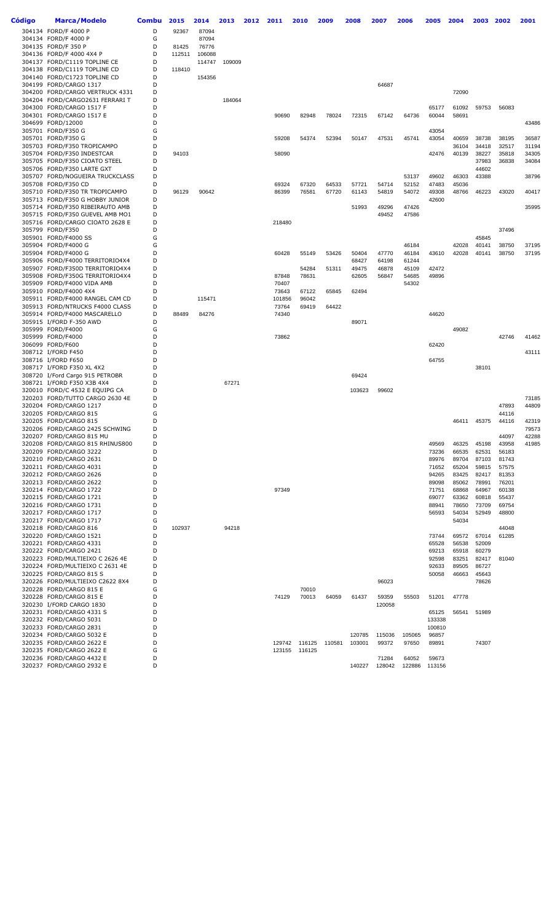| Código | Marca/Modelo | Combu | 2015 | 2014 | 2013 | 2012 | 2011 | 2010 | 2009 | 2008 | 2007 | 2006 | 2005 | 2004 | 2003 | 2002 | 2001 |
|---|---|---|---|---|---|---|---|---|---|---|---|---|---|---|---|---|---|
| 304134 | FORD/F 4000 P | D | 92367 | 87094 | | | | | | | | | | | | | |
| 304134 | FORD/F 4000 P | G | | 87094 | | | | | | | | | | | | | |
| 304135 | FORD/F 350 P | D | 81425 | 76776 | | | | | | | | | | | | | |
| 304136 | FORD/F 4000 4X4 P | D | 112511 | 106088 | | | | | | | | | | | | | |
| 304137 | FORD/C1119 TOPLINE CE | D | | 114747 | 109009 | | | | | | | | | | | | |
| 304138 | FORD/C1119 TOPLINE CD | D | 118410 | | | | | | | | | | | | | | |
| 304140 | FORD/C1723 TOPLINE CD | D | | 154356 | | | | | | | | | | | | | |
| 304199 | FORD/CARGO 1317 | D | | | | | | | | | 64687 | | | | | | |
| 304200 | FORD/CARGO VERTRUCK 4331 | D | | | | | | | | | | | | 72090 | | | |
| 304204 | FORD/CARGO2631 FERRARI T | D | | | 184064 | | | | | | | | | | | | |
| 304300 | FORD/CARGO 1517 F | D | | | | | | | | | | | 65177 | 61092 | 59753 | 56083 | |
| 304301 | FORD/CARGO 1517 E | D | | | | | 90690 | 82948 | 78024 | 72315 | 67142 | 64736 | 60044 | 58691 | | | |
| 304699 | FORD/12000 | D | | | | | | | | | | | | | | | 43486 |
| 305701 | FORD/F350 G | G | | | | | | | | | | | 43054 | | | | |
| 305701 | FORD/F350 G | D | | | | | 59208 | 54374 | 52394 | 50147 | 47531 | 45741 | 43054 | 40659 | 38738 | 38195 | 36587 |
| 305703 | FORD/F350 TROPICAMPO | D | | | | | | | | | | | | 36104 | 34418 | 32517 | 31194 |
| 305704 | FORD/F350 INDESTCAR | D | 94103 | | | | 58090 | | | | | | 42476 | 40139 | 38227 | 35818 | 34305 |
| 305705 | FORD/F350 CIOATO STEEL | D | | | | | | | | | | | | | 37983 | 36838 | 34084 |
| 305706 | FORD/F350 LARTE GXT | D | | | | | | | | | | | | | 44602 | | |
| 305707 | FORD/NOGUEIRA TRUCKCLASS | D | | | | | | | | | | 53137 | 49602 | 46303 | 43388 | | 38796 |
| 305708 | FORD/F350 CD | D | | | | | 69324 | 67320 | 64533 | 57721 | 54714 | 52152 | 47483 | 45036 | | | |
| 305710 | FORD/F350 TR TROPICAMPO | D | 96129 | 90642 | | | 86399 | 76581 | 67720 | 61143 | 54819 | 54072 | 49308 | 48766 | 46223 | 43020 | 40417 |
| 305713 | FORD/F350 G HOBBY JUNIOR | D | | | | | | | | | | | 42600 | | | | |
| 305714 | FORD/F350 RIBEIRAUTO AMB | D | | | | | | | | 51993 | 49296 | 47426 | | | | | 35995 |
| 305715 | FORD/F350 GUEVEL AMB MO1 | D | | | | | | | | | 49452 | 47586 | | | | | |
| 305716 | FORD/CARGO CIOATO 2628 E | D | | | | | 218480 | | | | | | | | | | |
| 305799 | FORD/F350 | D | | | | | | | | | | | | | | 37496 | |
| 305901 | FORD/F4000 SS | G | | | | | | | | | | | | | 45845 | | |
| 305904 | FORD/F4000 G | G | | | | | | | | | | 46184 | | 42028 | 40141 | 38750 | 37195 |
| 305904 | FORD/F4000 G | D | | | | | 60428 | 55149 | 53426 | 50404 | 47770 | 46184 | 43610 | 42028 | 40141 | 38750 | 37195 |
| 305906 | FORD/F4000 TERRITORIO4X4 | D | | | | | | | | 68427 | 64198 | 61244 | | | | | |
| 305907 | FORD/F350D TERRITORIO4X4 | D | | | | | | 54284 | 51311 | 49475 | 46878 | 45109 | 42472 | | | | |
| 305908 | FORD/F350G TERRITORIO4X4 | D | | | | | 87848 | 78631 | | 62605 | 56847 | 54685 | 49896 | | | | |
| 305909 | FORD/F4000 VIDA AMB | D | | | | | 70407 | | | | | 54302 | | | | | |
| 305910 | FORD/F4000 4X4 | D | | | | | 73643 | 67122 | 65845 | 62494 | | | | | | | |
| 305911 | FORD/F4000 RANGEL CAM CD | D | | 115471 | | | 101856 | 96042 | | | | | | | | | |
| 305913 | FORD/NTRUCKS F4000 CLASS | D | | | | | 73764 | 69419 | 64422 | | | | | | | | |
| 305914 | FORD/F4000 MASCARELLO | D | 88489 | 84276 | | | 74340 | | | | | | 44620 | | | | |
| 305915 | I/FORD F-350 AWD | D | | | | | | | | 89071 | | | | | | | |
| 305999 | FORD/F4000 | G | | | | | | | | | | | | 49082 | | | |
| 305999 | FORD/F4000 | D | | | | | 73862 | | | | | | | | | 42746 | 41462 |
| 306099 | FORD/F600 | D | | | | | | | | | | | 62420 | | | | |
| 308712 | I/FORD F450 | D | | | | | | | | | | | | | | | 43111 |
| 308716 | I/FORD F650 | D | | | | | | | | | | | 64755 | | | | |
| 308717 | I/FORD F350 XL 4X2 | D | | | | | | | | | | | | | 38101 | | |
| 308720 | I/Ford Cargo 915 PETROBR | D | | | | | | | | 69424 | | | | | | | |
| 308721 | I/FORD F350 X3B 4X4 | D | | | 67271 | | | | | | | | | | | | |
| 320010 | FORD/C 4532 E EQUIPG CA | D | | | | | | | | 103623 | 99602 | | | | | | |
| 320203 | FORD/TUTTO CARGO 2630 4E | D | | | | | | | | | | | | | | | 73185 |
| 320204 | FORD/CARGO 1217 | D | | | | | | | | | | | | | | 47893 | 44809 |
| 320205 | FORD/CARGO 815 | G | | | | | | | | | | | | | | 44116 | |
| 320205 | FORD/CARGO 815 | D | | | | | | | | | | | | 46411 | 45375 | 44116 | 42319 |
| 320206 | FORD/CARGO 2425 SCHWING | D | | | | | | | | | | | | | | | 79573 |
| 320207 | FORD/CARGO 815 MU | D | | | | | | | | | | | | | | 44097 | 42288 |
| 320208 | FORD/CARGO 815 RHINUS800 | D | | | | | | | | | | | 49569 | 46325 | 45198 | 43958 | 41985 |
| 320209 | FORD/CARGO 3222 | D | | | | | | | | | | | 73236 | 66535 | 62531 | 56183 | |
| 320210 | FORD/CARGO 2631 | D | | | | | | | | | | | 89976 | 89704 | 87103 | 81743 | |
| 320211 | FORD/CARGO 4031 | D | | | | | | | | | | | 71652 | 65204 | 59815 | 57575 | |
| 320212 | FORD/CARGO 2626 | D | | | | | | | | | | | 94265 | 83425 | 82417 | 81353 | |
| 320213 | FORD/CARGO 2622 | D | | | | | | | | | | | 89098 | 85062 | 78991 | 76201 | |
| 320214 | FORD/CARGO 1722 | D | | | | | 97349 | | | | | | 71751 | 68868 | 64967 | 60138 | |
| 320215 | FORD/CARGO 1721 | D | | | | | | | | | | | 69077 | 63362 | 60818 | 55437 | |
| 320216 | FORD/CARGO 1731 | D | | | | | | | | | | | 88941 | 78650 | 73709 | 69754 | |
| 320217 | FORD/CARGO 1717 | D | | | | | | | | | | | 56593 | 54034 | 52949 | 48800 | |
| 320217 | FORD/CARGO 1717 | G | | | | | | | | | | | | 54034 | | | |
| 320218 | FORD/CARGO 816 | D | 102937 | | 94218 | | | | | | | | | | | 44048 | |
| 320220 | FORD/CARGO 1521 | D | | | | | | | | | | | 73744 | 69572 | 67014 | 61285 | |
| 320221 | FORD/CARGO 4331 | D | | | | | | | | | | | 65528 | 56538 | 52009 | | |
| 320222 | FORD/CARGO 2421 | D | | | | | | | | | | | 69213 | 65918 | 60279 | | |
| 320223 | FORD/MULTIEIXO C 2626 4E | D | | | | | | | | | | | 92598 | 83251 | 82417 | 81040 | |
| 320224 | FORD/MULTIEIXO C 2631 4E | D | | | | | | | | | | | 92633 | 89505 | 86727 | | |
| 320225 | FORD/CARGO 815 S | D | | | | | | | | | | | 50058 | 46663 | 45643 | | |
| 320226 | FORD/MULTIEIXO C2622 8X4 | D | | | | | | | | | 96023 | | | | 78626 | | |
| 320228 | FORD/CARGO 815 E | G | | | | | | 70010 | | | | | | | | | |
| 320228 | FORD/CARGO 815 E | D | | | | | 74129 | 70013 | 64059 | 61437 | 59359 | 55503 | 51201 | 47778 | | | |
| 320230 | I/FORD CARGO 1830 | D | | | | | | | | | 120058 | | | | | | |
| 320231 | FORD/CARGO 4331 S | D | | | | | | | | | | | 65125 | 56541 | 51989 | | |
| 320232 | FORD/CARGO 5031 | D | | | | | | | | | | | 133338 | | | | |
| 320233 | FORD/CARGO 2831 | D | | | | | | | | | | | 100810 | | | | |
| 320234 | FORD/CARGO 5032 E | D | | | | | | | | 120785 | 115036 | 105065 | 96857 | | | | |
| 320235 | FORD/CARGO 2622 E | D | | | | | 129742 | 116125 | 110581 | 103001 | 99372 | 97650 | 89891 | | 74307 | | |
| 320235 | FORD/CARGO 2622 E | G | | | | | 123155 | 116125 | | | | | | | | | |
| 320236 | FORD/CARGO 4432 E | D | | | | | | | | | 71284 | 64052 | 59673 | | | | |
| 320237 | FORD/CARGO 2932 E | D | | | | | | | | 140227 | 128042 | 122886 | 113156 | | | | |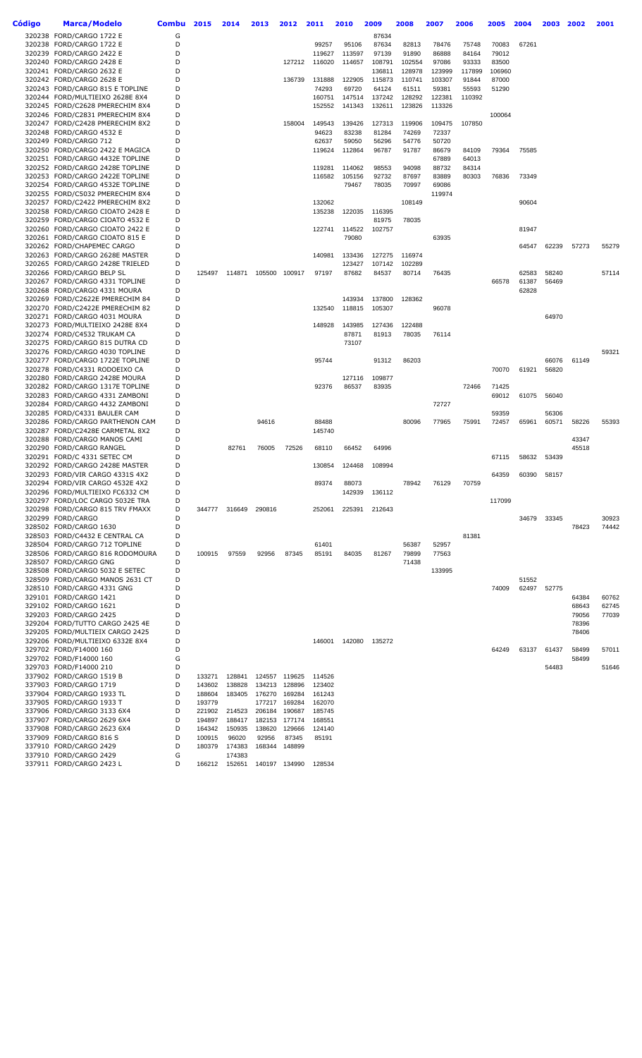| Código | Marca/Modelo | Combu | 2015 | 2014 | 2013 | 2012 | 2011 | 2010 | 2009 | 2008 | 2007 | 2006 | 2005 | 2004 | 2003 | 2002 | 2001 |
|---|---|---|---|---|---|---|---|---|---|---|---|---|---|---|---|---|---|
| 320238 | FORD/CARGO 1722 E | G | | | | | | | 87634 | | | | | | | | |
| 320238 | FORD/CARGO 1722 E | D | | | | | 99257 | 95106 | 87634 | 82813 | 78476 | 75748 | 70083 | 67261 | | | |
| 320239 | FORD/CARGO 2422 E | D | | | | | 119627 | 113597 | 97139 | 91890 | 86888 | 84164 | 79012 | | | | |
| 320240 | FORD/CARGO 2428 E | D | | | | 127212 | 116020 | 114657 | 108791 | 102554 | 97086 | 93333 | 83500 | | | | |
| 320241 | FORD/CARGO 2632 E | D | | | | | | | 136811 | 128978 | 123999 | 117899 | 106960 | | | | |
| 320242 | FORD/CARGO 2628 E | D | | | | 136739 | 131888 | 122905 | 115873 | 110741 | 103307 | 91844 | 87000 | | | | |
| 320243 | FORD/CARGO 815 E TOPLINE | D | | | | | 74293 | 69720 | 64124 | 61511 | 59381 | 55593 | 51290 | | | | |
| 320244 | FORD/MULTIEIXO 2628E 8X4 | D | | | | | 160751 | 147514 | 137242 | 128292 | 122381 | 110392 | | | | | |
| 320245 | FORD/C2628 PMERECHIM 8X4 | D | | | | | 152552 | 141343 | 132611 | 123826 | 113326 | | | | | | |
| 320246 | FORD/C2831 PMERECHIM 8X4 | D | | | | | | | | | | | 100064 | | | | |
| 320247 | FORD/C2428 PMERECHIM 8X2 | D | | | | 158004 | 149543 | 139426 | 127313 | 119906 | 109475 | 107850 | | | | | |
| 320248 | FORD/CARGO 4532 E | D | | | | | 94623 | 83238 | 81284 | 74269 | 72337 | | | | | | |
| 320249 | FORD/CARGO 712 | D | | | | | 62637 | 59050 | 56296 | 54776 | 50720 | | | | | | |
| 320250 | FORD/CARGO 2422 E MAGICA | D | | | | | 119624 | 112864 | 96787 | 91787 | 86679 | 84109 | 79364 | 75585 | | | |
| 320251 | FORD/CARGO 4432E TOPLINE | D | | | | | | | | | 67889 | 64013 | | | | | |
| 320252 | FORD/CARGO 2428E TOPLINE | D | | | | | 119281 | 114062 | 98553 | 94098 | 88732 | 84314 | | | | | |
| 320253 | FORD/CARGO 2422E TOPLINE | D | | | | | 116582 | 105156 | 92732 | 87697 | 83889 | 80303 | 76836 | 73349 | | | |
| 320254 | FORD/CARGO 4532E TOPLINE | D | | | | | | 79467 | 78035 | 70997 | 69086 | | | | | | |
| 320255 | FORD/C5032 PMERECHIM 8X4 | D | | | | | | | | | 119974 | | | | | | |
| 320257 | FORD/C2422 PMERECHIM 8X2 | D | | | | | 132062 | | | 108149 | | | | 90604 | | | |
| 320258 | FORD/CARGO CIOATO 2428 E | D | | | | | 135238 | 122035 | 116395 | | | | | | | | |
| 320259 | FORD/CARGO CIOATO 4532 E | D | | | | | | | 81975 | 78035 | | | | | | | |
| 320260 | FORD/CARGO CIOATO 2422 E | D | | | | | 122741 | 114522 | 102757 | | | | | 81947 | | | |
| 320261 | FORD/CARGO CIOATO 815 E | D | | | | | | 79080 | | | 63935 | | | | | | |
| 320262 | FORD/CHAPEMEC CARGO | D | | | | | | | | | | | | 64547 | 62239 | 57273 | 55279 |
| 320263 | FORD/CARGO 2628E MASTER | D | | | | | 140981 | 133436 | 127275 | 116974 | | | | | | | |
| 320265 | FORD/CARGO 2428E TRIELED | D | | | | | | 123427 | 107142 | 102289 | | | | | | | |
| 320266 | FORD/CARGO BELP SL | D | 125497 | 114871 | 105500 | 100917 | 97197 | 87682 | 84537 | 80714 | 76435 | | | 62583 | 58240 | | 57114 |
| 320267 | FORD/CARGO 4331 TOPLINE | D | | | | | | | | | | | 66578 | 61387 | 56469 | | |
| 320268 | FORD/CARGO 4331 MOURA | D | | | | | | | | | | | | 62828 | | | |
| 320269 | FORD/C2622E PMERECHIM 84 | D | | | | | | 143934 | 137800 | 128362 | | | | | | | |
| 320270 | FORD/C2422E PMERECHIM 82 | D | | | | | 132540 | 118815 | 105307 | | 96078 | | | | | | |
| 320271 | FORD/CARGO 4031 MOURA | D | | | | | | | | | | | | | 64970 | | |
| 320273 | FORD/MULTIEIXO 2428E 8X4 | D | | | | | 148928 | 143985 | 127436 | 122488 | | | | | | | |
| 320274 | FORD/C4532 TRUKAM CA | D | | | | | | 87871 | 81913 | 78035 | 76114 | | | | | | |
| 320275 | FORD/CARGO 815 DUTRA CD | D | | | | | | 73107 | | | | | | | | | |
| 320276 | FORD/CARGO 4030 TOPLINE | D | | | | | | | | | | | | | | | 59321 |
| 320277 | FORD/CARGO 1722E TOPLINE | D | | | | | 95744 | | 91312 | 86203 | | | | | 66076 | 61149 | |
| 320278 | FORD/C4331 RODOEIXO CA | D | | | | | | | | | | | 70070 | 61921 | 56820 | | |
| 320280 | FORD/CARGO 2428E MOURA | D | | | | | | 127116 | 109877 | | | | | | | | |
| 320282 | FORD/CARGO 1317E TOPLINE | D | | | | | 92376 | 86537 | 83935 | | | 72466 | 71425 | | | | |
| 320283 | FORD/CARGO 4331 ZAMBONI | D | | | | | | | | | | | 69012 | 61075 | 56040 | | |
| 320284 | FORD/CARGO 4432 ZAMBONI | D | | | | | | | | | 72727 | | | | | | |
| 320285 | FORD/C4331 BAULER CAM | D | | | | | | | | | | | 59359 | | 56306 | | |
| 320286 | FORD/CARGO PARTHENON CAM | D | | | 94616 | | 88488 | | | 80096 | 77965 | 75991 | 72457 | 65961 | 60571 | 58226 | 55393 |
| 320287 | FORD/C2428E CARMETAL 8X2 | D | | | | | 145740 | | | | | | | | | | |
| 320288 | FORD/CARGO MANOS CAMI | D | | | | | | | | | | | | | | 43347 | |
| 320290 | FORD/CARGO RANGEL | D | | 82761 | 76005 | 72526 | 68110 | 66452 | 64996 | | | | | | | 45518 | |
| 320291 | FORD/C 4331 SETEC CM | D | | | | | | | | | | | 67115 | 58632 | 53439 | | |
| 320292 | FORD/CARGO 2428E MASTER | D | | | | | 130854 | 124468 | 108994 | | | | | | | | |
| 320293 | FORD/VIR CARGO 4331S 4X2 | D | | | | | | | | | | | 64359 | 60390 | 58157 | | |
| 320294 | FORD/VIR CARGO 4532E 4X2 | D | | | | | 89374 | 88073 | | 78942 | 76129 | 70759 | | | | | |
| 320296 | FORD/MULTIEIXO FC6332 CM | D | | | | | | 142939 | 136112 | | | | | | | | |
| 320297 | FORD/LOC CARGO 5032E TRA | D | | | | | | | | | | | 117099 | | | | |
| 320298 | FORD/CARGO 815 TRV FMAXX | D | 344777 | 316649 | 290816 | | 252061 | 225391 | 212643 | | | | | | | | |
| 320299 | FORD/CARGO | D | | | | | | | | | | | | 34679 | 33345 | | 30923 |
| 328502 | FORD/CARGO 1630 | D | | | | | | | | | | | | | | 78423 | 74442 |
| 328503 | FORD/C4432 E CENTRAL CA | D | | | | | | | | | | 81381 | | | | | |
| 328504 | FORD/CARGO 712 TOPLINE | D | | | | | 61401 | | | 56387 | 52957 | | | | | | |
| 328506 | FORD/CARGO 816 RODOMOURA | D | 100915 | 97559 | 92956 | 87345 | 85191 | 84035 | 81267 | 79899 | 77563 | | | | | | |
| 328507 | FORD/CARGO GNG | D | | | | | | | | 71438 | | | | | | | |
| 328508 | FORD/CARGO 5032 E SETEC | D | | | | | | | | | 133995 | | | | | | |
| 328509 | FORD/CARGO MANOS 2631 CT | D | | | | | | | | | | | | 51552 | | | |
| 328510 | FORD/CARGO 4331 GNG | D | | | | | | | | | | | 74009 | 62497 | 52775 | | |
| 329101 | FORD/CARGO 1421 | D | | | | | | | | | | | | | | 64384 | 60762 |
| 329102 | FORD/CARGO 1621 | D | | | | | | | | | | | | | | 68643 | 62745 |
| 329203 | FORD/CARGO 2425 | D | | | | | | | | | | | | | | 79056 | 77039 |
| 329204 | FORD/TUTTO CARGO 2425 4E | D | | | | | | | | | | | | | | 78396 | |
| 329205 | FORD/MULTIEIX CARGO 2425 | D | | | | | | | | | | | | | | 78406 | |
| 329206 | FORD/MULTIEIXO 6332E 8X4 | D | | | | | 146001 | 142080 | 135272 | | | | | | | | |
| 329702 | FORD/F14000 160 | D | | | | | | | | | | | 64249 | 63137 | 61437 | 58499 | 57011 |
| 329702 | FORD/F14000 160 | G | | | | | | | | | | | | | | 58499 | |
| 329703 | FORD/F14000 210 | D | | | | | | | | | | | | | 54483 | | 51646 |
| 337902 | FORD/CARGO 1519 B | D | 133271 | 128841 | 124557 | 119625 | 114526 | | | | | | | | | | |
| 337903 | FORD/CARGO 1719 | D | 143602 | 138828 | 134213 | 128896 | 123402 | | | | | | | | | | |
| 337904 | FORD/CARGO 1933 TL | D | 188604 | 183405 | 176270 | 169284 | 161243 | | | | | | | | | | |
| 337905 | FORD/CARGO 1933 T | D | 193779 | | 177217 | 169284 | 162070 | | | | | | | | | | |
| 337906 | FORD/CARGO 3133 6X4 | D | 221902 | 214523 | 206184 | 190687 | 185745 | | | | | | | | | | |
| 337907 | FORD/CARGO 2629 6X4 | D | 194897 | 188417 | 182153 | 177174 | 168551 | | | | | | | | | | |
| 337908 | FORD/CARGO 2623 6X4 | D | 164342 | 150935 | 138620 | 129666 | 124140 | | | | | | | | | | |
| 337909 | FORD/CARGO 816 S | D | 100915 | 96020 | 92956 | 87345 | 85191 | | | | | | | | | | |
| 337910 | FORD/CARGO 2429 | D | 180379 | 174383 | 168344 | 148899 | | | | | | | | | | | |
| 337910 | FORD/CARGO 2429 | G | | 174383 | | | | | | | | | | | | | |
| 337911 | FORD/CARGO 2423 L | D | 166212 | 152651 | 140197 | 134990 | 128534 | | | | | | | | | | |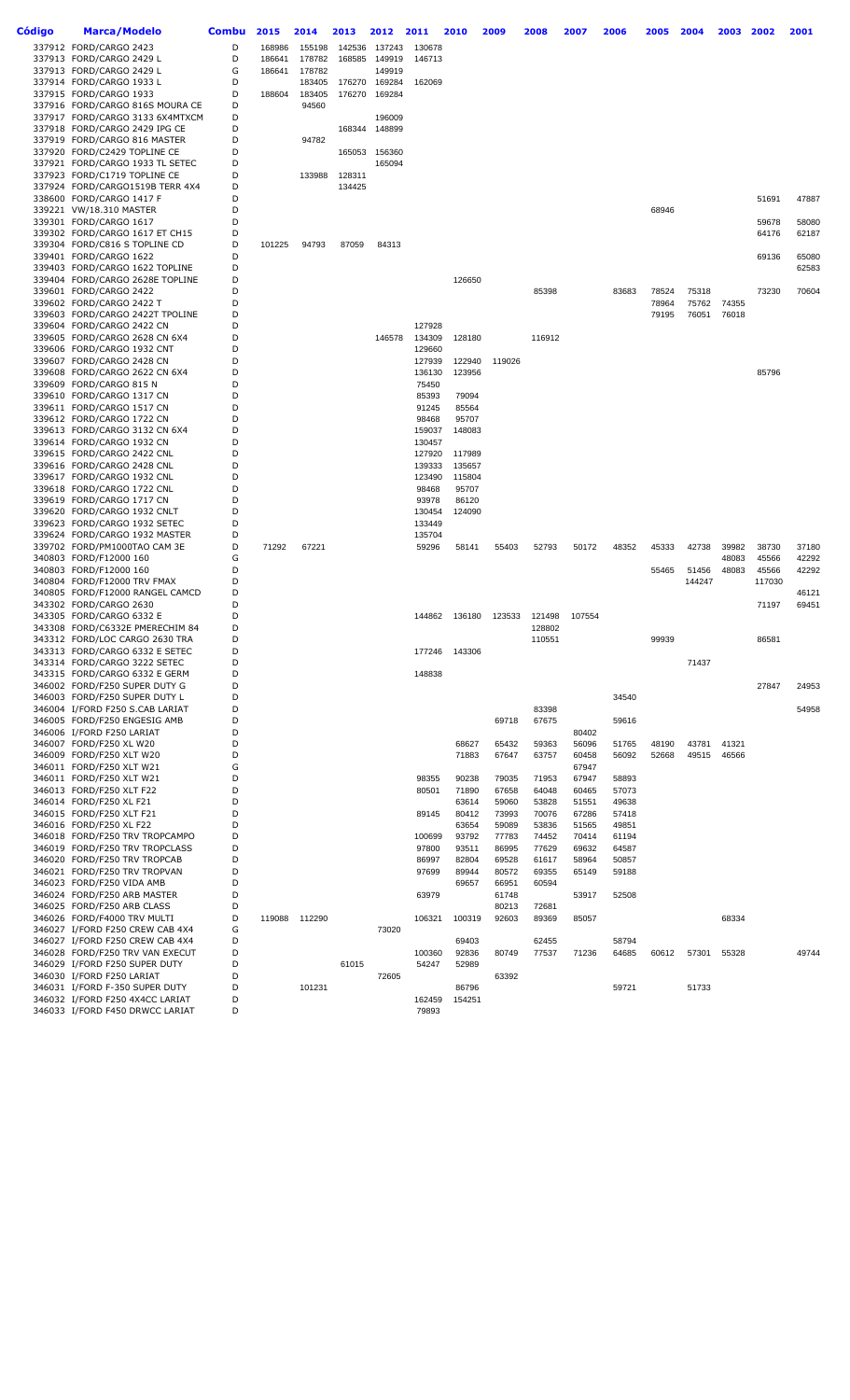| Código | Marca/Modelo | Combu | 2015 | 2014 | 2013 | 2012 | 2011 | 2010 | 2009 | 2008 | 2007 | 2006 | 2005 | 2004 | 2003 | 2002 | 2001 |
|---|---|---|---|---|---|---|---|---|---|---|---|---|---|---|---|---|---|
| 337912 | FORD/CARGO 2423 | D | 168986 | 155198 | 142536 | 137243 | 130678 | | | | | | | | | | |
| 337913 | FORD/CARGO 2429 L | D | 186641 | 178782 | 168585 | 149919 | 146713 | | | | | | | | | | |
| 337913 | FORD/CARGO 2429 L | G | 186641 | 178782 | | 149919 | | | | | | | | | | | |
| 337914 | FORD/CARGO 1933 L | D | | 183405 | 176270 | 169284 | 162069 | | | | | | | | | | |
| 337915 | FORD/CARGO 1933 | D | 188604 | 183405 | 176270 | 169284 | | | | | | | | | | | |
| 337916 | FORD/CARGO 816S MOURA CE | D | | 94560 | | | | | | | | | | | | | |
| 337917 | FORD/CARGO 3133 6X4MTXCM | D | | | | 196009 | | | | | | | | | | | |
| 337918 | FORD/CARGO 2429 IPG CE | D | | | 168344 | 148899 | | | | | | | | | | | |
| 337919 | FORD/CARGO 816 MASTER | D | | 94782 | | | | | | | | | | | | | |
| 337920 | FORD/C2429 TOPLINE CE | D | | | 165053 | 156360 | | | | | | | | | | | |
| 337921 | FORD/CARGO 1933 TL SETEC | D | | | | 165094 | | | | | | | | | | | |
| 337923 | FORD/C1719 TOPLINE CE | D | | 133988 | 128311 | | | | | | | | | | | | |
| 337924 | FORD/CARGO1519B TERR 4X4 | D | | | 134425 | | | | | | | | | | | | |
| 338600 | FORD/CARGO 1417 F | D | | | | | | | | | | | | | | 51691 | 47887 |
| 339221 | VW/18.310 MASTER | D | | | | | | | | | | | 68946 | | | | |
| 339301 | FORD/CARGO 1617 | D | | | | | | | | | | | | | | 59678 | 58080 |
| 339302 | FORD/CARGO 1617 ET CH15 | D | | | | | | | | | | | | | | 64176 | 62187 |
| 339304 | FORD/C816 S TOPLINE CD | D | 101225 | 94793 | 87059 | 84313 | | | | | | | | | | | |
| 339401 | FORD/CARGO 1622 | D | | | | | | | | | | | | | | 69136 | 65080 |
| 339403 | FORD/CARGO 1622 TOPLINE | D | | | | | | | | | | | | | | | 62583 |
| 339404 | FORD/CARGO 2628E TOPLINE | D | | | | | | 126650 | | | | | | | | | |
| 339601 | FORD/CARGO 2422 | D | | | | | | | | 85398 | | 83683 | 78524 | 75318 | | 73230 | 70604 |
| 339602 | FORD/CARGO 2422 T | D | | | | | | | | | | | 78964 | 75762 | 74355 | | |
| 339603 | FORD/CARGO 2422T TPOLINE | D | | | | | | | | | | | 79195 | 76051 | 76018 | | |
| 339604 | FORD/CARGO 2422 CN | D | | | | | 127928 | | | | | | | | | | |
| 339605 | FORD/CARGO 2628 CN 6X4 | D | | | | 146578 | 134309 | 128180 | | 116912 | | | | | | | |
| 339606 | FORD/CARGO 1932 CNT | D | | | | | 129660 | | | | | | | | | | |
| 339607 | FORD/CARGO 2428 CN | D | | | | | 127939 | 122940 | 119026 | | | | | | | | |
| 339608 | FORD/CARGO 2622 CN 6X4 | D | | | | | 136130 | 123956 | | | | | | | | 85796 | |
| 339609 | FORD/CARGO 815 N | D | | | | | 75450 | | | | | | | | | | |
| 339610 | FORD/CARGO 1317 CN | D | | | | | 85393 | 79094 | | | | | | | | | |
| 339611 | FORD/CARGO 1517 CN | D | | | | | 91245 | 85564 | | | | | | | | | |
| 339612 | FORD/CARGO 1722 CN | D | | | | | 98468 | 95707 | | | | | | | | | |
| 339613 | FORD/CARGO 3132 CN 6X4 | D | | | | | 159037 | 148083 | | | | | | | | | |
| 339614 | FORD/CARGO 1932 CN | D | | | | | 130457 | | | | | | | | | | |
| 339615 | FORD/CARGO 2422 CNL | D | | | | | 127920 | 117989 | | | | | | | | | |
| 339616 | FORD/CARGO 2428 CNL | D | | | | | 139333 | 135657 | | | | | | | | | |
| 339617 | FORD/CARGO 1932 CNL | D | | | | | 123490 | 115804 | | | | | | | | | |
| 339618 | FORD/CARGO 1722 CNL | D | | | | | 98468 | 95707 | | | | | | | | | |
| 339619 | FORD/CARGO 1717 CN | D | | | | | 93978 | 86120 | | | | | | | | | |
| 339620 | FORD/CARGO 1932 CNLT | D | | | | | 130454 | 124090 | | | | | | | | | |
| 339623 | FORD/CARGO 1932 SETEC | D | | | | | 133449 | | | | | | | | | | |
| 339624 | FORD/CARGO 1932 MASTER | D | | | | | 135704 | | | | | | | | | | |
| 339702 | FORD/PM1000TAO CAM 3E | D | 71292 | 67221 | | | 59296 | 58141 | 55403 | 52793 | 50172 | 48352 | 45333 | 42738 | 39982 | 38730 | 37180 |
| 340803 | FORD/F12000 160 | G | | | | | | | | | | | | | 48083 | 45566 | 42292 |
| 340803 | FORD/F12000 160 | D | | | | | | | | | | | 55465 | 51456 | 48083 | 45566 | 42292 |
| 340804 | FORD/F12000 TRV FMAX | D | | | | | | | | | | | | 144247 | | 117030 | |
| 340805 | FORD/F12000 RANGEL CAMCD | D | | | | | | | | | | | | | | | 46121 |
| 343302 | FORD/CARGO 2630 | D | | | | | | | | | | | | | | 71197 | 69451 |
| 343305 | FORD/CARGO 6332 E | D | | | | | 144862 | 136180 | 123533 | 121498 | 107554 | | | | | | |
| 343308 | FORD/C6332E PMERECHIM 84 | D | | | | | | | | 128802 | | | | | | | |
| 343312 | FORD/LOC CARGO 2630 TRA | D | | | | | | | | 110551 | | | 99939 | | | 86581 | |
| 343313 | FORD/CARGO 6332 E SETEC | D | | | | | 177246 | 143306 | | | | | | | | | |
| 343314 | FORD/CARGO 3222 SETEC | D | | | | | | | | | | | | 71437 | | | |
| 343315 | FORD/CARGO 6332 E GERM | D | | | | | 148838 | | | | | | | | | | |
| 346002 | FORD/F250 SUPER DUTY G | D | | | | | | | | | | | | | | 27847 | 24953 |
| 346003 | FORD/F250 SUPER DUTY L | D | | | | | | | | | | 34540 | | | | | |
| 346004 | I/FORD F250 S.CAB LARIAT | D | | | | | | | | 83398 | | | | | | | 54958 |
| 346005 | FORD/F250 ENGESIG AMB | D | | | | | | | 69718 | 67675 | | 59616 | | | | | |
| 346006 | I/FORD F250 LARIAT | D | | | | | | | | | 80402 | | | | | | |
| 346007 | FORD/F250 XL W20 | D | | | | | | 68627 | 65432 | 59363 | 56096 | 51765 | 48190 | 43781 | 41321 | | |
| 346009 | FORD/F250 XLT W20 | D | | | | | | 71883 | 67647 | 63757 | 60458 | 56092 | 52668 | 49515 | 46566 | | |
| 346011 | FORD/F250 XLT W21 | G | | | | | | | | | 67947 | | | | | | |
| 346011 | FORD/F250 XLT W21 | D | | | | | 98355 | 90238 | 79035 | 71953 | 67947 | 58893 | | | | | |
| 346013 | FORD/F250 XLT F22 | D | | | | | 80501 | 71890 | 67658 | 64048 | 60465 | 57073 | | | | | |
| 346014 | FORD/F250 XL F21 | D | | | | | | 63614 | 59060 | 53828 | 51551 | 49638 | | | | | |
| 346015 | FORD/F250 XLT F21 | D | | | | | 89145 | 80412 | 73993 | 70076 | 67286 | 57418 | | | | | |
| 346016 | FORD/F250 XL F22 | D | | | | | | 63654 | 59089 | 53836 | 51565 | 49851 | | | | | |
| 346018 | FORD/F250 TRV TROPCAMPO | D | | | | | 100699 | 93792 | 77783 | 74452 | 70414 | 61194 | | | | | |
| 346019 | FORD/F250 TRV TROPCLASS | D | | | | | 97800 | 93511 | 86995 | 77629 | 69632 | 64587 | | | | | |
| 346020 | FORD/F250 TRV TROPCAB | D | | | | | 86997 | 82804 | 69528 | 61617 | 58964 | 50857 | | | | | |
| 346021 | FORD/F250 TRV TROPVAN | D | | | | | 97699 | 89944 | 80572 | 69355 | 65149 | 59188 | | | | | |
| 346023 | FORD/F250 VIDA AMB | D | | | | | | 69657 | 66951 | 60594 | | | | | | | |
| 346024 | FORD/F250 ARB MASTER | D | | | | | 63979 | | 61748 | | 53917 | 52508 | | | | | |
| 346025 | FORD/F250 ARB CLASS | D | | | | | | | 80213 | 72681 | | | | | | | |
| 346026 | FORD/F4000 TRV MULTI | D | 119088 | 112290 | | | 106321 | 100319 | 92603 | 89369 | 85057 | | | | 68334 | | |
| 346027 | I/FORD F250 CREW CAB 4X4 | G | | | | 73020 | | | | | | | | | | | |
| 346027 | I/FORD F250 CREW CAB 4X4 | D | | | | | | 69403 | | 62455 | | 58794 | | | | | |
| 346028 | FORD/F250 TRV VAN EXECUT | D | | | | | 100360 | 92836 | 80749 | 77537 | 71236 | 64685 | 60612 | 57301 | 55328 | | 49744 |
| 346029 | I/FORD F250 SUPER DUTY | D | | | 61015 | | 54247 | 52989 | | | | | | | | | |
| 346030 | I/FORD F250 LARIAT | D | | | | 72605 | | | 63392 | | | | | | | | |
| 346031 | I/FORD F-350 SUPER DUTY | D | | 101231 | | | | 86796 | | | | 59721 | | 51733 | | | |
| 346032 | I/FORD F250 4X4CC LARIAT | D | | | | | 162459 | 154251 | | | | | | | | | |
| 346033 | I/FORD F450 DRWCC LARIAT | D | | | | | 79893 | | | | | | | | | | |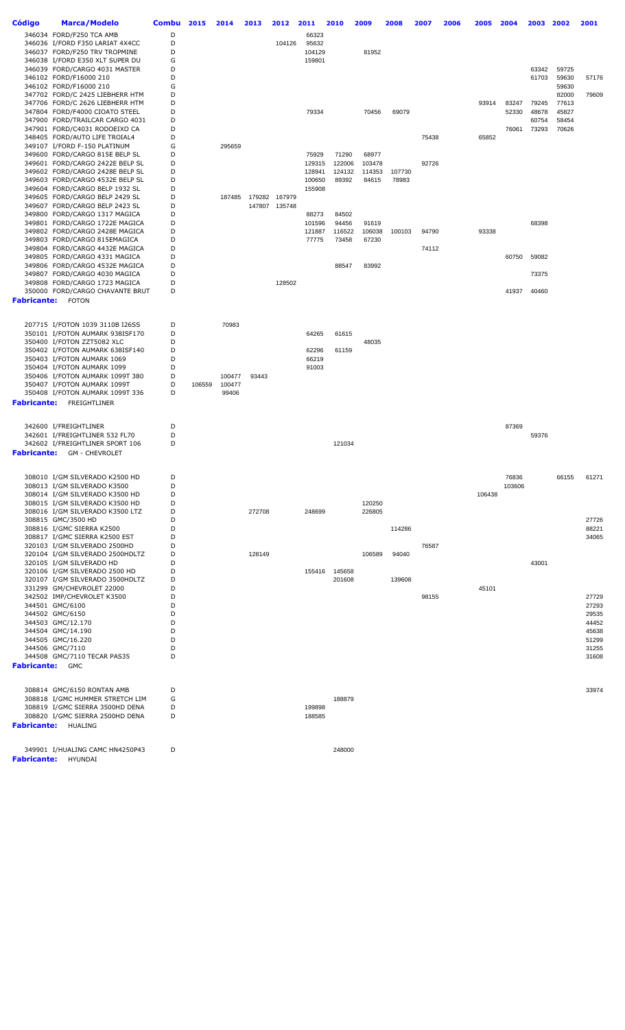| Código | Marca/Modelo | Combu | 2015 | 2014 | 2013 | 2012 | 2011 | 2010 | 2009 | 2008 | 2007 | 2006 | 2005 | 2004 | 2003 | 2002 | 2001 |
|---|---|---|---|---|---|---|---|---|---|---|---|---|---|---|---|---|---|
| 346034 | FORD/F250 TCA AMB | D | | | | | 66323 | | | | | | | | | | |
| 346036 | I/FORD F350 LARIAT 4X4CC | D | | | | 104126 | 95632 | | | | | | | | | | |
| 346037 | FORD/F250 TRV TROPMINE | D | | | | | 104129 | | 81952 | | | | | | | | |
| 346038 | I/FORD E350 XLT SUPER DU | G | | | | | 159801 | | | | | | | | | | |
| 346039 | FORD/CARGO 4031 MASTER | D | | | | | | | | | | | | | 63342 | 59725 | |
| 346102 | FORD/F16000 210 | D | | | | | | | | | | | | | 61703 | 59630 | 57176 |
| 346102 | FORD/F16000 210 | G | | | | | | | | | | | | | | 59630 | |
| 347702 | FORD/C 2425 LIEBHERR HTM | D | | | | | | | | | | | | | | 82000 | 79609 |
| 347706 | FORD/C 2626 LIEBHERR HTM | D | | | | | | | | | | | 93914 | 83247 | 79245 | 77613 | |
| 347804 | FORD/F4000 CIOATO STEEL | D | | | | | 79334 | | 70456 | 69079 | | | | 52330 | 48678 | 45827 | |
| 347900 | FORD/TRAILCAR CARGO 4031 | D | | | | | | | | | | | | | 60754 | 58454 | |
| 347901 | FORD/C4031 RODOEIXO CA | D | | | | | | | | | | | | 76061 | 73293 | 70626 | |
| 348405 | FORD/AUTO LIFE TROIAL4 | D | | | | | | | | | 75438 | | 65852 | | | | |
| 349107 | I/FORD F-150 PLATINUM | G | | 295659 | | | | | | | | | | | | | |
| 349600 | FORD/CARGO 815E BELP SL | D | | | | | 75929 | 71290 | 68977 | | | | | | | | |
| 349601 | FORD/CARGO 2422E BELP SL | D | | | | | 129315 | 122006 | 103478 | | 92726 | | | | | | |
| 349602 | FORD/CARGO 2428E BELP SL | D | | | | | 128941 | 124132 | 114353 | 107730 | | | | | | | |
| 349603 | FORD/CARGO 4532E BELP SL | D | | | | | 100650 | 89392 | 84615 | 78983 | | | | | | | |
| 349604 | FORD/CARGO BELP 1932 SL | D | | | | | 155908 | | | | | | | | | | |
| 349605 | FORD/CARGO BELP 2429 SL | D | | 187485 | 179282 | 167979 | | | | | | | | | | | |
| 349607 | FORD/CARGO BELP 2423 SL | D | | | 147807 | 135748 | | | | | | | | | | | |
| 349800 | FORD/CARGO 1317 MAGICA | D | | | | | 88273 | 84502 | | | | | | | | | |
| 349801 | FORD/CARGO 1722E MAGICA | D | | | | | 101596 | 94456 | 91619 | | | | | | 68398 | | |
| 349802 | FORD/CARGO 2428E MAGICA | D | | | | | 121887 | 116522 | 106038 | 100103 | 94790 | | 93338 | | | | |
| 349803 | FORD/CARGO 815EMAGICA | D | | | | | 77775 | 73458 | 67230 | | | | | | | | |
| 349804 | FORD/CARGO 4432E MAGICA | D | | | | | | | | | 74112 | | | | | | |
| 349805 | FORD/CARGO 4331 MAGICA | D | | | | | | | | | | | | 60750 | 59082 | | |
| 349806 | FORD/CARGO 4532E MAGICA | D | | | | | | 88547 | 83992 | | | | | | | | |
| 349807 | FORD/CARGO 4030 MAGICA | D | | | | | | | | | | | | | 73375 | | |
| 349808 | FORD/CARGO 1723 MAGICA | D | | | | 128502 | | | | | | | | | | | |
| 350000 | FORD/CARGO CHAVANTE BRUT | D | | | | | | | | | | | | 41937 | 40460 | | |
| **Fabricante:** | **FOTON** | | | | | | | | | | | | | | | | |
| 207715 | I/FOTON 1039 3110B I26SS | D | | 70983 | | | | | | | | | | | | | |
| 350101 | I/FOTON AUMARK 938ISF170 | D | | | | | 64265 | 61615 | | | | | | | | | |
| 350400 | I/FOTON ZZT5082 XLC | D | | | | | | | 48035 | | | | | | | | |
| 350402 | I/FOTON AUMARK 638ISF140 | D | | | | | 62296 | 61159 | | | | | | | | | |
| 350403 | I/FOTON AUMARK 1069 | D | | | | | 66219 | | | | | | | | | | |
| 350404 | I/FOTON AUMARK 1099 | D | | | | | 91003 | | | | | | | | | | |
| 350406 | I/FOTON AUMARK 1099T 380 | D | | 100477 | 93443 | | | | | | | | | | | | |
| 350407 | I/FOTON AUMARK 1099T | D | 106559 | 100477 | | | | | | | | | | | | | |
| 350408 | I/FOTON AUMARK 1099T 336 | D | | 99406 | | | | | | | | | | | | | |
| **Fabricante:** | **FREIGHTLINER** | | | | | | | | | | | | | | | | |
| 342600 | I/FREIGHTLINER | D | | | | | | | | | | | | 87369 | | | |
| 342601 | I/FREIGHTLINER 532 FL70 | D | | | | | | | | | | | | | 59376 | | |
| 342602 | I/FREIGHTLINER SPORT 106 | D | | | | | | 121034 | | | | | | | | | |
| **Fabricante:** | **GM - CHEVROLET** | | | | | | | | | | | | | | | | |
| 308010 | I/GM SILVERADO K2500 HD | D | | | | | | | | | | | | 76836 | | 66155 | 61271 |
| 308013 | I/GM SILVERADO K3500 | D | | | | | | | | | | | | 103606 | | | |
| 308014 | I/GM SILVERADO K3500 HD | D | | | | | | | | | | | 106438 | | | | |
| 308015 | I/GM SILVERADO K3500 HD | D | | | | | | | 120250 | | | | | | | | |
| 308016 | I/GM SILVERADO K3500 LTZ | D | | | 272708 | | 248699 | | 226805 | | | | | | | | |
| 308815 | GMC/3500 HD | D | | | | | | | | | | | | | | | 27726 |
| 308816 | I/GMC SIERRA K2500 | D | | | | | | | | 114286 | | | | | | | 88221 |
| 308817 | I/GMC SIERRA K2500 EST | D | | | | | | | | | | | | | | | 34065 |
| 320103 | I/GM SILVERADO 2500HD | D | | | | | | | | | 76587 | | | | | | |
| 320104 | I/GM SILVERADO 2500HDLTZ | D | | | 128149 | | | | 106589 | 94040 | | | | | | | |
| 320105 | I/GM SILVERADO HD | D | | | | | | | | | | | | | 43001 | | |
| 320106 | I/GM SILVERADO 2500 HD | D | | | | | 155416 | 145658 | | | | | | | | | |
| 320107 | I/GM SILVERADO 3500HDLTZ | D | | | | | | 201608 | | 139608 | | | | | | | |
| 331299 | GM/CHEVROLET 22000 | D | | | | | | | | | | | 45101 | | | | |
| 342502 | IMP/CHEVROLET K3500 | D | | | | | | | | | 98155 | | | | | | 27729 |
| 344501 | GMC/6100 | D | | | | | | | | | | | | | | | 27293 |
| 344502 | GMC/6150 | D | | | | | | | | | | | | | | | 29535 |
| 344503 | GMC/12.170 | D | | | | | | | | | | | | | | | 44452 |
| 344504 | GMC/14.190 | D | | | | | | | | | | | | | | | 45638 |
| 344505 | GMC/16.220 | D | | | | | | | | | | | | | | | 51299 |
| 344506 | GMC/7110 | D | | | | | | | | | | | | | | | 31255 |
| 344508 | GMC/7110 TECAR PAS35 | D | | | | | | | | | | | | | | | 31608 |
| **Fabricante:** | **GMC** | | | | | | | | | | | | | | | | |
| 308814 | GMC/6150 RONTAN AMB | D | | | | | | | | | | | | | | | 33974 |
| 308818 | I/GMC HUMMER STRETCH LIM | G | | | | | | 188879 | | | | | | | | | |
| 308819 | I/GMC SIERRA 3500HD DENA | D | | | | | 199898 | | | | | | | | | | |
| 308820 | I/GMC SIERRA 2500HD DENA | D | | | | | 188585 | | | | | | | | | | |
| **Fabricante:** | **HUALING** | | | | | | | | | | | | | | | | |
| 349901 | I/HUALING CAMC HN4250P43 | D | | | | | | 248000 | | | | | | | | | |
| **Fabricante:** | **HYUNDAI** | | | | | | | | | | | | | | | | |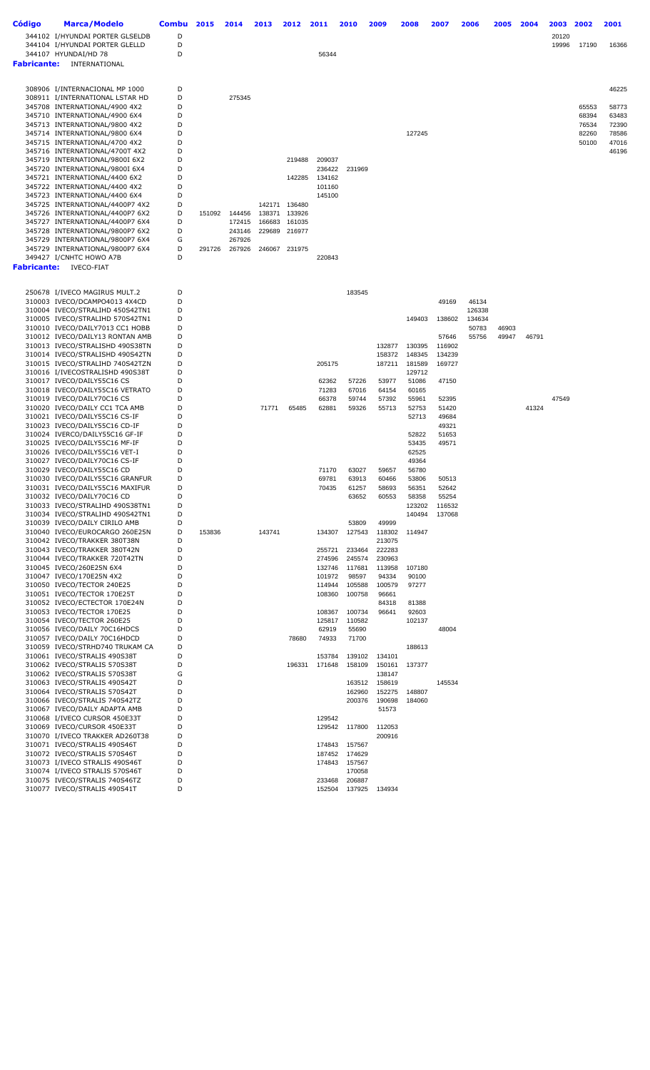| Código | Marca/Modelo | Combu | 2015 | 2014 | 2013 | 2012 | 2011 | 2010 | 2009 | 2008 | 2007 | 2006 | 2005 | 2004 | 2003 | 2002 | 2001 |
|---|---|---|---|---|---|---|---|---|---|---|---|---|---|---|---|---|---|
| 344102 | I/HYUNDAI PORTER GLSELDB | D | | | | | | | | | | | | | 20120 | | |
| 344104 | I/HYUNDAI PORTER GLELLD | D | | | | | | | | | | | | | 19996 | 17190 | 16366 |
| 344107 | HYUNDAI/HD 78 | D | | | | | 56344 | | | | | | | | | | |
| **Fabricante:** | INTERNATIONAL | | | | | | | | | | | | | | | | |
| 308906 | I/INTERNACIONAL MP 1000 | D | | | | | | | | | | | | | | | 46225 |
| 308911 | I/INTERNATIONAL LSTAR HD | D | | 275345 | | | | | | | | | | | | | |
| 345708 | INTERNATIONAL/4900 4X2 | D | | | | | | | | | | | | | | 65553 | 58773 |
| 345710 | INTERNATIONAL/4900 6X4 | D | | | | | | | | | | | | | | 68394 | 63483 |
| 345713 | INTERNATIONAL/9800 4X2 | D | | | | | | | | | | | | | | 76534 | 72390 |
| 345714 | INTERNATIONAL/9800 6X4 | D | | | | | | | | 127245 | | | | | | 82260 | 78586 |
| 345715 | INTERNATIONAL/4700 4X2 | D | | | | | | | | | | | | | | 50100 | 47016 |
| 345716 | INTERNATIONAL/4700T 4X2 | D | | | | | | | | | | | | | | | 46196 |
| 345719 | INTERNATIONAL/9800I 6X2 | D | | | | 219488 | 209037 | | | | | | | | | | |
| 345720 | INTERNATIONAL/9800I 6X4 | D | | | | | 236422 | 231969 | | | | | | | | | |
| 345721 | INTERNATIONAL/4400 6X2 | D | | | | 142285 | 134162 | | | | | | | | | | |
| 345722 | INTERNATIONAL/4400 4X2 | D | | | | | 101160 | | | | | | | | | | |
| 345723 | INTERNATIONAL/4400 6X4 | D | | | | | 145100 | | | | | | | | | | |
| 345725 | INTERNATIONAL/4400P7 4X2 | D | | | 142171 | 136480 | | | | | | | | | | | |
| 345726 | INTERNATIONAL/4400P7 6X2 | D | 151092 | 144456 | 138371 | 133926 | | | | | | | | | | | |
| 345727 | INTERNATIONAL/4400P7 6X4 | D | | 172415 | 166683 | 161035 | | | | | | | | | | | |
| 345728 | INTERNATIONAL/9800P7 6X2 | D | | 243146 | 229689 | 216977 | | | | | | | | | | | |
| 345729 | INTERNATIONAL/9800P7 6X4 | G | | 267926 | | | | | | | | | | | | | |
| 345729 | INTERNATIONAL/9800P7 6X4 | D | 291726 | 267926 | 246067 | 231975 | | | | | | | | | | | |
| 349427 | I/CNHTC HOWO A7B | D | | | | | 220843 | | | | | | | | | | |
| **Fabricante:** | IVECO-FIAT | | | | | | | | | | | | | | | | |
| 250678 | I/IVECO MAGIRUS MULT.2 | D | | | | | | 183545 | | | | | | | | | |
| 310003 | IVECO/DCAMPO4013 4X4CD | D | | | | | | | | | 49169 | 46134 | | | | | |
| 310004 | IVECO/STRALIHD 450S42TN1 | D | | | | | | | | | | 126338 | | | | | |
| 310005 | IVECO/STRALIHD 570S42TN1 | D | | | | | | | | 149403 | 138602 | 134634 | | | | | |
| 310010 | IVECO/DAILY7013 CC1 HOBB | D | | | | | | | | | | 50783 | 46903 | | | | |
| 310012 | IVECO/DAILY13 RONTAN AMB | D | | | | | | | | | 57646 | 55756 | 49947 | 46791 | | | |
| 310013 | IVECO/STRALISHD 490S38TN | D | | | | | | | 132877 | 130395 | 116902 | | | | | | |
| 310014 | IVECO/STRALISHD 490S42TN | D | | | | | | | 158372 | 148345 | 134239 | | | | | | |
| 310015 | IVECO/STRALIHD 740S42TZN | D | | | | | 205175 | | 187211 | 181589 | 169727 | | | | | | |
| 310016 | I/IVECOSTRALISHD 490S38T | D | | | | | | | | 129712 | | | | | | | |
| 310017 | IVECO/DAILY55C16 CS | D | | | | | 62362 | 57226 | 53977 | 51086 | 47150 | | | | | | |
| 310018 | IVECO/DAILY55C16 VETRATO | D | | | | | 71283 | 67016 | 64154 | 60165 | | | | | | | |
| 310019 | IVECO/DAILY70C16 CS | D | | | | | 66378 | 59744 | 57392 | 55961 | 52395 | | | | 47549 | | |
| 310020 | IVECO/DAILY CC1 TCA AMB | D | | | 71771 | 65485 | 62881 | 59326 | 55713 | 52753 | 51420 | | | 41324 | | | |
| 310021 | IVECO/DAILY55C16 CS-IF | D | | | | | | | | 52713 | 49684 | | | | | | |
| 310023 | IVECO/DAILY55C16 CD-IF | D | | | | | | | | | 49321 | | | | | | |
| 310024 | IVERCO/DAILY55C16 GF-IF | D | | | | | | | | 52822 | 51653 | | | | | | |
| 310025 | IVECO/DAILY55C16 MF-IF | D | | | | | | | | 53435 | 49571 | | | | | | |
| 310026 | IVECO/DAILY55C16 VET-I | D | | | | | | | | 62525 | | | | | | | |
| 310027 | IVECO/DAILY70C16 CS-IF | D | | | | | | | | 49364 | | | | | | | |
| 310029 | IVECO/DAILY55C16 CD | D | | | | | 71170 | 63027 | 59657 | 56780 | | | | | | | |
| 310030 | IVECO/DAILY55C16 GRANFUR | D | | | | | 69781 | 63913 | 60466 | 53806 | 50513 | | | | | | |
| 310031 | IVECO/DAILY55C16 MAXIFUR | D | | | | | 70435 | 61257 | 58693 | 56351 | 52642 | | | | | | |
| 310032 | IVECO/DAILY70C16 CD | D | | | | | | 63652 | 60553 | 58358 | 55254 | | | | | | |
| 310033 | IVECO/STRALIHD 490S38TN1 | D | | | | | | | | 123202 | 116532 | | | | | | |
| 310034 | IVECO/STRALIHD 490S42TN1 | D | | | | | | | | 140494 | 137068 | | | | | | |
| 310039 | IVECO/DAILY CIRILO AMB | D | | | | | | 53809 | 49999 | | | | | | | | |
| 310040 | IVECO/EUROCARGO 260E25N | D | 153836 | | 143741 | | 134307 | 127543 | 118302 | 114947 | | | | | | | |
| 310042 | IVECO/TRAKKER 380T38N | D | | | | | | | 213075 | | | | | | | | |
| 310043 | IVECO/TRAKKER 380T42N | D | | | | | 255721 | 233464 | 222283 | | | | | | | | |
| 310044 | IVECO/TRAKKER 720T42TN | D | | | | | 274596 | 245574 | 230963 | | | | | | | | |
| 310045 | IVECO/260E25N 6X4 | D | | | | | 132746 | 117681 | 113958 | 107180 | | | | | | | |
| 310047 | IVECO/170E25N 4X2 | D | | | | | 101972 | 98597 | 94334 | 90100 | | | | | | | |
| 310050 | IVECO/TECTOR 240E25 | D | | | | | 114944 | 105588 | 100579 | 97277 | | | | | | | |
| 310051 | IVECO/TECTOR 170E25T | D | | | | | 108360 | 100758 | 96661 | | | | | | | | |
| 310052 | IVECO/ECTECTOR 170E24N | D | | | | | | | 84318 | 81388 | | | | | | | |
| 310053 | IVECO/TECTOR 170E25 | D | | | | | 108367 | 100734 | 96641 | 92603 | | | | | | | |
| 310054 | IVECO/TECTOR 260E25 | D | | | | | 125817 | 110582 | | 102137 | | | | | | | |
| 310056 | IVECO/DAILY 70C16HDCS | D | | | | | 62919 | 55690 | | | 48004 | | | | | | |
| 310057 | IVECO/DAILY 70C16HDCD | D | | | | 78680 | 74933 | 71700 | | | | | | | | | |
| 310059 | IVECO/STRHD740 TRUKAM CA | D | | | | | | | | 188613 | | | | | | | |
| 310061 | IVECO/STRALIS 490S38T | D | | | | | 153784 | 139102 | 134101 | | | | | | | | |
| 310062 | IVECO/STRALIS 570S38T | D | | | | 196331 | 171648 | 158109 | 150161 | 137377 | | | | | | | |
| 310062 | IVECO/STRALIS 570S38T | G | | | | | | | 138147 | | | | | | | | |
| 310063 | IVECO/STRALIS 490S42T | D | | | | | | 163512 | 158619 | | 145534 | | | | | | |
| 310064 | IVECO/STRALIS 570S42T | D | | | | | | 162960 | 152275 | 148807 | | | | | | | |
| 310066 | IVECO/STRALIS 740S42TZ | D | | | | | | 200376 | 190698 | 184060 | | | | | | | |
| 310067 | IVECO/DAILY ADAPTA AMB | D | | | | | | | 51573 | | | | | | | | |
| 310068 | I/IVECO CURSOR 450E33T | D | | | | | 129542 | | | | | | | | | | |
| 310069 | IVECO/CURSOR 450E33T | D | | | | | 129542 | 117800 | 112053 | | | | | | | | |
| 310070 | I/IVECO TRAKKER AD260T38 | D | | | | | | | 200916 | | | | | | | | |
| 310071 | IVECO/STRALIS 490S46T | D | | | | | 174843 | 157567 | | | | | | | | | |
| 310072 | IVECO/STRALIS 570S46T | D | | | | | 187452 | 174629 | | | | | | | | | |
| 310073 | I/IVECO STRALIS 490S46T | D | | | | | 174843 | 157567 | | | | | | | | | |
| 310074 | I/IVECO STRALIS 570S46T | D | | | | | | 170058 | | | | | | | | | |
| 310075 | IVECO/STRALIS 740S46TZ | D | | | | | 233468 | 206887 | | | | | | | | | |
| 310077 | IVECO/STRALIS 490S41T | D | | | | | 152504 | 137925 | 134934 | | | | | | | | |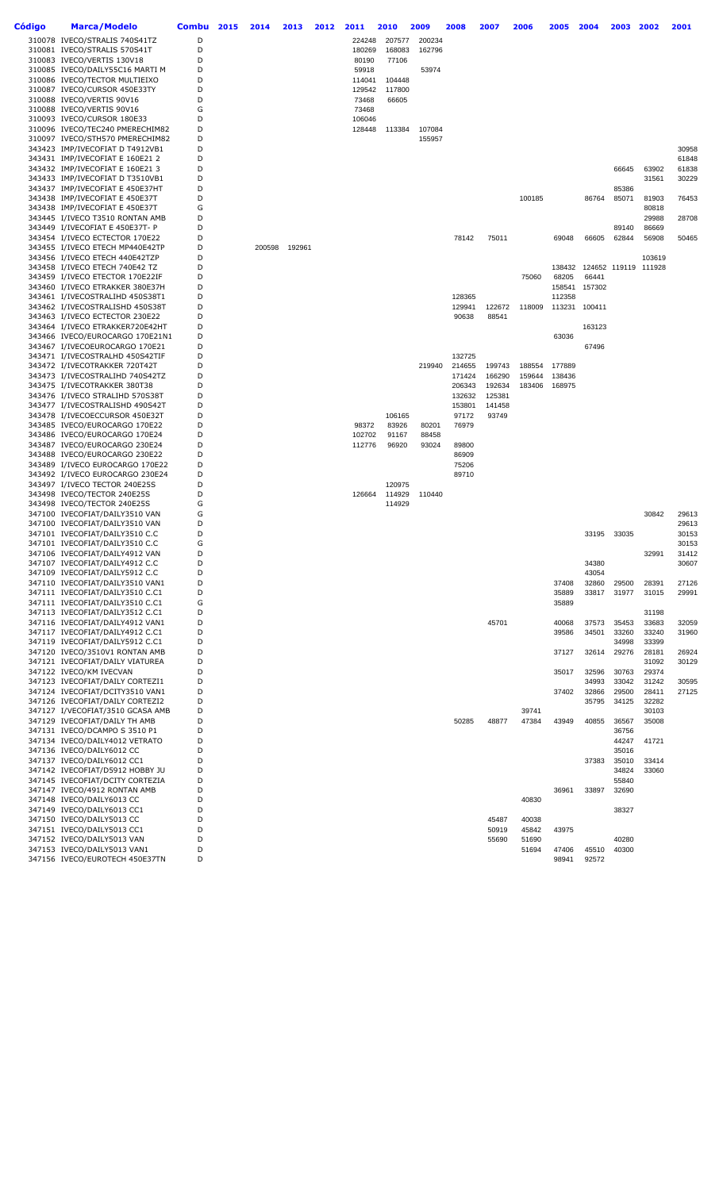| Código | Marca/Modelo | Combu | 2015 | 2014 | 2013 | 2012 | 2011 | 2010 | 2009 | 2008 | 2007 | 2006 | 2005 | 2004 | 2003 | 2002 | 2001 |
|---|---|---|---|---|---|---|---|---|---|---|---|---|---|---|---|---|---|
| 310078 | IVECO/STRALIS 740S41TZ | D | | | | | 224248 | 207577 | 200234 | | | | | | | | |
| 310081 | IVECO/STRALIS 570S41T | D | | | | | 180269 | 168083 | 162796 | | | | | | | | |
| 310083 | IVECO/VERTIS 130V18 | D | | | | | 80190 | 77106 | | | | | | | | | |
| 310085 | IVECO/DAILY55C16 MARTI M | D | | | | | 59918 | | 53974 | | | | | | | | |
| 310086 | IVECO/TECTOR MULTIEIXO | D | | | | | 114041 | 104448 | | | | | | | | | |
| 310087 | IVECO/CURSOR 450E33TY | D | | | | | 129542 | 117800 | | | | | | | | | |
| 310088 | IVECO/VERTIS 90V16 | D | | | | | 73468 | 66605 | | | | | | | | | |
| 310088 | IVECO/VERTIS 90V16 | G | | | | | 73468 | | | | | | | | | | |
| 310093 | IVECO/CURSOR 180E33 | D | | | | | 106046 | | | | | | | | | | |
| 310096 | IVECO/TEC240 PMERECHIM82 | D | | | | | 128448 | 113384 | 107084 | | | | | | | | |
| 310097 | IVECO/STH570 PMERECHIM82 | D | | | | | | | 155957 | | | | | | | | |
| 343423 | IMP/IVECOFIAT D T4912VB1 | D | | | | | | | | | | | | | | | 30958 |
| 343431 | IMP/IVECOFIAT E 160E21 2 | D | | | | | | | | | | | | | | | 61848 |
| 343432 | IMP/IVECOFIAT E 160E21 3 | D | | | | | | | | | | | | | 66645 | 63902 | 61838 |
| 343433 | IMP/IVECOFIAT D T3510VB1 | D | | | | | | | | | | | | | | 31561 | 30229 |
| 343437 | IMP/IVECOFIAT E 450E37HT | D | | | | | | | | | | | | | 85386 | | |
| 343438 | IMP/IVECOFIAT E 450E37T | D | | | | | | | | | | 100185 | | 86764 | 85071 | 81903 | 76453 |
| 343438 | IMP/IVECOFIAT E 450E37T | G | | | | | | | | | | | | | | 80818 | |
| 343445 | I/IVECO T3510 RONTAN AMB | D | | | | | | | | | | | | | | 29988 | 28708 |
| 343449 | I/IVECOFIAT E 450E37T- P | D | | | | | | | | | | | | | 89140 | 86669 | |
| 343454 | I/IVECO ECTECTOR 170E22 | D | | | | | | | | 78142 | 75011 | | 69048 | 66605 | 62844 | 56908 | 50465 |
| 343455 | I/IVECO ETECH PM440E42TP | D | | 200598 | 192961 | | | | | | | | | | | | |
| 343456 | I/IVECO ETECH 440E42TZP | D | | | | | | | | | | | | | | 103619 | |
| 343458 | I/IVECO ETECH 740E42 TZ | D | | | | | | | | | | | 138432 | 124652 | 119119 | 111928 | |
| 343459 | I/IVECO ETECTOR 170E22IF | D | | | | | | | | | | 75060 | 68205 | 66441 | | | |
| 343460 | I/IVECO ETRAKKER 380E37H | D | | | | | | | | | | | 158541 | 157302 | | | |
| 343461 | I/IVECOSTRALIHD 450S38T1 | D | | | | | | | | 128365 | | | 112358 | | | | |
| 343462 | I/IVECOSTRALISHD 450S38T | D | | | | | | | | 129941 | 122672 | 118009 | 113231 | 100411 | | | |
| 343463 | I/IVECO ECTECTOR 230E22 | D | | | | | | | | 90638 | 88541 | | | | | | |
| 343464 | I/IVECO ETRAKKER720E42HT | D | | | | | | | | | | | | 163123 | | | |
| 343466 | IVECO/EUROCARGO 170E21N1 | D | | | | | | | | | | | 63036 | | | | |
| 343467 | I/IVECOEUROCARGO 170E21 | D | | | | | | | | | | | | 67496 | | | |
| 343471 | I/IVECOSTRALHD 450S42TIF | D | | | | | | | | 132725 | | | | | | | |
| 343472 | I/IVECOTRAKKER 720T42T | D | | | | | | | 219940 | 214655 | 199743 | 188554 | 177889 | | | | |
| 343473 | I/IVECOSTRALIHD 740S42TZ | D | | | | | | | | 171424 | 166290 | 159644 | 138436 | | | | |
| 343475 | I/IVECOTRAKKER 380T38 | D | | | | | | | | 206343 | 192634 | 183406 | 168975 | | | | |
| 343476 | I/IVECO STRALIHD 570S38T | D | | | | | | | | 132632 | 125381 | | | | | | |
| 343477 | I/IVECOSTRALISHD 490S42T | D | | | | | | | | 153801 | 141458 | | | | | | |
| 343478 | I/IVECOECCURSOR 450E32T | D | | | | | | 106165 | | 97172 | 93749 | | | | | | |
| 343485 | IVECO/EUROCARGO 170E22 | D | | | | | 98372 | 83926 | 80201 | 76979 | | | | | | | |
| 343486 | IVECO/EUROCARGO 170E24 | D | | | | | 102702 | 91167 | 88458 | | | | | | | | |
| 343487 | IVECO/EUROCARGO 230E24 | D | | | | | 112776 | 96920 | 93024 | 89800 | | | | | | | |
| 343488 | IVECO/EUROCARGO 230E22 | D | | | | | | | | 86909 | | | | | | | |
| 343489 | I/IVECO EUROCARGO 170E22 | D | | | | | | | | 75206 | | | | | | | |
| 343492 | I/IVECO EUROCARGO 230E24 | D | | | | | | | | 89710 | | | | | | | |
| 343497 | I/IVECO TECTOR 240E25S | D | | | | | | 120975 | | | | | | | | | |
| 343498 | IVECO/TECTOR 240E25S | D | | | | | 126664 | 114929 | 110440 | | | | | | | | |
| 343498 | IVECO/TECTOR 240E25S | G | | | | | | 114929 | | | | | | | | | |
| 347100 | IVECOFIAT/DAILY3510 VAN | G | | | | | | | | | | | | | | 30842 | 29613 |
| 347100 | IVECOFIAT/DAILY3510 VAN | D | | | | | | | | | | | | | | | 29613 |
| 347101 | IVECOFIAT/DAILY3510 C.C | D | | | | | | | | | | | | 33195 | 33035 | | 30153 |
| 347101 | IVECOFIAT/DAILY3510 C.C | G | | | | | | | | | | | | | | | 30153 |
| 347106 | IVECOFIAT/DAILY4912 VAN | D | | | | | | | | | | | | | | 32991 | 31412 |
| 347107 | IVECOFIAT/DAILY4912 C.C | D | | | | | | | | | | | | 34380 | | | 30607 |
| 347109 | IVECOFIAT/DAILY5912 C.C | D | | | | | | | | | | | | 43054 | | | |
| 347110 | IVECOFIAT/DAILY3510 VAN1 | D | | | | | | | | | | | 37408 | 32860 | 29500 | 28391 | 27126 |
| 347111 | IVECOFIAT/DAILY3510 C.C1 | D | | | | | | | | | | | 35889 | 33817 | 31977 | 31015 | 29991 |
| 347111 | IVECOFIAT/DAILY3510 C.C1 | G | | | | | | | | | | | 35889 | | | | |
| 347113 | IVECOFIAT/DAILY3512 C.C1 | D | | | | | | | | | | | | | | 31198 | |
| 347116 | IVECOFIAT/DAILY4912 VAN1 | D | | | | | | | | | 45701 | | 40068 | 37573 | 35453 | 33683 | 32059 |
| 347117 | IVECOFIAT/DAILY4912 C.C1 | D | | | | | | | | | | | 39586 | 34501 | 33260 | 33240 | 31960 |
| 347119 | IVECOFIAT/DAILY5912 C.C1 | D | | | | | | | | | | | | | 34998 | 33399 | |
| 347120 | IVECO/3510V1 RONTAN AMB | D | | | | | | | | | | | 37127 | 32614 | 29276 | 28181 | 26924 |
| 347121 | IVECOFIAT/DAILY VIATUREA | D | | | | | | | | | | | | | | 31092 | 30129 |
| 347122 | IVECO/KM IVECVAN | D | | | | | | | | | | | 35017 | 32596 | 30763 | 29374 | |
| 347123 | IVECOFIAT/DAILY CORTEZI1 | D | | | | | | | | | | | | 34993 | 33042 | 31242 | 30595 |
| 347124 | IVECOFIAT/DCITY3510 VAN1 | D | | | | | | | | | | | 37402 | 32866 | 29500 | 28411 | 27125 |
| 347126 | IVECOFIAT/DAILY CORTEZI2 | D | | | | | | | | | | | | 35795 | 34125 | 32282 | |
| 347127 | I/VECOFIAT/3510 GCASA AMB | D | | | | | | | | | | 39741 | | | | 30103 | |
| 347129 | IVECOFIAT/DAILY TH AMB | D | | | | | | | | 50285 | 48877 | 47384 | 43949 | 40855 | 36567 | 35008 | |
| 347131 | IVECO/DCAMPO S 3510 P1 | D | | | | | | | | | | | | | 36756 | | |
| 347134 | IVECO/DAILY4012 VETRATO | D | | | | | | | | | | | | | 44247 | 41721 | |
| 347136 | IVECO/DAILY6012 CC | D | | | | | | | | | | | | | 35016 | | |
| 347137 | IVECO/DAILY6012 CC1 | D | | | | | | | | | | | | 37383 | 35010 | 33414 | |
| 347142 | IVECOFIAT/D5912 HOBBY JU | D | | | | | | | | | | | | | 34824 | 33060 | |
| 347145 | IVECOFIAT/DCITY CORTEZIA | D | | | | | | | | | | | | | 55840 | | |
| 347147 | IVECO/4912 RONTAN AMB | D | | | | | | | | | | | 36961 | 33897 | 32690 | | |
| 347148 | IVECO/DAILY6013 CC | D | | | | | | | | | | 40830 | | | | | |
| 347149 | IVECO/DAILY6013 CC1 | D | | | | | | | | | | | | | 38327 | | |
| 347150 | IVECO/DAILY5013 CC | D | | | | | | | | | 45487 | 40038 | | | | | |
| 347151 | IVECO/DAILY5013 CC1 | D | | | | | | | | | 50919 | 45842 | 43975 | | | | |
| 347152 | IVECO/DAILY5013 VAN | D | | | | | | | | | 55690 | 51690 | | | 40280 | | |
| 347153 | IVECO/DAILY5013 VAN1 | D | | | | | | | | | | 51694 | 47406 | 45510 | 40300 | | |
| 347156 | IVECO/EUROTECH 450E37TN | D | | | | | | | | | | | 98941 | 92572 | | | |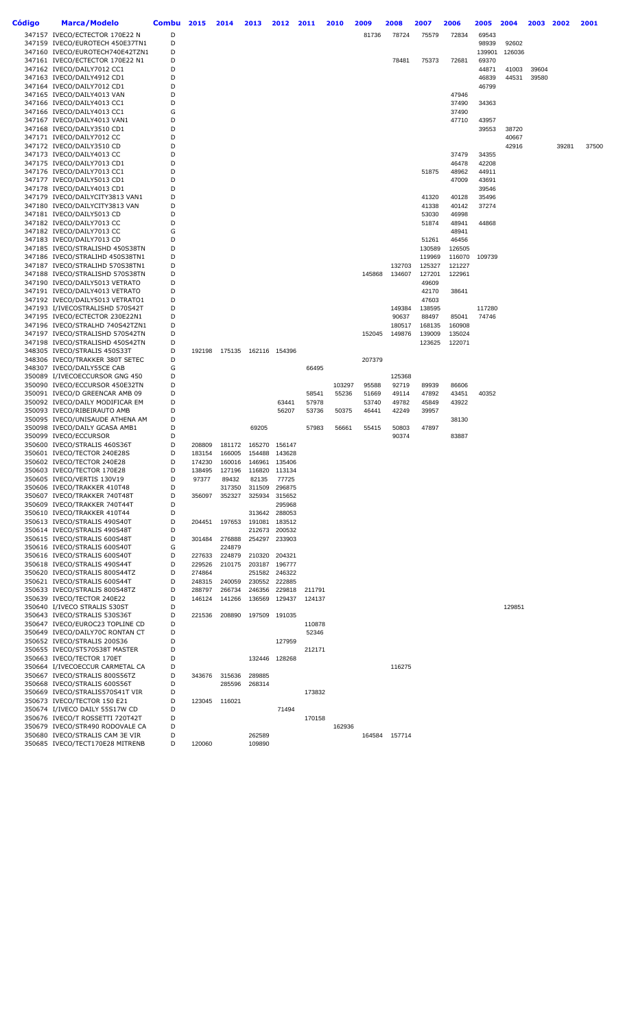| Código | Marca/Modelo | Combu | 2015 | 2014 | 2013 | 2012 | 2011 | 2010 | 2009 | 2008 | 2007 | 2006 | 2005 | 2004 | 2003 | 2002 | 2001 |
|---|---|---|---|---|---|---|---|---|---|---|---|---|---|---|---|---|---|
| 347157 | IVECO/ECTECTOR 170E22 N | D | | | | | | | 81736 | 78724 | 75579 | 72834 | 69543 | | | | |
| 347159 | IVECO/EUROTECH 450E37TN1 | D | | | | | | | | | | | 98939 | 92602 | | | |
| 347160 | IVECO/EUROTECH740E42TZN1 | D | | | | | | | | | | | 139901 | 126036 | | | |
| 347161 | IVECO/ECTECTOR 170E22 N1 | D | | | | | | | | 78481 | 75373 | 72681 | 69370 | | | | |
| 347162 | IVECO/DAILY7012 CC1 | D | | | | | | | | | | | 44871 | 41003 | 39604 | | |
| 347163 | IVECO/DAILY4912 CD1 | D | | | | | | | | | | | 46839 | 44531 | 39580 | | |
| 347164 | IVECO/DAILY7012 CD1 | D | | | | | | | | | | | 46799 | | | | |
| 347165 | IVECO/DAILY4013 VAN | D | | | | | | | | | | 47946 | | | | | |
| 347166 | IVECO/DAILY4013 CC1 | D | | | | | | | | | | 37490 | 34363 | | | | |
| 347166 | IVECO/DAILY4013 CC1 | G | | | | | | | | | | 37490 | | | | | |
| 347167 | IVECO/DAILY4013 VAN1 | D | | | | | | | | | | 47710 | 43957 | | | | |
| 347168 | IVECO/DAILY3510 CD1 | D | | | | | | | | | | | 39553 | 38720 | | | |
| 347171 | IVECO/DAILY7012 CC | D | | | | | | | | | | | | 40667 | | | |
| 347172 | IVECO/DAILY3510 CD | D | | | | | | | | | | | | 42916 | | 39281 | 37500 |
| 347173 | IVECO/DAILY4013 CC | D | | | | | | | | | | 37479 | 34355 | | | | |
| 347175 | IVECO/DAILY7013 CD1 | D | | | | | | | | | | 46478 | 42208 | | | | |
| 347176 | IVECO/DAILY7013 CC1 | D | | | | | | | | | 51875 | 48962 | 44911 | | | | |
| 347177 | IVECO/DAILY5013 CD1 | D | | | | | | | | | | 47009 | 43691 | | | | |
| 347178 | IVECO/DAILY4013 CD1 | D | | | | | | | | | | | 39546 | | | | |
| 347179 | IVECO/DAILYCITY3813 VAN1 | D | | | | | | | | | 41320 | 40128 | 35496 | | | | |
| 347180 | IVECO/DAILYCITY3813 VAN | D | | | | | | | | | 41338 | 40142 | 37274 | | | | |
| 347181 | IVECO/DAILY5013 CD | D | | | | | | | | | 53030 | 46998 | | | | | |
| 347182 | IVECO/DAILY7013 CC | D | | | | | | | | | 51874 | 48941 | 44868 | | | | |
| 347182 | IVECO/DAILY7013 CC | G | | | | | | | | | | 48941 | | | | | |
| 347183 | IVECO/DAILY7013 CD | D | | | | | | | | | 51261 | 46456 | | | | | |
| 347185 | IVECO/STRALISHD 450S38TN | D | | | | | | | | | 130589 | 126505 | | | | | |
| 347186 | IVECO/STRALIHD 450S38TN1 | D | | | | | | | | | 119969 | 116070 | 109739 | | | | |
| 347187 | IVECO/STRALIHD 570S38TN1 | D | | | | | | | | 132703 | 125327 | 121227 | | | | | |
| 347188 | IVECO/STRALISHD 570S38TN | D | | | | | | | 145868 | 134607 | 127201 | 122961 | | | | | |
| 347190 | IVECO/DAILY5013 VETRATO | D | | | | | | | | | 49609 | | | | | | |
| 347191 | IVECO/DAILY4013 VETRATO | D | | | | | | | | | 42170 | 38641 | | | | | |
| 347192 | IVECO/DAILY5013 VETRATO1 | D | | | | | | | | | 47603 | | | | | | |
| 347193 | I/IVECOSTRALISHD 570S42T | D | | | | | | | | 149384 | 138595 | | 117280 | | | | |
| 347195 | IVECO/ECTECTOR 230E22N1 | D | | | | | | | | 90637 | 88497 | 85041 | 74746 | | | | |
| 347196 | IVECO/STRALHD 740S42TZN1 | D | | | | | | | | 180517 | 168135 | 160908 | | | | | |
| 347197 | IVECO/STRALISHD 570S42TN | D | | | | | | | 152045 | 149876 | 139009 | 135024 | | | | | |
| 347198 | IVECO/STRALISHD 450S42TN | D | | | | | | | | | 123625 | 122071 | | | | | |
| 348305 | IVECO/STRALIS 450S33T | D | 192198 | 175135 | 162116 | 154396 | | | | | | | | | | | |
| 348306 | IVECO/TRAKKER 380T SETEC | D | | | | | | | 207379 | | | | | | | | |
| 348307 | IVECO/DAILY55CE CAB | G | | | | | 66495 | | | | | | | | | | |
| 350089 | I/IVECOECCURSOR GNG 450 | D | | | | | | | | 125368 | | | | | | | |
| 350090 | IVECO/ECCURSOR 450E32TN | D | | | | | | 103297 | 95588 | 92719 | 89939 | 86606 | | | | | |
| 350091 | IVECO/D GREENCAR AMB 09 | D | | | | | 58541 | 55236 | 51669 | 49114 | 47892 | 43451 | 40352 | | | | |
| 350092 | IVECO/DAILY MODIFICAR EM | D | | | | 63441 | 57978 | | 53740 | 49782 | 45849 | 43922 | | | | | |
| 350093 | IVECO/RIBEIRAUTO AMB | D | | | | 56207 | 53736 | 50375 | 46441 | 42249 | 39957 | | | | | | |
| 350095 | IVECO/UNISAUDE ATHENA AM | D | | | | | | | | | | 38130 | | | | | |
| 350098 | IVECO/DAILY GCASA AMB1 | D | | | 69205 | | 57983 | 56661 | 55415 | 50803 | 47897 | | | | | | |
| 350099 | IVECO/ECCURSOR | D | | | | | | | | 90374 | | 83887 | | | | | |
| 350600 | IVECO/STRALIS 460S36T | D | 208809 | 181172 | 165270 | 156147 | | | | | | | | | | | |
| 350601 | IVECO/TECTOR 240E28S | D | 183154 | 166005 | 154488 | 143628 | | | | | | | | | | | |
| 350602 | IVECO/TECTOR 240E28 | D | 174230 | 160016 | 146961 | 135406 | | | | | | | | | | | |
| 350603 | IVECO/TECTOR 170E28 | D | 138495 | 127196 | 116820 | 113134 | | | | | | | | | | | |
| 350605 | IVECO/VERTIS 130V19 | D | 97377 | 89432 | 82135 | 77725 | | | | | | | | | | | |
| 350606 | IVECO/TRAKKER 410T48 | D | | 317350 | 311509 | 296875 | | | | | | | | | | | |
| 350607 | IVECO/TRAKKER 740T48T | D | 356097 | 352327 | 325934 | 315652 | | | | | | | | | | | |
| 350609 | IVECO/TRAKKER 740T44T | D | | | | 295968 | | | | | | | | | | | |
| 350610 | IVECO/TRAKKER 410T44 | D | | | 313642 | 288053 | | | | | | | | | | | |
| 350613 | IVECO/STRALIS 490S40T | D | 204451 | 197653 | 191081 | 183512 | | | | | | | | | | | |
| 350614 | IVECO/STRALIS 490S48T | D | | | 212673 | 200532 | | | | | | | | | | | |
| 350615 | IVECO/STRALIS 600S48T | D | 301484 | 276888 | 254297 | 233903 | | | | | | | | | | | |
| 350616 | IVECO/STRALIS 600S40T | G | | 224879 | | | | | | | | | | | | | |
| 350616 | IVECO/STRALIS 600S40T | D | 227633 | 224879 | 210320 | 204321 | | | | | | | | | | | |
| 350618 | IVECO/STRALIS 490S44T | D | 229526 | 210175 | 203187 | 196777 | | | | | | | | | | | |
| 350620 | IVECO/STRALIS 800S44TZ | D | 274864 | | 251582 | 246322 | | | | | | | | | | | |
| 350621 | IVECO/STRALIS 600S44T | D | 248315 | 240059 | 230552 | 222885 | | | | | | | | | | | |
| 350633 | IVECO/STRALIS 800S48TZ | D | 288797 | 266734 | 246356 | 229818 | 211791 | | | | | | | | | | |
| 350639 | IVECO/TECTOR 240E22 | D | 146124 | 141266 | 136569 | 129437 | 124137 | | | | | | | | | | |
| 350640 | I/IVECO STRALIS 530ST | D | | | | | | | | | | | | 129851 | | | |
| 350643 | IVECO/STRALIS 530S36T | D | 221536 | 208890 | 197509 | 191035 | | | | | | | | | | | |
| 350647 | IVECO/EUROC23 TOPLINE CD | D | | | | | 110878 | | | | | | | | | | |
| 350649 | IVECO/DAILY70C RONTAN CT | D | | | | | 52346 | | | | | | | | | | |
| 350652 | IVECO/STRALIS 200S36 | D | | | | 127959 | | | | | | | | | | | |
| 350655 | IVECO/ST570S38T MASTER | D | | | | | 212171 | | | | | | | | | | |
| 350663 | IVECO/TECTOR 170ET | D | | | 132446 | 128268 | | | | | | | | | | | |
| 350664 | I/IVECOECCUR CARMETAL CA | D | | | | | | | | 116275 | | | | | | | |
| 350667 | IVECO/STRALIS 800S56TZ | D | 343676 | 315636 | 289885 | | | | | | | | | | | | |
| 350668 | IVECO/STRALIS 600S56T | D | | 285596 | 268314 | | | | | | | | | | | | |
| 350669 | IVECO/STRALIS570S41T VIR | D | | | | | 173832 | | | | | | | | | | |
| 350673 | IVECO/TECTOR 150 E21 | D | 123045 | 116021 | | | | | | | | | | | | | |
| 350674 | I/IVECO DAILY 55S17W CD | D | | | | 71494 | | | | | | | | | | | |
| 350676 | IVECO/T ROSSETTI 720T42T | D | | | | | 170158 | | | | | | | | | | |
| 350679 | IVECO/STR490 RODOVALE CA | D | | | | | | 162936 | | | | | | | | | |
| 350680 | IVECO/STRALIS CAM 3E VIR | D | | | 262589 | | | | 164584 | 157714 | | | | | | | |
| 350685 | IVECO/TECT170E28 MITRENB | D | 120060 | | 109890 | | | | | | | | | | | | |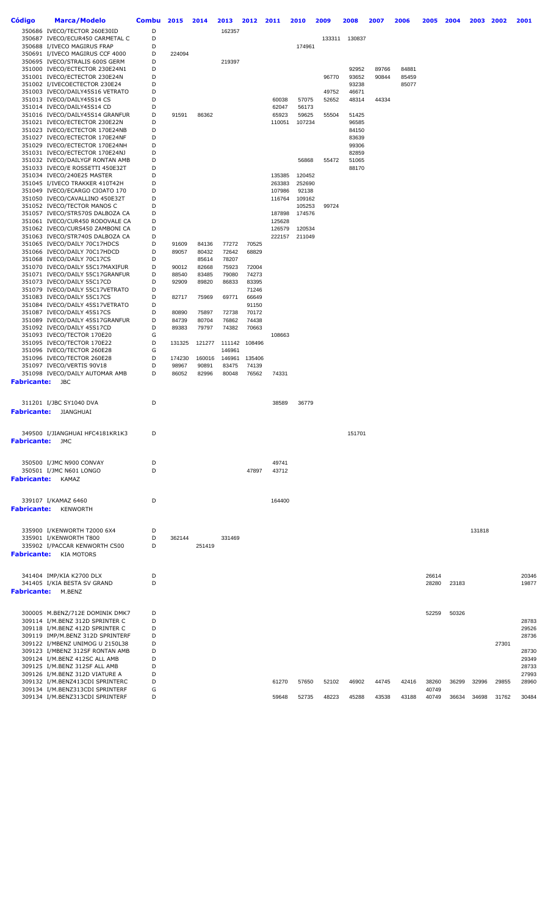| Código | Marca/Modelo | Combu | 2015 | 2014 | 2013 | 2012 | 2011 | 2010 | 2009 | 2008 | 2007 | 2006 | 2005 | 2004 | 2003 | 2002 | 2001 |
|---|---|---|---|---|---|---|---|---|---|---|---|---|---|---|---|---|---|
| 350686 | IVECO/TECTOR 260E30ID | D | | | 162357 | | | | | | | | | | | | |
| 350687 | IVECO/ECUR450 CARMETAL C | D | | | | | | | 133311 | 130837 | | | | | | | |
| 350688 | I/IVECO MAGIRUS FRAP | D | | | | | | 174961 | | | | | | | | | |
| 350691 | I/IVECO MAGIRUS CCF 4000 | D | 224094 | | | | | | | | | | | | | | |
| 350695 | IVECO/STRALIS 600S GERM | D | | | 219397 | | | | | | | | | | | | |
| 351000 | IVECO/ECTECTOR 230E24N1 | D | | | | | | | | 92952 | 89766 | 84881 | | | | | |
| 351001 | IVECO/ECTECTOR 230E24N | D | | | | | | | 96770 | 93652 | 90844 | 85459 | | | | | |
| 351002 | I/IVECOECTECTOR 230E24 | D | | | | | | | | 93238 | | 85077 | | | | | |
| 351003 | IVECO/DAILY45S16 VETRATO | D | | | | | | | 49752 | 46671 | | | | | | | |
| 351013 | IVECO/DAILY45S14 CS | D | | | | | 60038 | 57075 | 52652 | 48314 | 44334 | | | | | | |
| 351014 | IVECO/DAILY45S14 CD | D | | | | | 62047 | 56173 | | | | | | | | | |
| 351016 | IVECO/DAILY45S14 GRANFUR | D | 91591 | 86362 | | | 65923 | 59625 | 55504 | 51425 | | | | | | | |
| 351021 | IVECO/ECTECTOR 230E22N | D | | | | | 110051 | 107234 | | 96585 | | | | | | | |
| 351023 | IVECO/ECTECTOR 170E24NB | D | | | | | | | | 84150 | | | | | | | |
| 351027 | IVECO/ECTECTOR 170E24NF | D | | | | | | | | 83639 | | | | | | | |
| 351029 | IVECO/ECTECTOR 170E24NH | D | | | | | | | | 99306 | | | | | | | |
| 351031 | IVECO/ECTECTOR 170E24NJ | D | | | | | | | | 82859 | | | | | | | |
| 351032 | IVECO/DAILYGF RONTAN AMB | D | | | | | | 56868 | 55472 | 51065 | | | | | | | |
| 351033 | IVECO/E ROSSETTI 450E32T | D | | | | | | | | 88170 | | | | | | | |
| 351034 | IVECO/240E25 MASTER | D | | | | | 135385 | 120452 | | | | | | | | | |
| 351045 | I/IVECO TRAKKER 410T42H | D | | | | | 263383 | 252690 | | | | | | | | | |
| 351049 | IVECO/ECARGO CIOATO 170 | D | | | | | 107986 | 92138 | | | | | | | | | |
| 351050 | IVECO/CAVALLINO 450E32T | D | | | | | 116764 | 109162 | | | | | | | | | |
| 351052 | IVECO/TECTOR MANOS C | D | | | | | | 105253 | 99724 | | | | | | | | |
| 351057 | IVECO/STR570S DALBOZA CA | D | | | | | 187898 | 174576 | | | | | | | | | |
| 351061 | IVECO/CUR450 RODOVALE CA | D | | | | | 125628 | | | | | | | | | | |
| 351062 | IVECO/CURS450 ZAMBONI CA | D | | | | | 126579 | 120534 | | | | | | | | | |
| 351063 | IVECO/STR740S DALBOZA CA | D | | | | | 222157 | 211049 | | | | | | | | | |
| 351065 | IVECO/DAILY 70C17HDCS | D | 91609 | 84136 | 77272 | 70525 | | | | | | | | | | | |
| 351066 | IVECO/DAILY 70C17HDCD | D | 89057 | 80432 | 72642 | 68829 | | | | | | | | | | | |
| 351068 | IVECO/DAILY 70C17CS | D | | 85614 | 78207 | | | | | | | | | | | | |
| 351070 | IVECO/DAILY 55C17MAXIFUR | D | 90012 | 82668 | 75923 | 72004 | | | | | | | | | | | |
| 351071 | IVECO/DAILY 55C17GRANFUR | D | 88540 | 83485 | 79080 | 74273 | | | | | | | | | | | |
| 351073 | IVECO/DAILY 55C17CD | D | 92909 | 89820 | 86833 | 83395 | | | | | | | | | | | |
| 351079 | IVECO/DAILY 55C17VETRATO | D | | | | 71246 | | | | | | | | | | | |
| 351083 | IVECO/DAILY 55C17CS | D | 82717 | 75969 | 69771 | 66649 | | | | | | | | | | | |
| 351084 | IVECO/DAILY 45S17VETRATO | D | | | | 91150 | | | | | | | | | | | |
| 351087 | IVECO/DAILY 45S17CS | D | 80890 | 75897 | 72738 | 70172 | | | | | | | | | | | |
| 351089 | IVECO/DAILY 45S17GRANFUR | D | 84739 | 80704 | 76862 | 74438 | | | | | | | | | | | |
| 351092 | IVECO/DAILY 45S17CD | D | 89383 | 79797 | 74382 | 70663 | | | | | | | | | | | |
| 351093 | IVECO/TECTOR 170E20 | G | | | | | 108663 | | | | | | | | | | |
| 351095 | IVECO/TECTOR 170E22 | D | 131325 | 121277 | 111142 | 108496 | | | | | | | | | | | |
| 351096 | IVECO/TECTOR 260E28 | G | | | 146961 | | | | | | | | | | | | |
| 351096 | IVECO/TECTOR 260E28 | D | 174230 | 160016 | 146961 | 135406 | | | | | | | | | | | |
| 351097 | IVECO/VERTIS 90V18 | D | 98967 | 90891 | 83475 | 74139 | | | | | | | | | | | |
| 351098 | IVECO/DAILY AUTOMAR AMB | D | 86052 | 82996 | 80048 | 76562 | 74331 | | | | | | | | | | |
| **Fabricante:** | JBC | | | | | | | | | | | | | | | | |
| 311201 | I/JBC SY1040 DVA | D | | | | | 38589 | 36779 | | | | | | | | | |
| **Fabricante:** | JIANGHUAI | | | | | | | | | | | | | | | | |
| 349500 | I/JIANGHUAI HFC4181KR1K3 | D | | | | | | | | 151701 | | | | | | | |
| **Fabricante:** | JMC | | | | | | | | | | | | | | | | |
| 350500 | I/JMC N900 CONVAY | D | | | | | 49741 | | | | | | | | | | |
| 350501 | I/JMC N601 LONGO | D | | | | 47897 | 43712 | | | | | | | | | | |
| **Fabricante:** | KAMAZ | | | | | | | | | | | | | | | | |
| 339107 | I/KAMAZ 6460 | D | | | | | 164400 | | | | | | | | | | |
| **Fabricante:** | KENWORTH | | | | | | | | | | | | | | | | |
| 335900 | I/KENWORTH T2000 6X4 | D | | | | | | | | | | | | | 131818 | | |
| 335901 | I/KENWORTH T800 | D | 362144 | | 331469 | | | | | | | | | | | | |
| 335902 | I/PACCAR KENWORTH C500 | D | | 251419 | | | | | | | | | | | | | |
| **Fabricante:** | KIA MOTORS | | | | | | | | | | | | | | | | |
| 341404 | IMP/KIA K2700 DLX | D | | | | | | | | | | | 26614 | | | | 20346 |
| 341405 | I/KIA BESTA SV GRAND | D | | | | | | | | | | | 28280 | 23183 | | | 19877 |
| **Fabricante:** | M.BENZ | | | | | | | | | | | | | | | | |
| 300005 | M.BENZ/712E DOMINIK DMK7 | D | | | | | | | | | | | 52259 | 50326 | | | |
| 309114 | I/M.BENZ 312D SPRINTER C | D | | | | | | | | | | | | | | | 28783 |
| 309118 | I/M.BENZ 412D SPRINTER C | D | | | | | | | | | | | | | | | 29526 |
| 309119 | IMP/M.BENZ 312D SPRINTERF | D | | | | | | | | | | | | | | | 28736 |
| 309122 | I/MBENZ UNIMOG U 2150L38 | D | | | | | | | | | | | | | | 27301 | |
| 309123 | I/MBENZ 312SF RONTAN AMB | D | | | | | | | | | | | | | | | 28730 |
| 309124 | I/M.BENZ 412SC ALL AMB | D | | | | | | | | | | | | | | | 29349 |
| 309125 | I/M.BENZ 312SF ALL AMB | D | | | | | | | | | | | | | | | 28733 |
| 309126 | I/M.BENZ 312D VIATURE A | D | | | | | | | | | | | | | | | 27993 |
| 309132 | I/M.BENZ413CDI SPRINTERC | D | | | | | 61270 | 57650 | 52102 | 46902 | 44745 | 42416 | 38260 | 36299 | 32996 | 29855 | 28960 |
| 309134 | I/M.BENZ313CDI SPRINTERF | G | | | | | | | | | | | 40749 | | | | |
| 309134 | I/M.BENZ313CDI SPRINTERF | D | | | | | 59648 | 52735 | 48223 | 45288 | 43538 | 43188 | 40749 | 36634 | 34698 | 31762 | 30484 |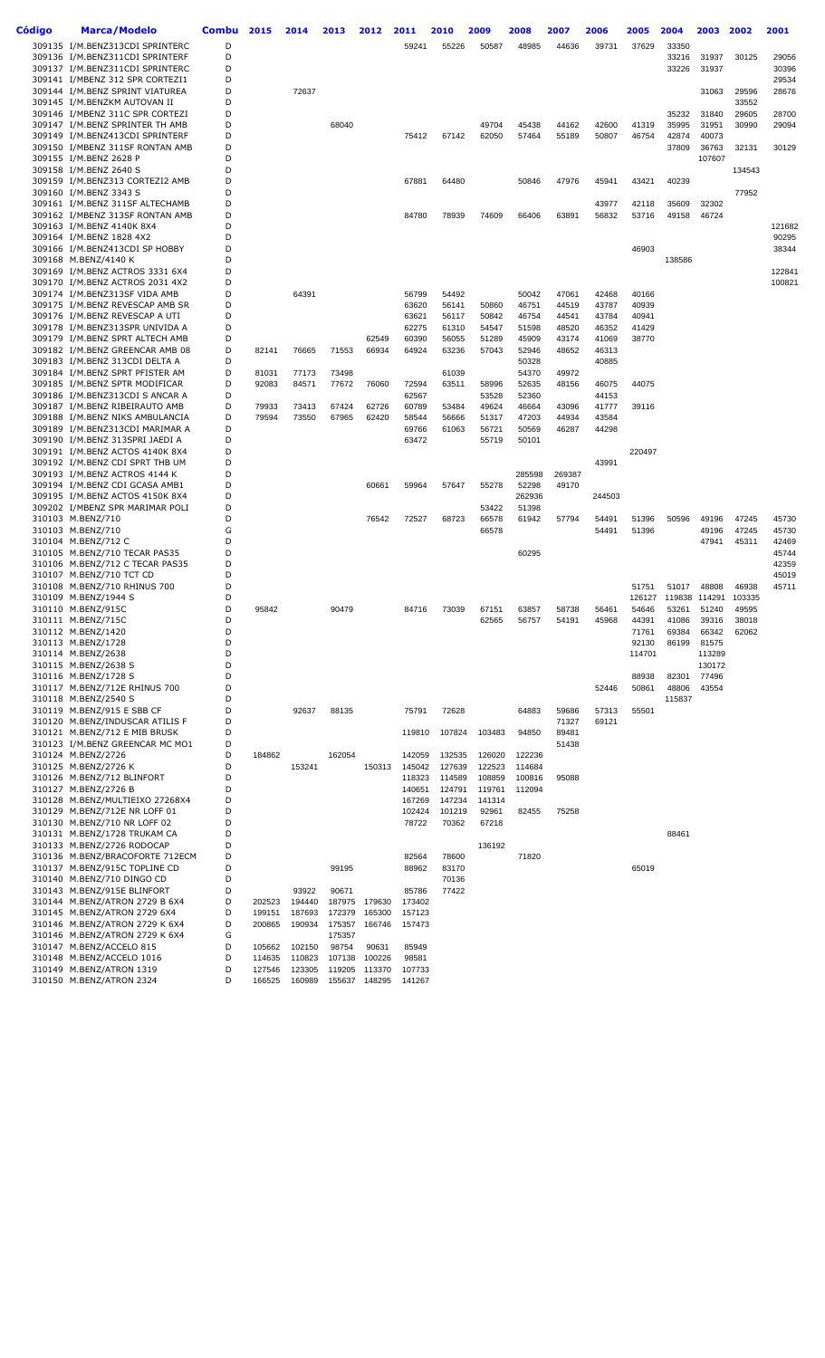| Código | Marca/Modelo | Combu | 2015 | 2014 | 2013 | 2012 | 2011 | 2010 | 2009 | 2008 | 2007 | 2006 | 2005 | 2004 | 2003 | 2002 | 2001 |
|---|---|---|---|---|---|---|---|---|---|---|---|---|---|---|---|---|---|
| 309135 | I/M.BENZ313CDI SPRINTERC | D | | | | | 59241 | 55226 | 50587 | 48985 | 44636 | 39731 | 37629 | 33350 | | | |
| 309136 | I/M.BENZ311CDI SPRINTERF | D | | | | | | | | | | | | 33216 | 31937 | 30125 | 29056 |
| 309137 | I/M.BENZ311CDI SPRINTERC | D | | | | | | | | | | | | 33226 | 31937 | | 30396 |
| 309141 | I/MBENZ 312 SPR CORTEZI1 | D | | | | | | | | | | | | | | | 29534 |
| 309144 | I/M.BENZ SPRINT VIATUREA | D | | 72637 | | | | | | | | | | | 31063 | 29596 | 28676 |
| 309145 | I/M.BENZKM AUTOVAN II | D | | | | | | | | | | | | | | 33552 | |
| 309146 | I/MBENZ 311C SPR CORTEZI | D | | | | | | | | | | | | 35232 | 31840 | 29605 | 28700 |
| 309147 | I/M.BENZ SPRINTER TH AMB | D | | | 68040 | | | | 49704 | 45438 | 44162 | 42600 | 41319 | 35995 | 31951 | 30990 | 29094 |
| 309149 | I/M.BENZ413CDI SPRINTERF | D | | | | | 75412 | 67142 | 62050 | 57464 | 55189 | 50807 | 46754 | 42874 | 40073 | | |
| 309150 | I/MBENZ 311SF RONTAN AMB | D | | | | | | | | | | | | 37809 | 36763 | 32131 | 30129 |
| 309155 | I/M.BENZ 2628 P | D | | | | | | | | | | | | | 107607 | | |
| 309158 | I/M.BENZ 2640 S | D | | | | | | | | | | | | | | 134543 | |
| 309159 | I/M.BENZ313 CORTEZI2 AMB | D | | | | | 67881 | 64480 | | 50846 | 47976 | 45941 | 43421 | 40239 | | | |
| 309160 | I/M.BENZ 3343 S | D | | | | | | | | | | | | | | 77952 | |
| 309161 | I/M.BENZ 311SF ALTECHAMB | D | | | | | | | | | | 43977 | 42118 | 35609 | 32302 | | |
| 309162 | I/MBENZ 313SF RONTAN AMB | D | | | | | 84780 | 78939 | 74609 | 66406 | 63891 | 56832 | 53716 | 49158 | 46724 | | |
| 309163 | I/M.BENZ 4140K 8X4 | D | | | | | | | | | | | | | | | 121682 |
| 309164 | I/M.BENZ 1828 4X2 | D | | | | | | | | | | | | | | | 90295 |
| 309166 | I/M.BENZ413CDI SP HOBBY | D | | | | | | | | | | | 46903 | | | | 38344 |
| 309168 | M.BENZ/4140 K | D | | | | | | | | | | | | 138586 | | | |
| 309169 | I/M.BENZ ACTROS 3331 6X4 | D | | | | | | | | | | | | | | | 122841 |
| 309170 | I/M.BENZ ACTROS 2031 4X2 | D | | | | | | | | | | | | | | | 100821 |
| 309174 | I/M.BENZ313SF VIDA AMB | D | | 64391 | | | 56799 | 54492 | | 50042 | 47061 | 42468 | 40166 | | | | |
| 309175 | I/M.BENZ REVESCAP AMB SR | D | | | | | 63620 | 56141 | 50860 | 46751 | 44519 | 43787 | 40939 | | | | |
| 309176 | I/M.BENZ REVESCAP A UTI | D | | | | | 63621 | 56117 | 50842 | 46754 | 44541 | 43784 | 40941 | | | | |
| 309178 | I/M.BENZ313SPR UNIVIDA A | D | | | | | 62275 | 61310 | 54547 | 51598 | 48520 | 46352 | 41429 | | | | |
| 309179 | I/M.BENZ SPRT ALTECH AMB | D | | | | 62549 | 60390 | 56055 | 51289 | 45909 | 43174 | 41069 | 38770 | | | | |
| 309182 | I/M.BENZ GREENCAR AMB 08 | D | 82141 | 76665 | 71553 | 66934 | 64924 | 63236 | 57043 | 52946 | 48652 | 46313 | | | | | |
| 309183 | I/M.BENZ 313CDI DELTA A | D | | | | | | | | 50328 | | 40885 | | | | | |
| 309184 | I/M.BENZ SPRT PFISTER AM | D | 81031 | 77173 | 73498 | | | 61039 | | 54370 | 49972 | | | | | | |
| 309185 | I/M.BENZ SPTR MODIFICAR | D | 92083 | 84571 | 77672 | 76060 | 72594 | 63511 | 58996 | 52635 | 48156 | 46075 | 44075 | | | | |
| 309186 | I/M.BENZ313CDI S ANCAR A | D | | | | | 62567 | | 53528 | 52360 | | 44153 | | | | | |
| 309187 | I/M.BENZ RIBEIRAUTO AMB | D | 79933 | 73413 | 67424 | 62726 | 60789 | 53484 | 49624 | 46664 | 43096 | 41777 | 39116 | | | | |
| 309188 | I/M.BENZ NIKS AMBULANCIA | D | 79594 | 73550 | 67965 | 62420 | 58544 | 56666 | 51317 | 47203 | 44934 | 43584 | | | | | |
| 309189 | I/M.BENZ313CDI MARIMAR A | D | | | | | 69766 | 61063 | 56721 | 50569 | 46287 | 44298 | | | | | |
| 309190 | I/M.BENZ 313SPRI JAEDI A | D | | | | | 63472 | | 55719 | 50101 | | | | | | | |
| 309191 | I/M.BENZ ACTOS 4140K 8X4 | D | | | | | | | | | | | 220497 | | | | |
| 309192 | I/M.BENZ CDI SPRT THB UM | D | | | | | | | | | | 43991 | | | | | |
| 309193 | I/M.BENZ ACTROS 4144 K | D | | | | | | | | 285598 | 269387 | | | | | | |
| 309194 | I/M.BENZ CDI GCASA AMB1 | D | | | | 60661 | 59964 | 57647 | 55278 | 52298 | 49170 | | | | | | |
| 309195 | I/M.BENZ ACTOS 4150K 8X4 | D | | | | | | | | 262936 | | 244503 | | | | | |
| 309202 | I/MBENZ SPR MARIMAR POLI | D | | | | | | | 53422 | 51398 | | | | | | | |
| 310103 | M.BENZ/710 | D | | | | 76542 | 72527 | 68723 | 66578 | 61942 | 57794 | 54491 | 51396 | 50596 | 49196 | 47245 | 45730 |
| 310103 | M.BENZ/710 | G | | | | | | | 66578 | | | 54491 | 51396 | | 49196 | 47245 | 45730 |
| 310104 | M.BENZ/712 C | D | | | | | | | | | | | | | 47941 | 45311 | 42469 |
| 310105 | M.BENZ/710 TECAR PAS35 | D | | | | | | | | 60295 | | | | | | | 45744 |
| 310106 | M.BENZ/712 C TECAR PAS35 | D | | | | | | | | | | | | | | | 42359 |
| 310107 | M.BENZ/710 TCT CD | D | | | | | | | | | | | | | | | 45019 |
| 310108 | M.BENZ/710 RHINUS 700 | D | | | | | | | | | | | 51751 | 51017 | 48808 | 46938 | 45711 |
| 310109 | M.BENZ/1944 S | D | | | | | | | | | | | 126127 | 119838 | 114291 | 103335 | |
| 310110 | M.BENZ/915C | D | 95842 | | 90479 | | 84716 | 73039 | 67151 | 63857 | 58738 | 56461 | 54646 | 53261 | 51240 | 49595 | |
| 310111 | M.BENZ/715C | D | | | | | | | 62565 | 56757 | 54191 | 45968 | 44391 | 41086 | 39316 | 38018 | |
| 310112 | M.BENZ/1420 | D | | | | | | | | | | | 71761 | 69384 | 66342 | 62062 | |
| 310113 | M.BENZ/1728 | D | | | | | | | | | | | 92130 | 86199 | 81575 | | |
| 310114 | M.BENZ/2638 | D | | | | | | | | | | | 114701 | | 113289 | | |
| 310115 | M.BENZ/2638 S | D | | | | | | | | | | | | | 130172 | | |
| 310116 | M.BENZ/1728 S | D | | | | | | | | | | | 88938 | 82301 | 77496 | | |
| 310117 | M.BENZ/712E RHINUS 700 | D | | | | | | | | | | 52446 | 50861 | 48806 | 43554 | | |
| 310118 | M.BENZ/2540 S | D | | | | | | | | | | | | 115837 | | | |
| 310119 | M.BENZ/915 E SBB CF | D | | 92637 | 88135 | | 75791 | 72628 | | 64883 | 59686 | 57313 | 55501 | | | | |
| 310120 | M.BENZ/INDUSCAR ATILIS F | D | | | | | | | | | 71327 | 69121 | | | | | |
| 310121 | M.BENZ/712 E MIB BRUSK | D | | | | | 119810 | 107824 | 103483 | 94850 | 89481 | | | | | | |
| 310123 | I/M.BENZ GREENCAR MC MO1 | D | | | | | | | | | 51438 | | | | | | |
| 310124 | M.BENZ/2726 | D | 184862 | | 162054 | | 142059 | 132535 | 126020 | 122236 | | | | | | | |
| 310125 | M.BENZ/2726 K | D | | 153241 | | 150313 | 145042 | 127639 | 122523 | 114684 | | | | | | | |
| 310126 | M.BENZ/712 BLINFORT | D | | | | | 118323 | 114589 | 108859 | 100816 | 95088 | | | | | | |
| 310127 | M.BENZ/2726 B | D | | | | | 140651 | 124791 | 119761 | 112094 | | | | | | | |
| 310128 | M.BENZ/MULTIEIXO 27268X4 | D | | | | | 167269 | 147234 | 141314 | | | | | | | | |
| 310129 | M.BENZ/712E NR LOFF 01 | D | | | | | 102424 | 101219 | 92961 | 82455 | 75258 | | | | | | |
| 310130 | M.BENZ/710 NR LOFF 02 | D | | | | | 78722 | 70362 | 67218 | | | | | | | | |
| 310131 | M.BENZ/1728 TRUKAM CA | D | | | | | | | | | | | | 88461 | | | |
| 310133 | M.BENZ/2726 RODOCAP | D | | | | | | | 136192 | | | | | | | | |
| 310136 | M.BENZ/BRACOFORTE 712ECM | D | | | | | 82564 | 78600 | | 71820 | | | | | | | |
| 310137 | M.BENZ/915C TOPLINE CD | D | | | 99195 | | 88962 | 83170 | | | | | 65019 | | | | |
| 310140 | M.BENZ/710 DINGO CD | D | | | | | | 70136 | | | | | | | | | |
| 310143 | M.BENZ/915E BLINFORT | D | | 93922 | 90671 | | 85786 | 77422 | | | | | | | | | |
| 310144 | M.BENZ/ATRON 2729 B 6X4 | D | 202523 | 194440 | 187975 | 179630 | 173402 | | | | | | | | | | |
| 310145 | M.BENZ/ATRON 2729 6X4 | D | 199151 | 187693 | 172379 | 165300 | 157123 | | | | | | | | | | |
| 310146 | M.BENZ/ATRON 2729 K 6X4 | D | 200865 | 190934 | 175357 | 166746 | 157473 | | | | | | | | | | |
| 310146 | M.BENZ/ATRON 2729 K 6X4 | G | | | 175357 | | | | | | | | | | | | |
| 310147 | M.BENZ/ACCELO 815 | D | 105662 | 102150 | 98754 | 90631 | 85949 | | | | | | | | | | |
| 310148 | M.BENZ/ACCELO 1016 | D | 114635 | 110823 | 107138 | 100226 | 98581 | | | | | | | | | | |
| 310149 | M.BENZ/ATRON 1319 | D | 127546 | 123305 | 119205 | 113370 | 107733 | | | | | | | | | | |
| 310150 | M.BENZ/ATRON 2324 | D | 166525 | 160989 | 155637 | 148295 | 141267 | | | | | | | | | | |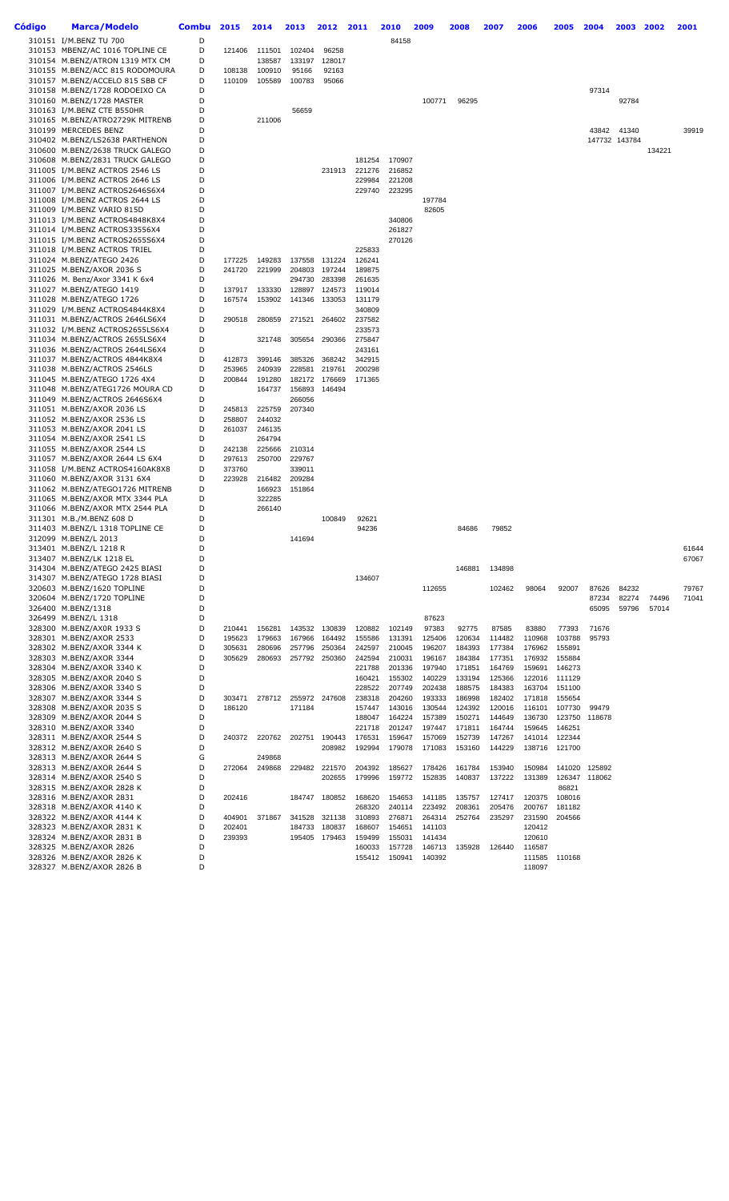| Código | Marca/Modelo | Combu | 2015 | 2014 | 2013 | 2012 | 2011 | 2010 | 2009 | 2008 | 2007 | 2006 | 2005 | 2004 | 2003 | 2002 | 2001 |
|---|---|---|---|---|---|---|---|---|---|---|---|---|---|---|---|---|---|
| 310151 | I/M.BENZ TU 700 | D | | | | | | 84158 | | | | | | | | | |
| 310153 | MBENZ/AC 1016 TOPLINE CE | D | 121406 | 111501 | 102404 | 96258 | | | | | | | | | | | |
| 310154 | M.BENZ/ATRON 1319 MTX CM | D | | 138587 | 133197 | 128017 | | | | | | | | | | | |
| 310155 | M.BENZ/ACC 815 RODOMOURA | D | 108138 | 100910 | 95166 | 92163 | | | | | | | | | | | |
| 310157 | M.BENZ/ACCELO 815 SBB CF | D | 110109 | 105589 | 100783 | 95066 | | | | | | | | | | | |
| 310158 | M.BENZ/1728 RODOEIXO CA | D | | | | | | | | | | | | 97314 | | | |
| 310160 | M.BENZ/1728 MASTER | D | | | | | | | 100771 | 96295 | | | | | 92784 | | |
| 310163 | I/M.BENZ CTE B550HR | D | | | 56659 | | | | | | | | | | | | |
| 310165 | M.BENZ/ATRO2729K MITRENB | D | | 211006 | | | | | | | | | | | | | |
| 310199 | MERCEDES BENZ | D | | | | | | | | | | | | 43842 | 41340 | | 39919 |
| 310402 | M.BENZ/LS2638 PARTHENON | D | | | | | | | | | | | | 147732 | 143784 | | |
| 310600 | M.BENZ/2638 TRUCK GALEGO | D | | | | | | | | | | | | | | 134221 | |
| 310608 | M.BENZ/2831 TRUCK GALEGO | D | | | | | 181254 | 170907 | | | | | | | | | |
| 311005 | I/M.BENZ ACTROS 2546 LS | D | | | | 231913 | 221276 | 216852 | | | | | | | | | |
| 311006 | I/M.BENZ ACTROS 2646 LS | D | | | | | 229984 | 221208 | | | | | | | | | |
| 311007 | I/M.BENZ ACTROS2646S6X4 | D | | | | | 229740 | 223295 | | | | | | | | | |
| 311008 | I/M.BENZ ACTROS 2644 LS | D | | | | | | | 197784 | | | | | | | | |
| 311009 | I/M.BENZ VARIO 815D | D | | | | | | | 82605 | | | | | | | | |
| 311013 | I/M.BENZ ACTROS4848K8X4 | D | | | | | | 340806 | | | | | | | | | |
| 311014 | I/M.BENZ ACTROS33556X4 | D | | | | | | 261827 | | | | | | | | | |
| 311015 | I/M.BENZ ACTROS2655S6X4 | D | | | | | | 270126 | | | | | | | | | |
| 311018 | I/M.BENZ ACTROS TRIEL | D | | | | | 225833 | | | | | | | | | | |
| 311024 | M.BENZ/ATEGO 2426 | D | 177225 | 149283 | 137558 | 131224 | 126241 | | | | | | | | | | |
| 311025 | M.BENZ/AXOR 2036 S | D | 241720 | 221999 | 204803 | 197244 | 189875 | | | | | | | | | | |
| 311026 | M. Benz/Axor 3341 K 6x4 | D | | | 294730 | 283398 | 261635 | | | | | | | | | | |
| 311027 | M.BENZ/ATEGO 1419 | D | 137917 | 133330 | 128897 | 124573 | 119014 | | | | | | | | | | |
| 311028 | M.BENZ/ATEGO 1726 | D | 167574 | 153902 | 141346 | 133053 | 131179 | | | | | | | | | | |
| 311029 | I/M.BENZ ACTROS4844K8X4 | D | | | | | 340809 | | | | | | | | | | |
| 311031 | M.BENZ/ACTROS 2646LS6X4 | D | 290518 | 280859 | 271521 | 264602 | 237582 | | | | | | | | | | |
| 311032 | I/M.BENZ ACTROS2655LS6X4 | D | | | | | 233573 | | | | | | | | | | |
| 311034 | M.BENZ/ACTROS 2655LS6X4 | D | | 321748 | 305654 | 290366 | 275847 | | | | | | | | | | |
| 311036 | M.BENZ/ACTROS 2644LS6X4 | D | | | | | 243161 | | | | | | | | | | |
| 311037 | M.BENZ/ACTROS 4844K8X4 | D | 412873 | 399146 | 385326 | 368242 | 342915 | | | | | | | | | | |
| 311038 | M.BENZ/ACTROS 2546LS | D | 253965 | 240939 | 228581 | 219761 | 200298 | | | | | | | | | | |
| 311045 | M.BENZ/ATEGO 1726 4X4 | D | 200844 | 191280 | 182172 | 176669 | 171365 | | | | | | | | | | |
| 311048 | M.BENZ/ATEG1726 MOURA CD | D | | 164737 | 156893 | 146494 | | | | | | | | | | | |
| 311049 | M.BENZ/ACTROS 2646S6X4 | D | | | 266056 | | | | | | | | | | | | |
| 311051 | M.BENZ/AXOR 2036 LS | D | 245813 | 225759 | 207340 | | | | | | | | | | | | |
| 311052 | M.BENZ/AXOR 2536 LS | D | 258807 | 244032 | | | | | | | | | | | | | |
| 311053 | M.BENZ/AXOR 2041 LS | D | 261037 | 246135 | | | | | | | | | | | | | |
| 311054 | M.BENZ/AXOR 2541 LS | D | | 264794 | | | | | | | | | | | | | |
| 311055 | M.BENZ/AXOR 2544 LS | D | 242138 | 225666 | 210314 | | | | | | | | | | | | |
| 311057 | M.BENZ/AXOR 2644 LS 6X4 | D | 297613 | 250700 | 229767 | | | | | | | | | | | | |
| 311058 | I/M.BENZ ACTROS4160AK8X8 | D | 373760 | | 339011 | | | | | | | | | | | | |
| 311060 | M.BENZ/AXOR 3131 6X4 | D | 223928 | 216482 | 209284 | | | | | | | | | | | | |
| 311062 | M.BENZ/ATEGO1726 MITRENB | D | | 166923 | 151864 | | | | | | | | | | | | |
| 311065 | M.BENZ/AXOR MTX 3344 PLA | D | | 322285 | | | | | | | | | | | | | |
| 311066 | M.BENZ/AXOR MTX 2544 PLA | D | | 266140 | | | | | | | | | | | | | |
| 311301 | M.B./M.BENZ 608 D | D | | | | 100849 | 92621 | | | | | | | | | | |
| 311403 | M.BENZ/L 1318 TOPLINE CE | D | | | | | 94236 | | | 84686 | 79852 | | | | | | |
| 312099 | M.BENZ/L 2013 | D | | | 141694 | | | | | | | | | | | | |
| 313401 | M.BENZ/L 1218 R | D | | | | | | | | | | | | | | | 61644 |
| 313407 | M.BENZ/LK 1218 EL | D | | | | | | | | | | | | | | | 67067 |
| 314304 | M.BENZ/ATEGO 2425 BIASI | D | | | | | | | | 146881 | 134898 | | | | | | |
| 314307 | M.BENZ/ATEGO 1728 BIASI | D | | | | | 134607 | | | | | | | | | | |
| 320603 | M.BENZ/1620 TOPLINE | D | | | | | | | 112655 | | 102462 | 98064 | 92007 | 87626 | 84232 | | 79767 |
| 320604 | M.BENZ/1720 TOPLINE | D | | | | | | | | | | | | 87234 | 82274 | 74496 | 71041 |
| 326400 | M.BENZ/1318 | D | | | | | | | | | | | | 65095 | 59796 | 57014 | |
| 326499 | M.BENZ/L 1318 | D | | | | | | | 87623 | | | | | | | | |
| 328300 | M.BENZ/AXOR 1933 S | D | 210441 | 156281 | 143532 | 130839 | 120882 | 102149 | 97383 | 92775 | 87585 | 83880 | 77393 | 71676 | | | |
| 328301 | M.BENZ/AXOR 2533 | D | 195623 | 179663 | 167966 | 164492 | 155586 | 131391 | 125406 | 120634 | 114482 | 110968 | 103788 | 95793 | | | |
| 328302 | M.BENZ/AXOR 3344 K | D | 305631 | 280696 | 257796 | 250364 | 242597 | 210045 | 196207 | 184393 | 177384 | 176962 | 155891 | | | | |
| 328303 | M.BENZ/AXOR 3344 | D | 305629 | 280693 | 257792 | 250360 | 242594 | 210031 | 196167 | 184384 | 177351 | 176932 | 155884 | | | | |
| 328304 | M.BENZ/AXOR 3340 K | D | | | | | 221788 | 201336 | 197940 | 171851 | 164769 | 159691 | 146273 | | | | |
| 328305 | M.BENZ/AXOR 2040 S | D | | | | | 160421 | 155302 | 140229 | 133194 | 125366 | 122016 | 111129 | | | | |
| 328306 | M.BENZ/AXOR 3340 S | D | | | | | 228522 | 207749 | 202438 | 188575 | 184383 | 163704 | 151100 | | | | |
| 328307 | M.BENZ/AXOR 3344 S | D | 303471 | 278712 | 255972 | 247608 | 238318 | 204260 | 193333 | 186998 | 182402 | 171818 | 155654 | | | | |
| 328308 | M.BENZ/AXOR 2035 S | D | 186120 | | 171184 | | 157447 | 143016 | 130544 | 124392 | 120016 | 116101 | 107730 | 99479 | | | |
| 328309 | M.BENZ/AXOR 2044 S | D | | | | | 188047 | 164224 | 157389 | 150271 | 144649 | 136730 | 123750 | 118678 | | | |
| 328310 | M.BENZ/AXOR 3340 | D | | | | | 221718 | 201247 | 197447 | 171811 | 164744 | 159645 | 146251 | | | | |
| 328311 | M.BENZ/AXOR 2544 S | D | 240372 | 220762 | 202751 | 190443 | 176531 | 159647 | 157069 | 152739 | 147267 | 141014 | 122344 | | | | |
| 328312 | M.BENZ/AXOR 2640 S | D | | | | 208982 | 192994 | 179078 | 171083 | 153160 | 144229 | 138716 | 121700 | | | | |
| 328313 | M.BENZ/AXOR 2644 S | G | | 249868 | | | | | | | | | | | | | |
| 328313 | M.BENZ/AXOR 2644 S | D | 272064 | 249868 | 229482 | 221570 | 204392 | 185627 | 178426 | 161784 | 153940 | 150984 | 141020 | 125892 | | | |
| 328314 | M.BENZ/AXOR 2540 S | D | | | | 202655 | 179996 | 159772 | 152835 | 140837 | 137222 | 131389 | 126347 | 118062 | | | |
| 328315 | M.BENZ/AXOR 2828 K | D | | | | | | | | | | | 86821 | | | | |
| 328316 | M.BENZ/AXOR 2831 | D | 202416 | | 184747 | 180852 | 168620 | 154653 | 141185 | 135757 | 127417 | 120375 | 108016 | | | | |
| 328318 | M.BENZ/AXOR 4140 K | D | | | | | 268320 | 240114 | 223492 | 208361 | 205476 | 200767 | 181182 | | | | |
| 328322 | M.BENZ/AXOR 4144 K | D | 404901 | 371867 | 341528 | 321138 | 310893 | 276871 | 264314 | 252764 | 235297 | 231590 | 204566 | | | | |
| 328323 | M.BENZ/AXOR 2831 K | D | 202401 | | 184733 | 180837 | 168607 | 154651 | 141103 | | | 120412 | | | | | |
| 328324 | M.BENZ/AXOR 2831 B | D | 239393 | | 195405 | 179463 | 159499 | 155031 | 141434 | | | 120610 | | | | | |
| 328325 | M.BENZ/AXOR 2826 | D | | | | | 160033 | 157728 | 146713 | 135928 | 126440 | 116587 | | | | | |
| 328326 | M.BENZ/AXOR 2826 K | D | | | | | 155412 | 150941 | 140392 | | | 111585 | 110168 | | | | |
| 328327 | M.BENZ/AXOR 2826 B | D | | | | | | | | | | 118097 | | | | | |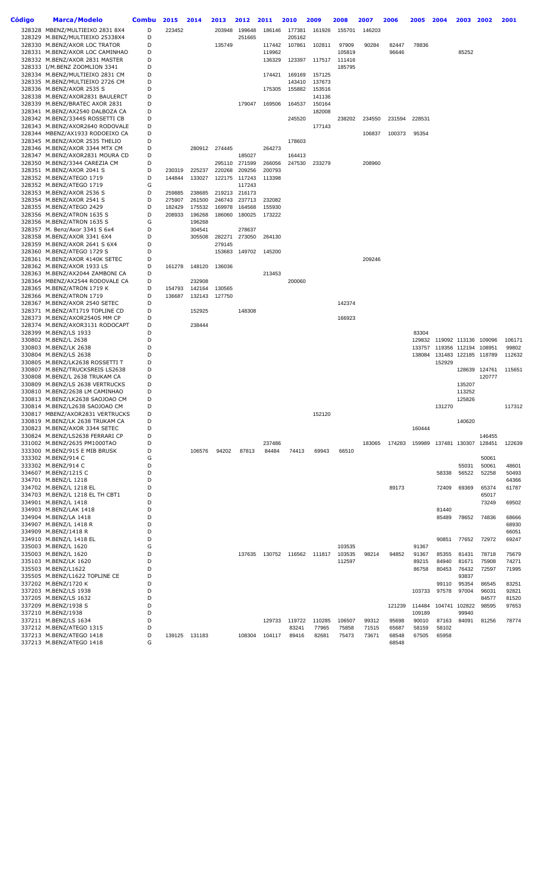| Código | Marca/Modelo | Combu | 2015 | 2014 | 2013 | 2012 | 2011 | 2010 | 2009 | 2008 | 2007 | 2006 | 2005 | 2004 | 2003 | 2002 | 2001 |
|---|---|---|---|---|---|---|---|---|---|---|---|---|---|---|---|---|---|
| 328328 | MBENZ/MULTIEIXO 2831 8X4 | D | 223452 | | 203948 | 199648 | 186146 | 177381 | 161926 | 155701 | 146203 | | | | | | |
| 328329 | M.BENZ/MULTIEIXO 25338X4 | D | | | | 251665 | | 205162 | | | | | | | | | |
| 328330 | M.BENZ/AXOR LOC TRATOR | D | | | 135749 | | 117442 | 107861 | 102811 | 97909 | 90284 | 82447 | 78836 | | | | |
| 328331 | M.BENZ/AXOR LOC CAMINHAO | D | | | | | 119962 | | | 105819 | | 96646 | | | 85252 | | |
| 328332 | M.BENZ/AXOR 2831 MASTER | D | | | | | 136329 | 123397 | 117517 | 111416 | | | | | | | |
| 328333 | I/M.BENZ ZOOMLION 3341 | D | | | | | | | | 185795 | | | | | | | |
| 328334 | M.BENZ/MULTIEIXO 2831 CM | D | | | | | 174421 | 169169 | 157125 | | | | | | | | |
| 328335 | M.BENZ/MULTIEIXO 2726 CM | D | | | | | | 143410 | 137673 | | | | | | | | |
| 328336 | M.BENZ/AXOR 2535 S | D | | | | | 175305 | 155882 | 153516 | | | | | | | | |
| 328338 | M.BENZ/AXOR2831 BAULERCT | D | | | | | | | 141136 | | | | | | | | |
| 328339 | M.BENZ/BRATEC AXOR 2831 | D | | | | 179047 | 169506 | 164537 | 150164 | | | | | | | | |
| 328341 | M.BENZ/AX2540 DALBOZA CA | D | | | | | | | 182008 | | | | | | | | |
| 328342 | M.BENZ/3344S ROSSETTI CB | D | | | | | | 245520 | | 238202 | 234550 | 231594 | 228531 | | | | |
| 328343 | M.BENZ/AXOR2640 RODOVALE | D | | | | | | | 177143 | | | | | | | | |
| 328344 | MBENZ/AX1933 RODOEIXO CA | D | | | | | | | | | 106837 | 100373 | 95354 | | | | |
| 328345 | M.BENZ/AXOR 2535 THELIO | D | | | | | | 178603 | | | | | | | | | |
| 328346 | M.BENZ/AXOR 3344 MTX CM | D | | 280912 | 274445 | | 264273 | | | | | | | | | | |
| 328347 | M.BENZ/AXOR2831 MOURA CD | D | | | | 185027 | | 164413 | | | | | | | | | |
| 328350 | M.BENZ/3344 CAREZIA CM | D | | | 295110 | 271599 | 266056 | 247530 | 233279 | 208960 | | | | | | | |
| 328351 | M.BENZ/AXOR 2041 S | D | 230319 | 225237 | 220268 | 209256 | 200793 | | | | | | | | | | |
| 328352 | M.BENZ/ATEGO 1719 | D | 144844 | 133027 | 122175 | 117243 | 113398 | | | | | | | | | | |
| 328352 | M.BENZ/ATEGO 1719 | G | | | | 117243 | | | | | | | | | | | |
| 328353 | M.BENZ/AXOR 2536 S | D | 259885 | 238685 | 219213 | 216173 | | | | | | | | | | | |
| 328354 | M.BENZ/AXOR 2541 S | D | 275907 | 261500 | 246743 | 237713 | 232082 | | | | | | | | | | |
| 328355 | M.BENZ/ATEGO 2429 | D | 182429 | 175532 | 169978 | 164568 | 155930 | | | | | | | | | | |
| 328356 | M.BENZ/ATRON 1635 S | D | 208933 | 196268 | 186060 | 180025 | 173222 | | | | | | | | | | |
| 328356 | M.BENZ/ATRON 1635 S | G | | 196268 | | | | | | | | | | | | | |
| 328357 | M. Benz/Axor 3341 S 6x4 | D | | 304541 | | 278637 | | | | | | | | | | | |
| 328358 | M.BENZ/AXOR 3341 6X4 | D | | 305508 | 282271 | 273050 | 264130 | | | | | | | | | | |
| 328359 | M.BENZ/AXOR 2641 S 6X4 | D | | | 279145 | | | | | | | | | | | | |
| 328360 | M.BENZ/ATEGO 1729 S | D | | | 153683 | 149702 | 145200 | | | | | | | | | | |
| 328361 | M.BENZ/AXOR 4140K SETEC | D | | | | | | | | 209246 | | | | | | | |
| 328362 | M.BENZ/AXOR 1933 LS | D | 161278 | 148120 | 136036 | | | | | | | | | | | | |
| 328363 | M.BENZ/AX2044 ZAMBONI CA | D | | | | | 213453 | | | | | | | | | | |
| 328364 | MBENZ/AX2544 RODOVALE CA | D | | 232908 | | | | 200060 | | | | | | | | | |
| 328365 | M.BENZ/ATRON 1719 K | D | 154793 | 142164 | 130565 | | | | | | | | | | | | |
| 328366 | M.BENZ/ATRON 1719 | D | 136687 | 132143 | 127750 | | | | | | | | | | | | |
| 328367 | M.BENZ/AXOR 2540 SETEC | D | | | | | | | | 142374 | | | | | | | |
| 328371 | M.BENZ/AT1719 TOPLINE CD | D | | 152925 | | 148308 | | | | | | | | | | | |
| 328373 | M.BENZ/AXOR2540S MM CP | D | | | | | | | | 166923 | | | | | | | |
| 328374 | M.BENZ/AXOR3131 RODOCAPT | D | | 238444 | | | | | | | | | | | | | |
| 328399 | M.BENZ/LS 1933 | D | | | | | | | | | | | 83304 | | | | |
| 330802 | M.BENZ/L 2638 | D | | | | | | | | | | | 129832 | 119092 | 113136 | 109096 | 106171 |
| 330803 | M.BENZ/LK 2638 | D | | | | | | | | | | | 133757 | 119356 | 112194 | 108951 | 99802 |
| 330804 | M.BENZ/LS 2638 | D | | | | | | | | | | | 138084 | 131483 | 122185 | 118789 | 112632 |
| 330805 | M.BENZ/LK2638 ROSSETTI T | D | | | | | | | | | | | | 152929 | | | |
| 330807 | M.BENZ/TRUCKSREIS LS2638 | D | | | | | | | | | | | | | 128639 | 124761 | 115651 |
| 330808 | M.BENZ/L 2638 TRUKAM CA | D | | | | | | | | | | | | | | 120777 | |
| 330809 | M.BENZ/LS 2638 VERTRUCKS | D | | | | | | | | | | | | | 135207 | | |
| 330810 | M.BENZ/2638 LM CAMINHAO | D | | | | | | | | | | | | | 113252 | | |
| 330813 | M.BENZ/LK2638 SAOJOAO CM | D | | | | | | | | | | | | | 125826 | | |
| 330814 | M.BENZ/L2638 SAOJOAO CM | D | | | | | | | | | | | | 131270 | | | 117312 |
| 330817 | MBENZ/AXOR2831 VERTRUCKS | D | | | | | | | 152120 | | | | | | | | |
| 330819 | M.BENZ/LK 2638 TRUKAM CA | D | | | | | | | | | | | | | 140620 | | |
| 330823 | M.BENZ/AXOR 3344 SETEC | D | | | | | | | | | | | 160444 | | | | |
| 330824 | M.BENZ/LS2638 FERRARI CP | D | | | | | | | | | | | | | | 146455 | |
| 331002 | M.BENZ/2635 PM1000TAO | D | | | | | 237486 | | | | 183065 | 174283 | 159989 | 137481 | 130307 | 128451 | 122639 |
| 333300 | M.BENZ/915 E MIB BRUSK | D | | 106576 | 94202 | 87813 | 84484 | 74413 | 69943 | 66510 | | | | | | | |
| 333302 | M.BENZ/914 C | G | | | | | | | | | | | | | | 50061 | |
| 333302 | M.BENZ/914 C | D | | | | | | | | | | | | | 55031 | 50061 | 48601 |
| 334607 | M.BENZ/1215 C | D | | | | | | | | | | | | 58338 | 56522 | 52258 | 50493 |
| 334701 | M.BENZ/L 1218 | D | | | | | | | | | | | | | | | 64366 |
| 334702 | M.BENZ/L 1218 EL | D | | | | | | | | | 89173 | | | 72409 | 69369 | 65374 | 61787 |
| 334703 | M.BENZ/L 1218 EL TH CBT1 | D | | | | | | | | | | | | | | 65017 | |
| 334901 | M.BENZ/L 1418 | D | | | | | | | | | | | | | | 73249 | 69502 |
| 334903 | M.BENZ/LAK 1418 | D | | | | | | | | | | | | 81440 | | | |
| 334904 | M.BENZ/LA 1418 | D | | | | | | | | | | | | 85489 | 78652 | 74836 | 68666 |
| 334907 | M.BENZ/L 1418 R | D | | | | | | | | | | | | | | | 68930 |
| 334909 | M.BENZ/1418 R | D | | | | | | | | | | | | | | | 66051 |
| 334910 | M.BENZ/L 1418 EL | D | | | | | | | | | | | | 90851 | 77652 | 72972 | 69247 |
| 335003 | M.BENZ/L 1620 | G | | | | | | | | 103535 | | | 91367 | | | | |
| 335003 | M.BENZ/L 1620 | D | | | | 137635 | 130752 | 116562 | 111817 | 103535 | 98214 | 94852 | 91367 | 85355 | 81431 | 78718 | 75679 |
| 335103 | M.BENZ/LK 1620 | D | | | | | | | | 112597 | | | 89215 | 84940 | 81671 | 75908 | 74271 |
| 335503 | M.BENZ/L1622 | D | | | | | | | | | | | 86758 | 80453 | 76432 | 72597 | 71995 |
| 335505 | M.BENZ/L1622 TOPLINE CE | D | | | | | | | | | | | | | 93837 | | |
| 337202 | M.BENZ/1720 K | D | | | | | | | | | | | | 99110 | 95354 | 86545 | 83251 |
| 337203 | M.BENZ/LS 1938 | D | | | | | | | | | | | 103733 | 97578 | 97004 | 96031 | 92821 |
| 337205 | M.BENZ/LS 1632 | D | | | | | | | | | | | | | | 84577 | 81520 |
| 337209 | M.BENZ/1938 S | D | | | | | | | | | | 121239 | 114484 | 104741 | 130822 | 98595 | 97653 |
| 337210 | M.BENZ/1938 | D | | | | | | | | | | | 109189 | | 99940 | | |
| 337211 | M.BENZ/LS 1634 | D | | | | | 129733 | 119722 | 110285 | 106507 | 99312 | 95698 | 90010 | 87163 | 84091 | 81256 | 78774 |
| 337212 | M.BENZ/ATEGO 1315 | D | | | | | | 83241 | 77965 | 75858 | 71515 | 65687 | 58159 | 58102 | | | |
| 337213 | M.BENZ/ATEGO 1418 | D | 139125 | 131183 | | 108304 | 104117 | 89416 | 82681 | 75473 | 73671 | 68548 | 67505 | 65958 | | | |
| 337213 | M.BENZ/ATEGO 1418 | G | | | | | | | | | | 68548 | | | | | |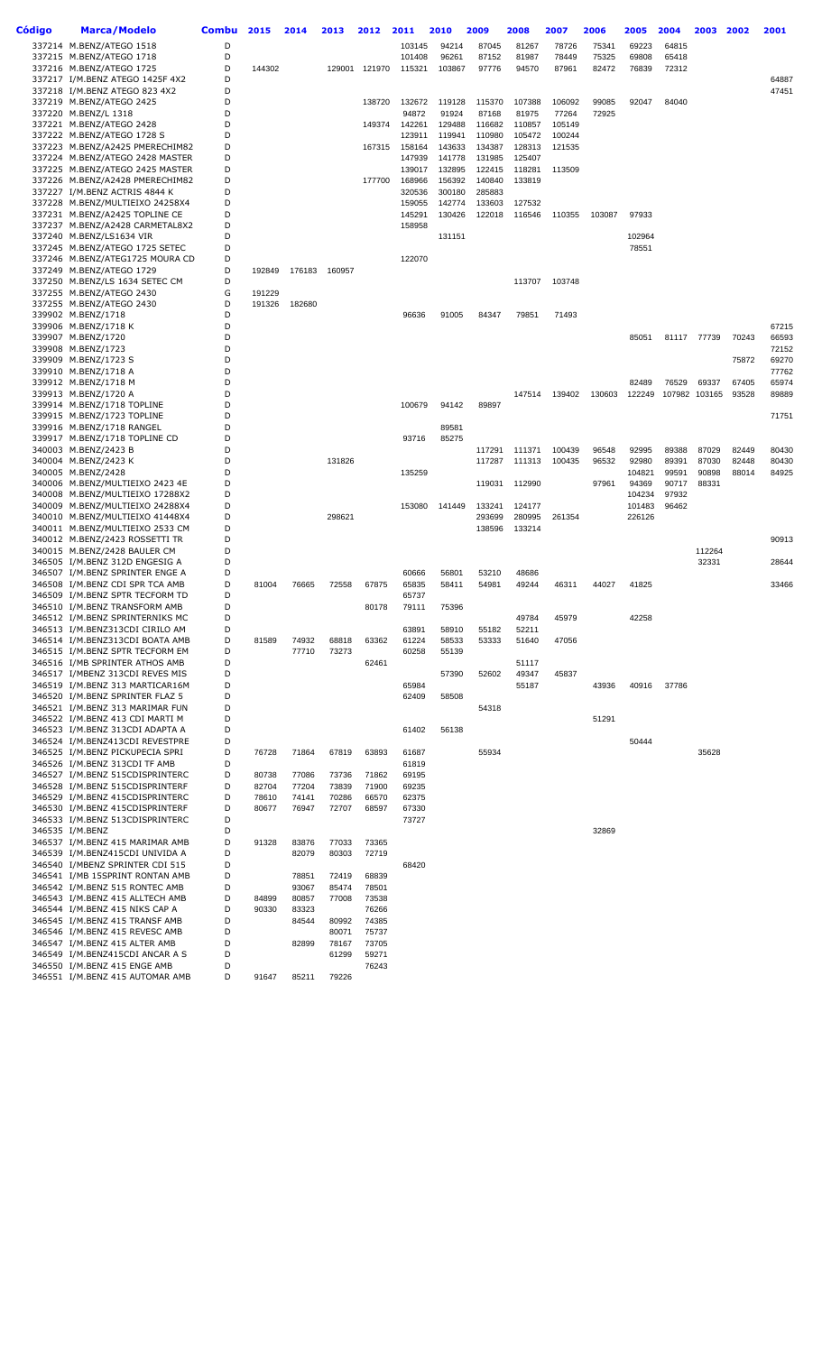| Código | Marca/Modelo | Combu | 2015 | 2014 | 2013 | 2012 | 2011 | 2010 | 2009 | 2008 | 2007 | 2006 | 2005 | 2004 | 2003 | 2002 | 2001 |
|---|---|---|---|---|---|---|---|---|---|---|---|---|---|---|---|---|---|
| 337214 | M.BENZ/ATEGO 1518 | D | | | | | 103145 | 94214 | 87045 | 81267 | 78726 | 75341 | 69223 | 64815 | | | |
| 337215 | M.BENZ/ATEGO 1718 | D | | | | | 101408 | 96261 | 87152 | 81987 | 78449 | 75325 | 69808 | 65418 | | | |
| 337216 | M.BENZ/ATEGO 1725 | D | 144302 | | 129001 | 121970 | 115321 | 103867 | 97776 | 94570 | 87961 | 82472 | 76839 | 72312 | | | |
| 337217 | I/M.BENZ ATEGO 1425F 4X2 | D | | | | | | | | | | | | | | | 64887 |
| 337218 | I/M.BENZ ATEGO 823 4X2 | D | | | | | | | | | | | | | | | 47451 |
| 337219 | M.BENZ/ATEGO 2425 | D | | | | 138720 | 132672 | 119128 | 115370 | 107388 | 106092 | 99085 | 92047 | 84040 | | | |
| 337220 | M.BENZ/L 1318 | D | | | | | 94872 | 91924 | 87168 | 81975 | 77264 | 72925 | | | | | |
| 337221 | M.BENZ/ATEGO 2428 | D | | | | 149374 | 142261 | 129488 | 116682 | 110857 | 105149 | | | | | | |
| 337222 | M.BENZ/ATEGO 1728 S | D | | | | | 123911 | 119941 | 110980 | 105472 | 100244 | | | | | | |
| 337223 | M.BENZ/A2425 PMERECHIM82 | D | | | | 167315 | 158164 | 143633 | 134387 | 128313 | 121535 | | | | | | |
| 337224 | M.BENZ/ATEGO 2428 MASTER | D | | | | | 147939 | 141778 | 131985 | 125407 | | | | | | | |
| 337225 | M.BENZ/ATEGO 2425 MASTER | D | | | | | 139017 | 132895 | 122415 | 118281 | 113509 | | | | | | |
| 337226 | M.BENZ/A2428 PMERECHIM82 | D | | | | 177700 | 168966 | 156392 | 140840 | 133819 | | | | | | | |
| 337227 | I/M.BENZ ACTRIS 4844 K | D | | | | | 320536 | 300180 | 285883 | | | | | | | | |
| 337228 | M.BENZ/MULTIEIXO 24258X4 | D | | | | | 159055 | 142774 | 133603 | 127532 | | | | | | | |
| 337231 | M.BENZ/A2425 TOPLINE CE | D | | | | | 145291 | 130426 | 122018 | 116546 | 110355 | 103087 | 97933 | | | | |
| 337237 | M.BENZ/A2428 CARMETAL8X2 | D | | | | | 158958 | | | | | | | | | | |
| 337240 | M.BENZ/LS1634 VIR | D | | | | | | 131151 | | | | | 102964 | | | | |
| 337245 | M.BENZ/ATEGO 1725 SETEC | D | | | | | | | | | | | 78551 | | | | |
| 337246 | M.BENZ/ATEG1725 MOURA CD | D | | | | | 122070 | | | | | | | | | | |
| 337249 | M.BENZ/ATEGO 1729 | D | 192849 | 176183 | 160957 | | | | | | | | | | | | |
| 337250 | M.BENZ/LS 1634 SETEC CM | D | | | | | | | | 113707 | 103748 | | | | | | |
| 337255 | M.BENZ/ATEGO 2430 | G | 191229 | | | | | | | | | | | | | | |
| 337255 | M.BENZ/ATEGO 2430 | D | 191326 | 182680 | | | | | | | | | | | | | |
| 339902 | M.BENZ/1718 | D | | | | | 96636 | 91005 | 84347 | 79851 | 71493 | | | | | | |
| 339906 | M.BENZ/1718 K | D | | | | | | | | | | | | | | | 67215 |
| 339907 | M.BENZ/1720 | D | | | | | | | | | | | 85051 | 81117 | 77739 | 70243 | 66593 |
| 339908 | M.BENZ/1723 | D | | | | | | | | | | | | | | | 72152 |
| 339909 | M.BENZ/1723 S | D | | | | | | | | | | | | | | 75872 | 69270 |
| 339910 | M.BENZ/1718 A | D | | | | | | | | | | | | | | | 77762 |
| 339912 | M.BENZ/1718 M | D | | | | | | | | | | | 82489 | 76529 | 69337 | 67405 | 65974 |
| 339913 | M.BENZ/1720 A | D | | | | | | | | 147514 | 139402 | 130603 | 122249 | 107982 | 103165 | 93528 | 89889 |
| 339914 | M.BENZ/1718 TOPLINE | D | | | | | 100679 | 94142 | 89897 | | | | | | | | |
| 339915 | M.BENZ/1723 TOPLINE | D | | | | | | | | | | | | | | | 71751 |
| 339916 | M.BENZ/1718 RANGEL | D | | | | | | 89581 | | | | | | | | | |
| 339917 | M.BENZ/1718 TOPLINE CD | D | | | | | 93716 | 85275 | | | | | | | | | |
| 340003 | M.BENZ/2423 B | D | | | | | | | 117291 | 111371 | 100439 | 96548 | 92995 | 89388 | 87029 | 82449 | 80430 |
| 340004 | M.BENZ/2423 K | D | | | 131826 | | | | 117287 | 111313 | 100435 | 96532 | 92980 | 89391 | 87030 | 82448 | 80430 |
| 340005 | M.BENZ/2428 | D | | | | | 135259 | | | | | | 104821 | 99591 | 90898 | 88014 | 84925 |
| 340006 | M.BENZ/MULTIEIXO 2423 4E | D | | | | | | | 119031 | 112990 | | 97961 | 94369 | 90717 | 88331 | | |
| 340008 | M.BENZ/MULTIEIXO 17288X2 | D | | | | | | | | | | | 104234 | 97932 | | | |
| 340009 | M.BENZ/MULTIEIXO 24288X4 | D | | | | | 153080 | 141449 | 133241 | 124177 | | | 101483 | 96462 | | | |
| 340010 | M.BENZ/MULTIEIXO 41448X4 | D | | | 298621 | | | | 293699 | 280995 | 261354 | | 226126 | | | | |
| 340011 | M.BENZ/MULTIEIXO 2533 CM | D | | | | | | | 138596 | 133214 | | | | | | | |
| 340012 | M.BENZ/2423 ROSSETTI TR | D | | | | | | | | | | | | | | | 90913 |
| 340015 | M.BENZ/2428 BAULER CM | D | | | | | | | | | | | | | 112264 | | |
| 346505 | I/M.BENZ 312D ENGESIG A | D | | | | | | | | | | | | | 32331 | | 28644 |
| 346507 | I/M.BENZ SPRINTER ENGE A | D | | | | | 60666 | 56801 | 53210 | 48686 | | | | | | | |
| 346508 | I/M.BENZ CDI SPR TCA AMB | D | 81004 | 76665 | 72558 | 67875 | 65835 | 58411 | 54981 | 49244 | 46311 | 44027 | 41825 | | | | 33466 |
| 346509 | I/M.BENZ SPTR TECFORM TD | D | | | | | 65737 | | | | | | | | | | |
| 346510 | I/M.BENZ TRANSFORM AMB | D | | | | 80178 | 79111 | 75396 | | | | | | | | | |
| 346512 | I/M.BENZ SPRINTERNIKS MC | D | | | | | | | | 49784 | 45979 | | 42258 | | | | |
| 346513 | I/M.BENZ313CDI CIRILO AM | D | | | | | 63891 | 58910 | 55182 | 52211 | | | | | | | |
| 346514 | I/M.BENZ313CDI BOATA AMB | D | 81589 | 74932 | 68818 | 63362 | 61224 | 58533 | 53333 | 51640 | 47056 | | | | | | |
| 346515 | I/M.BENZ SPTR TECFORM EM | D | | 77710 | 73273 | | 60258 | 55139 | | | | | | | | | |
| 346516 | I/MB SPRINTER ATHOS AMB | D | | | | 62461 | | | | 51117 | | | | | | | |
| 346517 | I/MBENZ 313CDI REVES MIS | D | | | | | | 57390 | 52602 | 49347 | 45837 | | | | | | |
| 346519 | I/M.BENZ 313 MARTICAR16M | D | | | | | 65984 | | | 55187 | | 43936 | 40916 | 37786 | | | |
| 346520 | I/M.BENZ SPRINTER FLAZ 5 | D | | | | | 62409 | 58508 | | | | | | | | | |
| 346521 | I/M.BENZ 313 MARIMAR FUN | D | | | | | | | 54318 | | | | | | | | |
| 346522 | I/M.BENZ 413 CDI MARTI M | D | | | | | | | | | | 51291 | | | | | |
| 346523 | I/M.BENZ 313CDI ADAPTA A | D | | | | | 61402 | 56138 | | | | | | | | | |
| 346524 | I/M.BENZ413CDI REVESTPRE | D | | | | | | | | | | | 50444 | | | | |
| 346525 | I/M.BENZ PICKUPECIA SPRI | D | 76728 | 71864 | 67819 | 63893 | 61687 | | 55934 | | | | | | 35628 | | |
| 346526 | I/M.BENZ 313CDI TF AMB | D | | | | | 61819 | | | | | | | | | | |
| 346527 | I/M.BENZ 515CDISPRINTERC | D | 80738 | 77086 | 73736 | 71862 | 69195 | | | | | | | | | | |
| 346528 | I/M.BENZ 515CDISPRINTERF | D | 82704 | 77204 | 73839 | 71900 | 69235 | | | | | | | | | | |
| 346529 | I/M.BENZ 415CDISPRINTERC | D | 78610 | 74141 | 70286 | 66570 | 62375 | | | | | | | | | | |
| 346530 | I/M.BENZ 415CDISPRINTERF | D | 80677 | 76947 | 72707 | 68597 | 67330 | | | | | | | | | | |
| 346533 | I/M.BENZ 513CDISPRINTERC | D | | | | | 73727 | | | | | | | | | | |
| 346535 | I/M.BENZ | D | | | | | | | | | | 32869 | | | | | |
| 346537 | I/M.BENZ 415 MARIMAR AMB | D | 91328 | 83876 | 77033 | 73365 | | | | | | | | | | | |
| 346539 | I/M.BENZ415CDI UNIVIDA A | D | | 82079 | 80303 | 72719 | | | | | | | | | | | |
| 346540 | I/MBENZ SPRINTER CDI 515 | D | | | | | 68420 | | | | | | | | | | |
| 346541 | I/MB 15SPRINT RONTAN AMB | D | | 78851 | 72419 | 68839 | | | | | | | | | | | |
| 346542 | I/M.BENZ 515 RONTEC AMB | D | | 93067 | 85474 | 78501 | | | | | | | | | | | |
| 346543 | I/M.BENZ 415 ALLTECH AMB | D | 84899 | 80857 | 77008 | 73538 | | | | | | | | | | | |
| 346544 | I/M.BENZ 415 NIKS CAP A | D | 90330 | 83323 | | 76266 | | | | | | | | | | | |
| 346545 | I/M.BENZ 415 TRANSF AMB | D | | 84544 | 80992 | 74385 | | | | | | | | | | | |
| 346546 | I/M.BENZ 415 REVESC AMB | D | | | 80071 | 75737 | | | | | | | | | | | |
| 346547 | I/M.BENZ 415 ALTER AMB | D | | 82899 | 78167 | 73705 | | | | | | | | | | | |
| 346549 | I/M.BENZ415CDI ANCAR A S | D | | | 61299 | 59271 | | | | | | | | | | | |
| 346550 | I/M.BENZ 415 ENGE AMB | D | | | | 76243 | | | | | | | | | | | |
| 346551 | I/M.BENZ 415 AUTOMAR AMB | D | 91647 | 85211 | 79226 | | | | | | | | | | | | |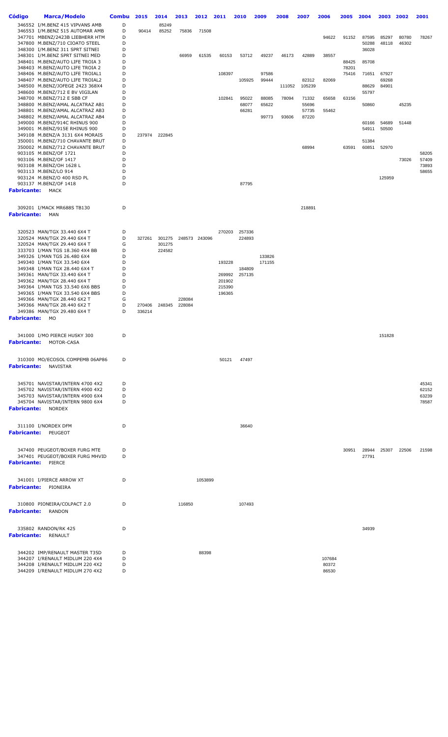| Código | Marca/Modelo | Combu | 2015 | 2014 | 2013 | 2012 | 2011 | 2010 | 2009 | 2008 | 2007 | 2006 | 2005 | 2004 | 2003 | 2002 | 2001 |
|---|---|---|---|---|---|---|---|---|---|---|---|---|---|---|---|---|---|
| 346552 | I/M.BENZ 415 VIPVANS AMB | D | | 85249 | | | | | | | | | | | | | |
| 346553 | I/M.BENZ 515 AUTOMAR AMB | D | 90414 | 85252 | 75836 | 71508 | | | | | | | | | | | |
| 347701 | MBENZ/2423B LIEBHERR HTM | D | | | | | | | | | | 94622 | 91152 | 87595 | 85297 | 80780 | 78267 |
| 347800 | M.BENZ/710 CIOATO STEEL | D | | | | | | | | | | | | 50288 | 48118 | 46302 | |
| 348300 | I/M.BENZ 311 SPRT SITNEI | D | | | | | | | | | | | | 36028 | | | |
| 348301 | I/M.BENZ SPRT SITNEI MED | D | | | 66959 | 61535 | 60153 | 53712 | 49237 | 46173 | 42889 | 38557 | | | | | |
| 348401 | M.BENZ/AUTO LIFE TROIA 3 | D | | | | | | | | | | | 88425 | 85708 | | | |
| 348403 | M.BENZ/AUTO LIFE TROIA 2 | D | | | | | | | | | | | 78201 | | | | |
| 348406 | M.BENZ/AUTO LIFE TROIAL1 | D | | | | | 108397 | | 97586 | | | | 75416 | 71651 | 67927 | | |
| 348407 | M.BENZ/AUTO LIFE TROIAL2 | D | | | | | | 105925 | 99444 | | 82312 | 82069 | | | 69268 | | |
| 348500 | M.BENZ/JOFEGE 2423 368X4 | D | | | | | | | | 111052 | 105239 | | | 88629 | 84901 | | |
| 348600 | M.BENZ/712 E BV VIGILAN | D | | | | | | | | | | | | 55797 | | | |
| 348700 | M.BENZ/712 E SBB CF | D | | | | | 102841 | 95022 | 88085 | 78094 | 71332 | 65658 | 63156 | | | | |
| 348800 | M.BENZ/AMAL ALCATRAZ AB1 | D | | | | | | 68077 | 65622 | | 55696 | | | 50860 | | 45235 | |
| 348801 | M.BENZ/AMAL ALCATRAZ AB3 | D | | | | | | 66281 | | | 57735 | 55462 | | | | | |
| 348802 | M.BENZ/AMAL ALCATRAZ AB4 | D | | | | | | | 99773 | 93606 | 87220 | | | | | | |
| 349000 | M.BENZ/914C RHINUS 900 | D | | | | | | | | | | | | 60166 | 54689 | 51448 | |
| 349001 | M.BENZ/915E RHINUS 900 | D | | | | | | | | | | | | 54911 | 50500 | | |
| 349108 | M.BENZ/A 3131 6X4 MORAIS | D | 237974 | 222845 | | | | | | | | | | | | | |
| 350001 | M.BENZ/710 CHAVANTE BRUT | D | | | | | | | | | | | | 51384 | | | |
| 350002 | M.BENZ/712 CHAVANTE BRUT | D | | | | | | | | | 68994 | | 63591 | 60851 | 52970 | | |
| 903105 | M.BENZ/OF 1721 | D | | | | | | | | | | | | | | | 58205 |
| 903106 | M.BENZ/OF 1417 | D | | | | | | | | | | | | | | 73026 | 57409 |
| 903108 | M.BENZ/OH 1628 L | D | | | | | | | | | | | | | | | 73893 |
| 903113 | M.BENZ/LO 914 | D | | | | | | | | | | | | | | | 58655 |
| 903124 | M.BENZ/O 400 RSD PL | D | | | | | | | | | | | | | 125959 | | |
| 903137 | M.BENZ/OF 1418 | D | | | | | | 87795 | | | | | | | | | |
| **Fabricante:** | **MACK** | | | | | | | | | | | | | | | | |
| 309201 | I/MACK MR688S TB130 | D | | | | | | | | | 218891 | | | | | | |
| **Fabricante:** | **MAN** | | | | | | | | | | | | | | | | |
| 320523 | MAN/TGX 33.440 6X4 T | D | | | | | 270203 | 257336 | | | | | | | | | |
| 320524 | MAN/TGX 29.440 6X4 T | D | 327261 | 301275 | 248573 | 243096 | | 224893 | | | | | | | | | |
| 320524 | MAN/TGX 29.440 6X4 T | G | | 301275 | | | | | | | | | | | | | |
| 333703 | I/MAN TGS 18.360 4X4 BB | D | | 224582 | | | | | | | | | | | | | |
| 349326 | I/MAN TGS 26.480 6X4 | D | | | | | | | 133826 | | | | | | | | |
| 349340 | I/MAN TGX 33.540 6X4 | D | | | | | 193228 | | 171155 | | | | | | | | |
| 349348 | I/MAN TGX 28.440 6X4 T | D | | | | | | 184809 | | | | | | | | | |
| 349361 | MAN/TGX 33.440 6X4 T | D | | | | | 269992 | 257135 | | | | | | | | | |
| 349362 | MAN/TGX 28.440 6X4 T | D | | | | | 201902 | | | | | | | | | | |
| 349364 | I/MAN TGS 33.540 6X6 BBS | D | | | | | 215390 | | | | | | | | | | |
| 349365 | I/MAN TGX 33.540 6X4 BBS | D | | | | | 196365 | | | | | | | | | | |
| 349366 | MAN/TGX 28.440 6X2 T | G | | | 228084 | | | | | | | | | | | | |
| 349366 | MAN/TGX 28.440 6X2 T | D | 270406 | 248345 | 228084 | | | | | | | | | | | | |
| 349386 | MAN/TGX 29.480 6X4 T | D | 336214 | | | | | | | | | | | | | | |
| **Fabricante:** | **MO** | | | | | | | | | | | | | | | | |
| 341000 | I/MO PIERCE HUSKY 300 | D | | | | | | | | | | | | | 151828 | | |
| **Fabricante:** | **MOTOR-CASA** | | | | | | | | | | | | | | | | |
| 310300 | MO/ECOSOL COMPEMB 06AP86 | D | | | | | 50121 | 47497 | | | | | | | | | |
| **Fabricante:** | **NAVISTAR** | | | | | | | | | | | | | | | | |
| 345701 | NAVISTAR/INTERN 4700 4X2 | D | | | | | | | | | | | | | | | 45341 |
| 345702 | NAVISTAR/INTERN 4900 4X2 | D | | | | | | | | | | | | | | | 62152 |
| 345703 | NAVISTAR/INTERN 4900 6X4 | D | | | | | | | | | | | | | | | 63239 |
| 345704 | NAVISTAR/INTERN 9800 6X4 | D | | | | | | | | | | | | | | | 78587 |
| **Fabricante:** | **NORDEX** | | | | | | | | | | | | | | | | |
| 311100 | I/NORDEX DFM | D | | | | | | 36640 | | | | | | | | | |
| **Fabricante:** | **PEUGEOT** | | | | | | | | | | | | | | | | |
| 347400 | PEUGEOT/BOXER FURG MTE | D | | | | | | | | | | | 30951 | 28944 | 25307 | 22506 | 21598 |
| 347401 | PEUGEOT/BOXER FURG MHVID | D | | | | | | | | | | | | 27791 | | | |
| **Fabricante:** | **PIERCE** | | | | | | | | | | | | | | | | |
| 341001 | I/PIERCE ARROW XT | D | | | | 1053899 | | | | | | | | | | | |
| **Fabricante:** | **PIONEIRA** | | | | | | | | | | | | | | | | |
| 310800 | PIONEIRA/COLPACT 2.0 | D | | | 116850 | | | 107493 | | | | | | | | | |
| **Fabricante:** | **RANDON** | | | | | | | | | | | | | | | | |
| 335802 | RANDON/RK 425 | D | | | | | | | | | | | | 34939 | | | |
| **Fabricante:** | **RENAULT** | | | | | | | | | | | | | | | | |
| 344202 | IMP/RENAULT MASTER T35D | D | | | 88398 | | | | | | | | | | | | |
| 344207 | I/RENAULT MIDLUM 220 4X4 | D | | | | | | | | | | 107684 | | | | | |
| 344208 | I/RENAULT MIDLUM 220 4X2 | D | | | | | | | | | | 80372 | | | | | |
| 344209 | I/RENAULT MIDLUM 270 4X2 | D | | | | | | | | | | 86530 | | | | | |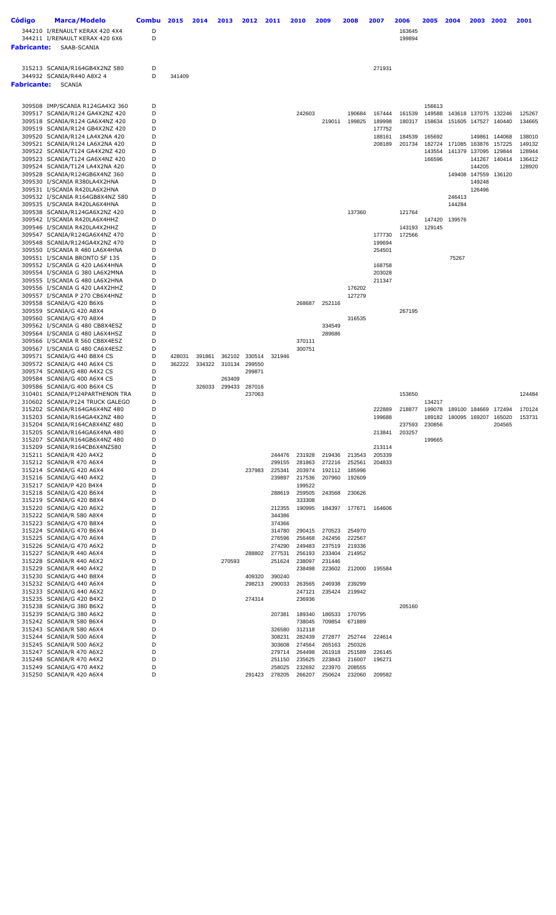| Código | Marca/Modelo | Combu | 2015 | 2014 | 2013 | 2012 | 2011 | 2010 | 2009 | 2008 | 2007 | 2006 | 2005 | 2004 | 2003 | 2002 | 2001 |
|---|---|---|---|---|---|---|---|---|---|---|---|---|---|---|---|---|---|
| 344210 | I/RENAULT KERAX 420 4X4 | D | | | | | | | | | | 163645 | | | | | |
| 344211 | I/RENAULT KERAX 420 6X6 | D | | | | | | | | | | 199894 | | | | | |
| **Fabricante:** | SAAB-SCANIA | | | | | | | | | | | | | | | | |
| 315213 | SCANIA/R164GB4X2NZ 580 | D | | | | | | | | | 271931 | | | | | | |
| 344932 | SCANIA/R440 A8X2 4 | D | 341409 | | | | | | | | | | | | | | |
| **Fabricante:** | SCANIA | | | | | | | | | | | | | | | | |
| 309508 | IMP/SCANIA R124GA4X2 360 | D | | | | | | | | | | | 156613 | | | | |
| 309517 | SCANIA/R124 GA4X2NZ 420 | D | | | | | | 242603 | | 190684 | 167444 | 161539 | 149588 | 143618 | 137075 | 132246 | 125267 |
| 309518 | SCANIA/R124 GA6X4NZ 420 | D | | | | | | | 219011 | 199825 | 189998 | 180317 | 158634 | 151605 | 147527 | 140440 | 134665 |
| 309519 | SCANIA/R124 GB4X2NZ 420 | D | | | | | | | | | 177752 | | | | | | |
| 309520 | SCANIA/R124 LA4X2NA 420 | D | | | | | | | | | 188161 | 184539 | 165692 | | 149861 | 144068 | 138010 |
| 309521 | SCANIA/R124 LA6X2NA 420 | D | | | | | | | | | 208189 | 201734 | 182724 | 171085 | 163876 | 157225 | 149132 |
| 309522 | SCANIA/T124 GA4X2NZ 420 | D | | | | | | | | | | | 143554 | 141379 | 137095 | 129844 | 128944 |
| 309523 | SCANIA/T124 GA6X4NZ 420 | D | | | | | | | | | | | 166596 | | 141267 | 140414 | 136412 |
| 309524 | SCANIA/T124 LA4X2NA 420 | D | | | | | | | | | | | | | 144205 | | 128920 |
| 309528 | SCANIA/R124GB6X4NZ 360 | D | | | | | | | | | | | | 149408 | 147559 | 136120 | |
| 309530 | I/SCANIA R380LA4X2HNA | D | | | | | | | | | | | | | 149248 | | |
| 309531 | I/SCANIA R420LA6X2HNA | D | | | | | | | | | | | | | 126496 | | |
| 309532 | I/SCANIA R164GB8X4NZ 580 | D | | | | | | | | | | | | 246413 | | | |
| 309535 | I/SCANIA R420LA6X4HNA | D | | | | | | | | | | | | 144284 | | | |
| 309538 | SCANIA/R124GA6X2NZ 420 | D | | | | | | | | 137360 | | 121764 | | | | | |
| 309542 | I/SCANIA R420LA6X4HHZ | D | | | | | | | | | | | 147420 | 139576 | | | |
| 309546 | I/SCANIA R420LA4X2HHZ | D | | | | | | | | | | 143193 | 129145 | | | | |
| 309547 | SCANIA/R124GA6X4NZ 470 | D | | | | | | | | | 177730 | 172566 | | | | | |
| 309548 | SCANIA/R124GA4X2NZ 470 | D | | | | | | | | | 199694 | | | | | | |
| 309550 | I/SCANIA R 480 LA6X4HNA | D | | | | | | | | | 254501 | | | | | | |
| 309551 | I/SCANIA BRONTO SF 135 | D | | | | | | | | | | | | 75267 | | | |
| 309552 | I/SCANIA G 420 LA6X4HNA | D | | | | | | | | | 168758 | | | | | | |
| 309554 | I/SCANIA G 380 LA6X2MNA | D | | | | | | | | | 203028 | | | | | | |
| 309555 | I/SCANIA G 480 LA6X2HNA | D | | | | | | | | | 211347 | | | | | | |
| 309556 | I/SCANIA G 420 LA4X2HHZ | D | | | | | | | | 176202 | | | | | | | |
| 309557 | I/SCANIA P 270 CB6X4HNZ | D | | | | | | | | 127279 | | | | | | | |
| 309558 | SCANIA/G 420 B6X6 | D | | | | | | 268687 | 252116 | | | | | | | | |
| 309559 | SCANIA/G 420 A8X4 | D | | | | | | | | | | 267195 | | | | | |
| 309560 | SCANIA/G 470 A8X4 | D | | | | | | | | 316535 | | | | | | | |
| 309562 | I/SCANIA G 480 CB8X4ESZ | D | | | | | | | 334549 | | | | | | | | |
| 309564 | I/SCANIA G 480 LA6X4HSZ | D | | | | | | | 289686 | | | | | | | | |
| 309566 | I/SCANIA R 560 CB8X4ESZ | D | | | | | | 370111 | | | | | | | | | |
| 309567 | I/SCANIA G 480 CA6X4ESZ | D | | | | | | 300751 | | | | | | | | | |
| 309571 | SCANIA/G 440 B8X4 CS | D | 428031 | 391861 | 362102 | 330514 | 321946 | | | | | | | | | | |
| 309572 | SCANIA/G 440 A6X4 CS | D | 362222 | 334322 | 310134 | 299550 | | | | | | | | | | | |
| 309574 | SCANIA/G 480 A4X2 CS | D | | | | 299871 | | | | | | | | | | | |
| 309584 | SCANIA/G 400 A6X4 CS | D | | | 263409 | | | | | | | | | | | | |
| 309586 | SCANIA/G 400 B6X4 CS | D | | 326033 | 299433 | 287016 | | | | | | | | | | | |
| 310401 | SCANIA/P124PARTHENON TRA | D | | | | 237063 | | | | | | 153650 | | | | | 124484 |
| 310602 | SCANIA/P124 TRUCK GALEGO | D | | | | | | | | | | | 134217 | | | | |
| 315202 | SCANIA/R164GA6X4NZ 480 | D | | | | | | | | | 222889 | 218877 | 199078 | 189100 | 184669 | 172494 | 170124 |
| 315203 | SCANIA/R164GA4X2NZ 480 | D | | | | | | | | | 199688 | | 189182 | 180095 | 169207 | 165020 | 153731 |
| 315204 | SCANIA/R164CA8X4NZ 480 | D | | | | | | | | | | 237593 | 230856 | | | 204565 | |
| 315205 | SCANIA/R164GA6X4NA 480 | D | | | | | | | | | 213841 | 203257 | | | | | |
| 315207 | SCANIA/R164GB6X4NZ 480 | D | | | | | | | | | | | 199665 | | | | |
| 315209 | SCANIA/R164CB6X4NZ580 | D | | | | | | | | | 213114 | | | | | | |
| 315211 | SCANIA/R 420 A4X2 | D | | | | | 244476 | 231928 | 219436 | 213543 | 205339 | | | | | | |
| 315212 | SCANIA/R 470 A6X4 | D | | | | | 299155 | 281863 | 272216 | 252561 | 204833 | | | | | | |
| 315214 | SCANIA/G 420 A6X4 | D | | | | 237983 | 225341 | 203974 | 192112 | 185996 | | | | | | | |
| 315216 | SCANIA/G 440 A4X2 | D | | | | | 239897 | 217536 | 207960 | 192609 | | | | | | | |
| 315217 | SCANIA/P 420 B4X4 | D | | | | | | 199522 | | | | | | | | | |
| 315218 | SCANIA/G 420 B6X4 | D | | | | | 288619 | 259505 | 243568 | 230626 | | | | | | | |
| 315219 | SCANIA/G 420 B8X4 | D | | | | | | 333308 | | | | | | | | | |
| 315220 | SCANIA/G 420 A6X2 | D | | | | | 212355 | 190995 | 184397 | 177671 | 164606 | | | | | | |
| 315222 | SCANIA/R 580 A8X4 | D | | | | | 344386 | | | | | | | | | | |
| 315223 | SCANIA/G 470 B8X4 | D | | | | | 374366 | | | | | | | | | | |
| 315224 | SCANIA/G 470 B6X4 | D | | | | | 314780 | 290415 | 270523 | 254970 | | | | | | | |
| 315225 | SCANIA/G 470 A6X4 | D | | | | | 276596 | 256468 | 242456 | 222567 | | | | | | | |
| 315226 | SCANIA/G 470 A6X2 | D | | | | | 274290 | 249483 | 237519 | 219336 | | | | | | | |
| 315227 | SCANIA/R 440 A6X4 | D | | | | 288802 | 277531 | 256193 | 233404 | 214952 | | | | | | | |
| 315228 | SCANIA/R 440 A6X2 | D | | | 270593 | | 251624 | 238097 | 231446 | | | | | | | | |
| 315229 | SCANIA/R 440 A4X2 | D | | | | | | 238498 | 223602 | 212000 | 195584 | | | | | | |
| 315230 | SCANIA/G 440 B8X4 | D | | | | 409320 | 390240 | | | | | | | | | | |
| 315232 | SCANIA/G 440 A6X4 | D | | | | 298213 | 290033 | 263565 | 246938 | 239299 | | | | | | | |
| 315233 | SCANIA/G 440 A6X2 | D | | | | | | 247121 | 235424 | 219942 | | | | | | | |
| 315235 | SCANIA/G 420 B4X2 | D | | | | 274314 | | 236936 | | | | | | | | | |
| 315238 | SCANIA/G 380 B6X2 | D | | | | | | | | | | 205160 | | | | | |
| 315239 | SCANIA/G 380 A6X2 | D | | | | | 207381 | 189340 | 186533 | 170795 | | | | | | | |
| 315242 | SCANIA/R 580 B6X4 | D | | | | | | 738045 | 709854 | 671889 | | | | | | | |
| 315243 | SCANIA/R 580 A6X4 | D | | | | | 326580 | 312118 | | | | | | | | | |
| 315244 | SCANIA/R 500 A6X4 | D | | | | | 308231 | 282439 | 272877 | 252744 | 224614 | | | | | | |
| 315245 | SCANIA/R 500 A6X2 | D | | | | | 303608 | 274564 | 265163 | 250326 | | | | | | | |
| 315247 | SCANIA/R 470 A6X2 | D | | | | | 279714 | 264498 | 261918 | 251589 | 226145 | | | | | | |
| 315248 | SCANIA/R 470 A4X2 | D | | | | | 251150 | 235625 | 223843 | 216007 | 196271 | | | | | | |
| 315249 | SCANIA/G 470 A4X2 | D | | | | | 258025 | 232692 | 223970 | 208555 | | | | | | | |
| 315250 | SCANIA/R 420 A6X4 | D | | | | 291423 | 278205 | 266207 | 250624 | 232060 | 209582 | | | | | | |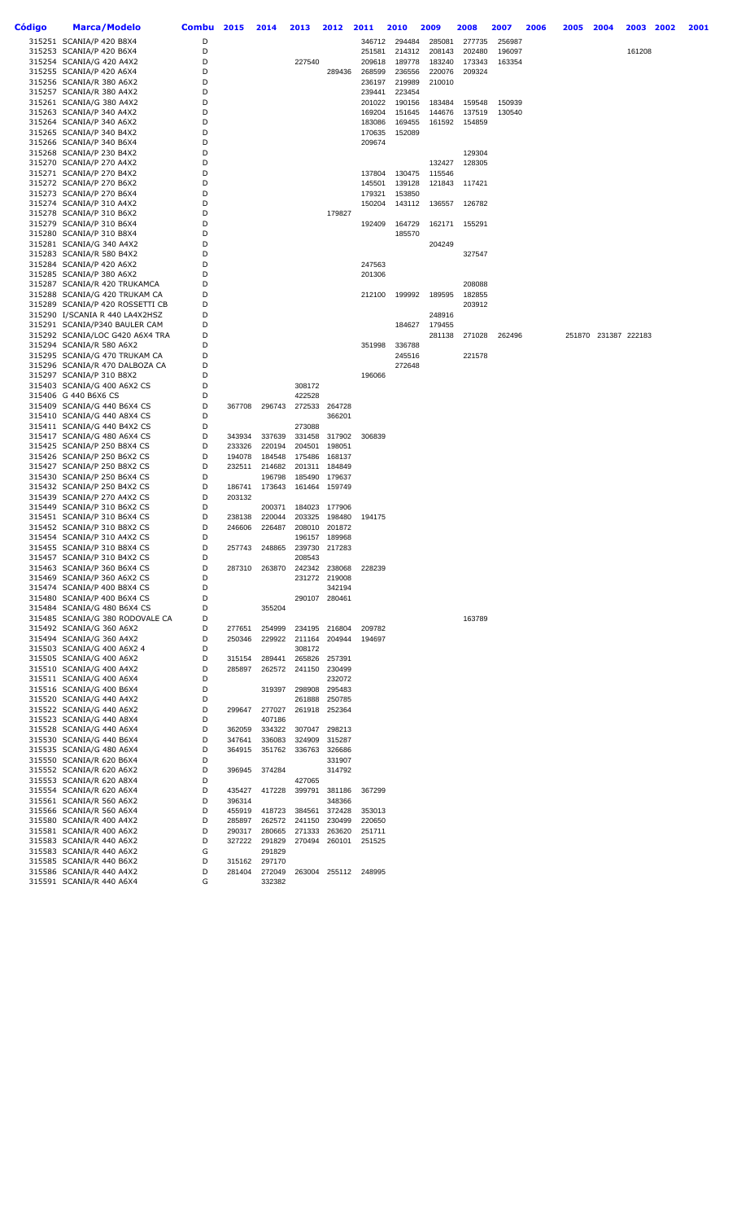| Código | Marca/Modelo | Combu | 2015 | 2014 | 2013 | 2012 | 2011 | 2010 | 2009 | 2008 | 2007 | 2006 | 2005 | 2004 | 2003 | 2002 | 2001 |
|---|---|---|---|---|---|---|---|---|---|---|---|---|---|---|---|---|---|
| 315251 | SCANIA/P 420 B8X4 | D | | | | | 346712 | 294484 | 285081 | 277735 | 256987 | | | | | | |
| 315253 | SCANIA/P 420 B6X4 | D | | | | | 251581 | 214312 | 208143 | 202480 | 196097 | | | | 161208 | | |
| 315254 | SCANIA/G 420 A4X2 | D | | | 227540 | | 209618 | 189778 | 183240 | 173343 | 163354 | | | | | | |
| 315255 | SCANIA/P 420 A6X4 | D | | | | 289436 | 268599 | 236556 | 220076 | 209324 | | | | | | | |
| 315256 | SCANIA/R 380 A6X2 | D | | | | | 236197 | 219989 | 210010 | | | | | | | | |
| 315257 | SCANIA/R 380 A4X2 | D | | | | | 239441 | 223454 | | | | | | | | | |
| 315261 | SCANIA/G 380 A4X2 | D | | | | | 201022 | 190156 | 183484 | 159548 | 150939 | | | | | | |
| 315263 | SCANIA/P 340 A4X2 | D | | | | | 169204 | 151645 | 144676 | 137519 | 130540 | | | | | | |
| 315264 | SCANIA/P 340 A6X2 | D | | | | | 183086 | 169455 | 161592 | 154859 | | | | | | | |
| 315265 | SCANIA/P 340 B4X2 | D | | | | | 170635 | 152089 | | | | | | | | | |
| 315266 | SCANIA/P 340 B6X4 | D | | | | | 209674 | | | | | | | | | | |
| 315268 | SCANIA/P 230 B4X2 | D | | | | | | | | 129304 | | | | | | | |
| 315270 | SCANIA/P 270 A4X2 | D | | | | | | | 132427 | 128305 | | | | | | | |
| 315271 | SCANIA/P 270 B4X2 | D | | | | | 137804 | 130475 | 115546 | | | | | | | | |
| 315272 | SCANIA/P 270 B6X2 | D | | | | | 145501 | 139128 | 121843 | 117421 | | | | | | | |
| 315273 | SCANIA/P 270 B6X4 | D | | | | | 179321 | 153850 | | | | | | | | | |
| 315274 | SCANIA/P 310 A4X2 | D | | | | | 150204 | 143112 | 136557 | 126782 | | | | | | | |
| 315278 | SCANIA/P 310 B6X2 | D | | | | 179827 | | | | | | | | | | | |
| 315279 | SCANIA/P 310 B6X4 | D | | | | | 192409 | 164729 | 162171 | 155291 | | | | | | | |
| 315280 | SCANIA/P 310 B8X4 | D | | | | | | 185570 | | | | | | | | | |
| 315281 | SCANIA/G 340 A4X2 | D | | | | | | | 204249 | | | | | | | | |
| 315283 | SCANIA/R 580 B4X2 | D | | | | | | | | 327547 | | | | | | | |
| 315284 | SCANIA/P 420 A6X2 | D | | | | | 247563 | | | | | | | | | | |
| 315285 | SCANIA/P 380 A6X2 | D | | | | | 201306 | | | | | | | | | | |
| 315287 | SCANIA/R 420 TRUKAMCA | D | | | | | | | | 208088 | | | | | | | |
| 315288 | SCANIA/G 420 TRUKAM CA | D | | | | | 212100 | 199992 | 189595 | 182855 | | | | | | | |
| 315289 | SCANIA/P 420 ROSSETTI CB | D | | | | | | | | 203912 | | | | | | | |
| 315290 | I/SCANIA R 440 LA4X2HSZ | D | | | | | | | 248916 | | | | | | | | |
| 315291 | SCANIA/P340 BAULER CAM | D | | | | | | 184627 | 179455 | | | | | | | | |
| 315292 | SCANIA/LOC G420 A6X4 TRA | D | | | | | | | 281138 | 271028 | 262496 | | 251870 | 231387 | 222183 | | |
| 315294 | SCANIA/R 580 A6X2 | D | | | | | 351998 | 336788 | | | | | | | | | |
| 315295 | SCANIA/G 470 TRUKAM CA | D | | | | | | 245516 | | 221578 | | | | | | | |
| 315296 | SCANIA/R 470 DALBOZA CA | D | | | | | | 272648 | | | | | | | | | |
| 315297 | SCANIA/P 310 B8X2 | D | | | | | 196066 | | | | | | | | | | |
| 315403 | SCANIA/G 400 A6X2 CS | D | | | 308172 | | | | | | | | | | | | |
| 315406 | G 440 B6X6 CS | D | | | 422528 | | | | | | | | | | | | |
| 315409 | SCANIA/G 440 B6X4 CS | D | 367708 | 296743 | 272533 | 264728 | | | | | | | | | | | |
| 315410 | SCANIA/G 440 A8X4 CS | D | | | | 366201 | | | | | | | | | | | |
| 315411 | SCANIA/G 440 B4X2 CS | D | | | 273088 | | | | | | | | | | | | |
| 315417 | SCANIA/G 480 A6X4 CS | D | 343934 | 337639 | 331458 | 317902 | 306839 | | | | | | | | | | |
| 315425 | SCANIA/P 250 B8X4 CS | D | 233326 | 220194 | 204501 | 198051 | | | | | | | | | | | |
| 315426 | SCANIA/P 250 B6X2 CS | D | 194078 | 184548 | 175486 | 168137 | | | | | | | | | | | |
| 315427 | SCANIA/P 250 B8X2 CS | D | 232511 | 214682 | 201311 | 184849 | | | | | | | | | | | |
| 315430 | SCANIA/P 250 B6X4 CS | D | | 196798 | 185490 | 179637 | | | | | | | | | | | |
| 315432 | SCANIA/P 250 B4X2 CS | D | 186741 | 173643 | 161464 | 159749 | | | | | | | | | | | |
| 315439 | SCANIA/P 270 A4X2 CS | D | 203132 | | | | | | | | | | | | | | |
| 315449 | SCANIA/P 310 B6X2 CS | D | | 200371 | 184023 | 177906 | | | | | | | | | | | |
| 315451 | SCANIA/P 310 B6X4 CS | D | 238138 | 220044 | 203325 | 198480 | 194175 | | | | | | | | | | |
| 315452 | SCANIA/P 310 B8X2 CS | D | 246606 | 226487 | 208010 | 201872 | | | | | | | | | | | |
| 315454 | SCANIA/P 310 A4X2 CS | D | | | 196157 | 189968 | | | | | | | | | | | |
| 315455 | SCANIA/P 310 B8X4 CS | D | 257743 | 248865 | 239730 | 217283 | | | | | | | | | | | |
| 315457 | SCANIA/P 310 B4X2 CS | D | | | 208543 | | | | | | | | | | | | |
| 315463 | SCANIA/P 360 B6X4 CS | D | 287310 | 263870 | 242342 | 238068 | 228239 | | | | | | | | | | |
| 315469 | SCANIA/P 360 A6X2 CS | D | | | 231272 | 219008 | | | | | | | | | | | |
| 315474 | SCANIA/P 400 B8X4 CS | D | | | | 342194 | | | | | | | | | | | |
| 315480 | SCANIA/P 400 B6X4 CS | D | | | 290107 | 280461 | | | | | | | | | | | |
| 315484 | SCANIA/G 480 B6X4 CS | D | | 355204 | | | | | | | | | | | | | |
| 315485 | SCANIA/G 380 RODOVALE CA | D | | | | | | | | 163789 | | | | | | | |
| 315492 | SCANIA/G 360 A6X2 | D | 277651 | 254999 | 234195 | 216804 | 209782 | | | | | | | | | | |
| 315494 | SCANIA/G 360 A4X2 | D | 250346 | 229922 | 211164 | 204944 | 194697 | | | | | | | | | | |
| 315503 | SCANIA/G 400 A6X2 4 | D | | | 308172 | | | | | | | | | | | | |
| 315505 | SCANIA/G 400 A6X2 | D | 315154 | 289441 | 265826 | 257391 | | | | | | | | | | | |
| 315510 | SCANIA/G 400 A4X2 | D | 285897 | 262572 | 241150 | 230499 | | | | | | | | | | | |
| 315511 | SCANIA/G 400 A6X4 | D | | | | 232072 | | | | | | | | | | | |
| 315516 | SCANIA/G 400 B6X4 | D | | 319397 | 298908 | 295483 | | | | | | | | | | | |
| 315520 | SCANIA/G 440 A4X2 | D | | | 261888 | 250785 | | | | | | | | | | | |
| 315522 | SCANIA/G 440 A6X2 | D | 299647 | 277027 | 261918 | 252364 | | | | | | | | | | | |
| 315523 | SCANIA/G 440 A8X4 | D | | 407186 | | | | | | | | | | | | | |
| 315528 | SCANIA/G 440 A6X4 | D | 362059 | 334322 | 307047 | 298213 | | | | | | | | | | | |
| 315530 | SCANIA/G 440 B6X4 | D | 347641 | 336083 | 324909 | 315287 | | | | | | | | | | | |
| 315535 | SCANIA/G 480 A6X4 | D | 364915 | 351762 | 336763 | 326686 | | | | | | | | | | | |
| 315550 | SCANIA/R 620 B6X4 | D | | | | 331907 | | | | | | | | | | | |
| 315552 | SCANIA/R 620 A6X2 | D | 396945 | 374284 | | 314792 | | | | | | | | | | | |
| 315553 | SCANIA/R 620 A8X4 | D | | | 427065 | | | | | | | | | | | | |
| 315554 | SCANIA/R 620 A6X4 | D | 435427 | 417228 | 399791 | 381186 | 367299 | | | | | | | | | | |
| 315561 | SCANIA/R 560 A6X2 | D | 396314 | | | 348366 | | | | | | | | | | | |
| 315566 | SCANIA/R 560 A6X4 | D | 455919 | 418723 | 384561 | 372428 | 353013 | | | | | | | | | | |
| 315580 | SCANIA/R 400 A4X2 | D | 285897 | 262572 | 241150 | 230499 | 220650 | | | | | | | | | | |
| 315581 | SCANIA/R 400 A6X2 | D | 290317 | 280665 | 271333 | 263620 | 251711 | | | | | | | | | | |
| 315583 | SCANIA/R 440 A6X2 | D | 327222 | 291829 | 270494 | 260101 | 251525 | | | | | | | | | | |
| 315583 | SCANIA/R 440 A6X2 | G | | 291829 | | | | | | | | | | | | | |
| 315585 | SCANIA/R 440 B6X2 | D | 315162 | 297170 | | | | | | | | | | | | | |
| 315586 | SCANIA/R 440 A4X2 | D | 281404 | 272049 | 263004 | 255112 | 248995 | | | | | | | | | | |
| 315591 | SCANIA/R 440 A6X4 | G | | 332382 | | | | | | | | | | | | | |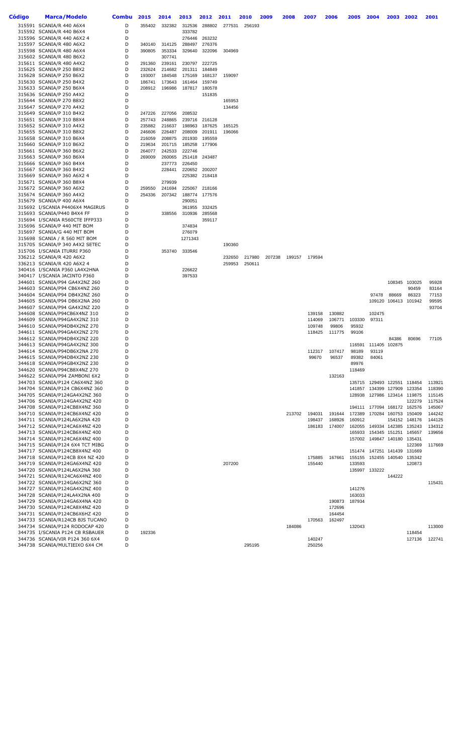| Código | Marca/Modelo | Combu | 2015 | 2014 | 2013 | 2012 | 2011 | 2010 | 2009 | 2008 | 2007 | 2006 | 2005 | 2004 | 2003 | 2002 | 2001 |
|---|---|---|---|---|---|---|---|---|---|---|---|---|---|---|---|---|---|
| 315591 | SCANIA/R 440 A6X4 | D | 355402 | 332382 | 312536 | 288802 | 277531 | 256193 | | | | | | | | | |
| 315592 | SCANIA/R 440 B6X4 | D | | | 333782 | | | | | | | | | | | | |
| 315596 | SCANIA/R 440 A6X2 4 | D | | | 276446 | 263232 | | | | | | | | | | | |
| 315597 | SCANIA/R 480 A6X2 | D | 340140 | 314125 | 288497 | 276376 | | | | | | | | | | | |
| 315598 | SCANIA/R 480 A6X4 | D | 390805 | 353334 | 329640 | 322096 | 304969 | | | | | | | | | | |
| 315602 | SCANIA/R 480 B6X2 | D | | 307741 | | | | | | | | | | | | | |
| 315611 | SCANIA/R 480 A4X2 | D | 291360 | 239161 | 230797 | 222725 | | | | | | | | | | | |
| 315625 | SCANIA/P 250 B8X2 | D | 232624 | 214682 | 201311 | 184849 | | | | | | | | | | | |
| 315628 | SCANIA/P 250 B6X2 | D | 193007 | 184548 | 175169 | 168137 | 159097 | | | | | | | | | | |
| 315630 | SCANIA/P 250 B4X2 | D | 186741 | 173643 | 161464 | 159749 | | | | | | | | | | | |
| 315633 | SCANIA/P 250 B6X4 | D | 208912 | 196986 | 187817 | 180578 | | | | | | | | | | | |
| 315636 | SCANIA/P 250 A4X2 | D | | | | 151835 | | | | | | | | | | | |
| 315644 | SCANIA/P 270 B8X2 | D | | | | | 165953 | | | | | | | | | | |
| 315647 | SCANIA/P 270 A4X2 | D | | | | | 134456 | | | | | | | | | | |
| 315649 | SCANIA/P 310 B4X2 | D | 247226 | 227056 | 208532 | | | | | | | | | | | | |
| 315651 | SCANIA/P 310 B8X4 | D | 257743 | 248865 | 239716 | 216128 | | | | | | | | | | | |
| 315652 | SCANIA/P 310 A4X2 | D | 235882 | 216637 | 198963 | 187625 | 165125 | | | | | | | | | | |
| 315655 | SCANIA/P 310 B8X2 | D | 246606 | 226487 | 208009 | 201911 | 196066 | | | | | | | | | | |
| 315658 | SCANIA/P 310 B6X4 | D | 216059 | 208875 | 201930 | 195559 | | | | | | | | | | | |
| 315660 | SCANIA/P 310 B6X2 | D | 219634 | 201715 | 185258 | 177906 | | | | | | | | | | | |
| 315661 | SCANIA/P 360 B6X2 | D | 264077 | 242533 | 222746 | | | | | | | | | | | | |
| 315663 | SCANIA/P 360 B6X4 | D | 269009 | 260065 | 251418 | 243487 | | | | | | | | | | | |
| 315666 | SCANIA/P 360 B4X4 | D | | 237773 | 226450 | | | | | | | | | | | | |
| 315667 | SCANIA/P 360 B4X2 | D | | 228441 | 220652 | 200207 | | | | | | | | | | | |
| 315669 | SCANIA/P 360 A6X2 4 | D | | | 225382 | 218418 | | | | | | | | | | | |
| 315671 | SCANIA/P 360 B8X4 | D | | 279939 | | | | | | | | | | | | | |
| 315672 | SCANIA/P 360 A6X2 | D | 259550 | 241694 | 225067 | 218166 | | | | | | | | | | | |
| 315674 | SCANIA/P 360 A4X2 | D | 254336 | 207342 | 188774 | 177576 | | | | | | | | | | | |
| 315679 | SCANIA/P 400 A6X4 | D | | | 290051 | | | | | | | | | | | | |
| 315692 | I/SCANIA P4406X4 MAGIRUS | D | | | 361955 | 332425 | | | | | | | | | | | |
| 315693 | SCANIA/P440 B4X4 FF | D | | 338556 | 310936 | 285568 | | | | | | | | | | | |
| 315694 | I/SCANIA R560CTE IFFP333 | D | | | | 359117 | | | | | | | | | | | |
| 315696 | SCANIA/P 440 MIT BOM | D | | | 374834 | | | | | | | | | | | | |
| 315697 | SCANIA/G 440 MIT BOM | D | | | 276079 | | | | | | | | | | | | |
| 315698 | SCANIA / R 560 MIT BOM | D | | | 1271343 | | | | | | | | | | | | |
| 315705 | SCANIA/P 340 A4X2 SETEC | D | | | | | 190360 | | | | | | | | | | |
| 315706 | I/SCANIA ITURRI P360 | D | | 353740 | 333546 | | | | | | | | | | | | |
| 336212 | SCANIA/R 420 A6X2 | D | | | | | 232650 | 217980 | 207238 | 199157 | 179594 | | | | | | |
| 336213 | SCANIA/R 420 A6X2 4 | D | | | | | 259953 | 250611 | | | | | | | | | |
| 340416 | I/SCANIA P360 LA4X2HNA | D | | | 226622 | | | | | | | | | | | | |
| 340417 | I/SCANIA JACINTO P360 | D | | | 397533 | | | | | | | | | | | | |
| 344601 | SCANIA/P94 GA4X2NZ 260 | D | | | | | | | | | | | | | 108345 | 103025 | 95928 |
| 344603 | SCANIA/P94 CB6X4NZ 260 | D | | | | | | | | | | | | | | 90459 | 83164 |
| 344604 | SCANIA/P94 DB4X2NZ 260 | D | | | | | | | | | | | | 97478 | 88669 | 86323 | 77153 |
| 344605 | SCANIA/P94 DB6X2NA 260 | D | | | | | | | | | | | | 109120 | 106413 | 101942 | 99595 |
| 344607 | SCANIA/P94 GA4X2NZ 220 | D | | | | | | | | | | | | | | | 93704 |
| 344608 | SCANIA/P94CB6X4NZ 310 | D | | | | | | | | | 139158 | 130882 | | 102475 | | | |
| 344609 | SCANIA/P94GA4X2NZ 310 | D | | | | | | | | | 114069 | 106771 | 103330 | 97311 | | | |
| 344610 | SCANIA/P94DB4X2NZ 270 | D | | | | | | | | | 109748 | 99806 | 95932 | | | | |
| 344611 | SCANIA/P94GA4X2NZ 270 | D | | | | | | | | | 118425 | 111775 | 99106 | | | | |
| 344612 | SCANIA/P94DB4X2NZ 220 | D | | | | | | | | | | | | | 84386 | 80696 | 77105 |
| 344613 | SCANIA/P94GA4X2NZ 300 | D | | | | | | | | | | | 116591 | 111405 | 102875 | | |
| 344614 | SCANIA/P94DB6X2NA 270 | D | | | | | | | | | 112317 | 107417 | 98189 | 93119 | | | |
| 344615 | SCANIA/P94DB4X2NZ 230 | D | | | | | | | | | 99670 | 96537 | 89382 | 84061 | | | |
| 344618 | SCANIA/P94GB4X2NZ 230 | D | | | | | | | | | | | 89976 | | | | |
| 344620 | SCANIA/P94CB8X4NZ 270 | D | | | | | | | | | | | 118469 | | | | |
| 344622 | SCANIA/P94 ZAMBONI 6X2 | D | | | | | | | | | | 132163 | | | | | |
| 344703 | SCANIA/P124 CA6X4NZ 360 | D | | | | | | | | | | | 135715 | 129493 | 122551 | 118454 | 113921 |
| 344704 | SCANIA/P124 CB6X4NZ 360 | D | | | | | | | | | | | 141857 | 134399 | 127909 | 123354 | 118390 |
| 344705 | SCANIA/P124GA4X2NZ 360 | D | | | | | | | | | | | 128938 | 127986 | 123414 | 119875 | 115145 |
| 344706 | SCANIA/P124GA4X2NZ 420 | D | | | | | | | | | | | | | | 122279 | 117524 |
| 344708 | SCANIA/P124CB8X4NZ 360 | D | | | | | | | | | | | 194111 | 177094 | 168172 | 162576 | 145067 |
| 344710 | SCANIA/P124CB6X4NZ 420 | D | | | | | | | | 213702 | 194031 | 191644 | 172389 | 170284 | 160753 | 150409 | 144242 |
| 344711 | SCANIA/P124LA6X2NA 420 | D | | | | | | | | | 198437 | 168926 | 160912 | | 154152 | 148176 | 144125 |
| 344712 | SCANIA/P124CA6X4NZ 420 | D | | | | | | | | | 186183 | 174007 | 162055 | 149334 | 142385 | 135243 | 134312 |
| 344713 | SCANIA/P124CB6X4NZ 400 | D | | | | | | | | | | | 165933 | 154345 | 151251 | 145657 | 139656 |
| 344714 | SCANIA/P124CA6X4NZ 400 | D | | | | | | | | | | | 157002 | 149847 | 140180 | 135431 | |
| 344715 | SCANIA/P124 6X4 TCT MIBG | D | | | | | | | | | | | | | | 122369 | 117669 |
| 344717 | SCANIA/P124CB8X4NZ 400 | D | | | | | | | | | | | 151474 | 147251 | 141439 | 131669 | |
| 344718 | SCANIA/P124CB 8X4 NZ 420 | D | | | | | | | | | 175885 | 167661 | 155155 | 152455 | 140540 | 135342 | |
| 344719 | SCANIA/P124GA6X4NZ 420 | D | | | | | 207200 | | | | 155440 | | 133593 | | | 120873 | |
| 344720 | SCANIA/P124LA6X2NA 360 | D | | | | | | | | | | | 135997 | 133222 | | | |
| 344721 | SCANIA/R124CA6X4NZ 400 | D | | | | | | | | | | | | | 144222 | | |
| 344722 | SCANIA/P124GA6X2NZ 360 | D | | | | | | | | | | | | | | | 115431 |
| 344727 | SCANIA/P124GA4X2NZ 400 | D | | | | | | | | | | | 141276 | | | | |
| 344728 | SCANIA/P124LA4X2NA 400 | D | | | | | | | | | | | 163033 | | | | |
| 344729 | SCANIA/P124GA6X4NA 420 | D | | | | | | | | | | 190873 | 187934 | | | | |
| 344730 | SCANIA/P124CA8X4NZ 420 | D | | | | | | | | | | 172696 | | | | | |
| 344731 | SCANIA/P124CB6X6HZ 420 | D | | | | | | | | | | 164454 | | | | | |
| 344733 | SCANIA/R124CB BJS TUCANO | D | | | | | | | | | 170563 | 162497 | | | | | |
| 344734 | SCANIA/P124 RODOCAP 420 | D | | | | | | | | 184086 | | | 132043 | | | | 113000 |
| 344735 | I/SCANIA P124 CB RSBAUER | D | 192336 | | | | | | | | | | | | | 118454 | |
| 344736 | SCANIA/VIR P124 360 6X4 | D | | | | | | | | | 140247 | | | | | 127136 | 122741 |
| 344738 | SCANIA/MULTIEIXO 6X4 CM | D | | | | | | 295195 | | | 250256 | | | | | | |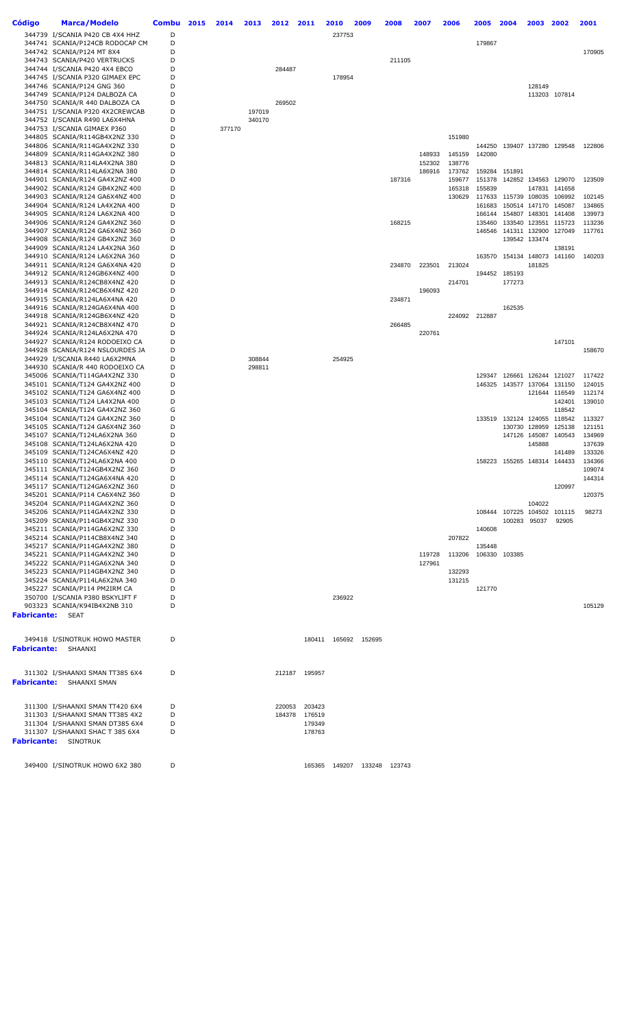| Código | Marca/Modelo | Combu | 2015 | 2014 | 2013 | 2012 | 2011 | 2010 | 2009 | 2008 | 2007 | 2006 | 2005 | 2004 | 2003 | 2002 | 2001 |
|---|---|---|---|---|---|---|---|---|---|---|---|---|---|---|---|---|---|
| 344739 | I/SCANIA P420 CB 4X4 HHZ | D | | | | | | 237753 | | | | | | | | | |
| 344741 | SCANIA/P124CB RODOCAP CM | D | | | | | | | | | | | 179867 | | | | |
| 344742 | SCANIA/P124 MT 8X4 | D | | | | | | | | | | | | | | | 170905 |
| 344743 | SCANIA/P420 VERTRUCKS | D | | | | | | | | 211105 | | | | | | | |
| 344744 | I/SCANIA P420 4X4 EBCO | D | | | | 284487 | | | | | | | | | | | |
| 344745 | I/SCANIA P320 GIMAEX EPC | D | | | | | | 178954 | | | | | | | | | |
| 344746 | SCANIA/P124 GNG 360 | D | | | | | | | | | | | | | 128149 | | |
| 344749 | SCANIA/P124 DALBOZA CA | D | | | | | | | | | | | | | 113203 | 107814 | |
| 344750 | SCANIA/R 440 DALBOZA CA | D | | | | 269502 | | | | | | | | | | | |
| 344751 | I/SCANIA P320 4X2CREWCAB | D | | | 197019 | | | | | | | | | | | | |
| 344752 | I/SCANIA R490 LA6X4HNA | D | | | 340170 | | | | | | | | | | | | |
| 344753 | I/SCANIA GIMAEX P360 | D | | 377170 | | | | | | | | | | | | | |
| 344805 | SCANIA/R114GB4X2NZ 330 | D | | | | | | | | | | 151980 | | | | | |
| 344806 | SCANIA/R114GA4X2NZ 330 | D | | | | | | | | | | | 144250 | 139407 | 137280 | 129548 | 122806 |
| 344809 | SCANIA/R114GA4X2NZ 380 | D | | | | | | | | | 148933 | 145159 | 142080 | | | | |
| 344813 | SCANIA/R114LA4X2NA 380 | D | | | | | | | | | 152302 | 138776 | | | | | |
| 344814 | SCANIA/R114LA6X2NA 380 | D | | | | | | | | | 186916 | 173762 | 159284 | 151891 | | | |
| 344901 | SCANIA/R124 GA4X2NZ 400 | D | | | | | | | | 187316 | | 159677 | 151378 | 142852 | 134563 | 129070 | 123509 |
| 344902 | SCANIA/R124 GB4X2NZ 400 | D | | | | | | | | | | 165318 | 155839 | | 147831 | 141658 | |
| 344903 | SCANIA/R124 GA6X4NZ 400 | D | | | | | | | | | | 130629 | 117633 | 115739 | 108035 | 106992 | 102145 |
| 344904 | SCANIA/R124 LA4X2NA 400 | D | | | | | | | | | | | 161683 | 150514 | 147170 | 145087 | 134865 |
| 344905 | SCANIA/R124 LA6X2NA 400 | D | | | | | | | | | | | 166144 | 154807 | 148301 | 141408 | 139973 |
| 344906 | SCANIA/R124 GA4X2NZ 360 | D | | | | | | | | 168215 | | | 135460 | 133540 | 123551 | 115723 | 113236 |
| 344907 | SCANIA/R124 GA6X4NZ 360 | D | | | | | | | | | | | 146546 | 141311 | 132900 | 127049 | 117761 |
| 344908 | SCANIA/R124 GB4X2NZ 360 | D | | | | | | | | | | | | 139542 | 133474 | | |
| 344909 | SCANIA/R124 LA4X2NA 360 | D | | | | | | | | | | | | | | 138191 | |
| 344910 | SCANIA/R124 LA6X2NA 360 | D | | | | | | | | | | | 163570 | 154134 | 148073 | 141160 | 140203 |
| 344911 | SCANIA/R124 GA6X4NA 420 | D | | | | | | | | 234870 | 223501 | 213024 | | | 181825 | | |
| 344912 | SCANIA/R124GB6X4NZ 400 | D | | | | | | | | | | | 194452 | 185193 | | | |
| 344913 | SCANIA/R124CB8X4NZ 420 | D | | | | | | | | | | 214701 | | 177273 | | | |
| 344914 | SCANIA/R124CB6X4NZ 420 | D | | | | | | | | | 196093 | | | | | | |
| 344915 | SCANIA/R124LA6X4NA 420 | D | | | | | | | | 234871 | | | | | | | |
| 344916 | SCANIA/R124GA6X4NA 400 | D | | | | | | | | | | | | 162535 | | | |
| 344918 | SCANIA/R124GB6X4NZ 420 | D | | | | | | | | | | 224092 | 212887 | | | | |
| 344921 | SCANIA/R124CB8X4NZ 470 | D | | | | | | | | 266485 | | | | | | | |
| 344924 | SCANIA/R124LA6X2NA 470 | D | | | | | | | | | 220761 | | | | | | |
| 344927 | SCANIA/R124 RODOEIXO CA | D | | | | | | | | | | | | | | 147101 | |
| 344928 | SCANIA/R124 NSLOURDES JA | D | | | | | | | | | | | | | | | 158670 |
| 344929 | I/SCANIA R440 LA6X2MNA | D | | | 308844 | | | 254925 | | | | | | | | | |
| 344930 | SCANIA/R 440 RODOEIXO CA | D | | | 298811 | | | | | | | | | | | | |
| 345006 | SCANIA/T114GA4X2NZ 330 | D | | | | | | | | | | | 129347 | 126661 | 126244 | 121027 | 117422 |
| 345101 | SCANIA/T124 GA4X2NZ 400 | D | | | | | | | | | | | 146325 | 143577 | 137064 | 131150 | 124015 |
| 345102 | SCANIA/T124 GA6X4NZ 400 | D | | | | | | | | | | | | | 121644 | 116549 | 112174 |
| 345103 | SCANIA/T124 LA4X2NA 400 | D | | | | | | | | | | | | | | 142401 | 139010 |
| 345104 | SCANIA/T124 GA4X2NZ 360 | G | | | | | | | | | | | | | | 118542 | |
| 345104 | SCANIA/T124 GA4X2NZ 360 | D | | | | | | | | | | | 133519 | 132124 | 124055 | 118542 | 113327 |
| 345105 | SCANIA/T124 GA6X4NZ 360 | D | | | | | | | | | | | | 130730 | 128959 | 125138 | 121151 |
| 345107 | SCANIA/T124LA6X2NA 360 | D | | | | | | | | | | | | 147126 | 145087 | 140543 | 134969 |
| 345108 | SCANIA/T124LA6X2NA 420 | D | | | | | | | | | | | | | 145888 | | 137639 |
| 345109 | SCANIA/T124CA6X4NZ 420 | D | | | | | | | | | | | | | | 141489 | 133326 |
| 345110 | SCANIA/T124LA6X2NA 400 | D | | | | | | | | | | | 158223 | 155265 | 148314 | 144433 | 134366 |
| 345111 | SCANIA/T124GB4X2NZ 360 | D | | | | | | | | | | | | | | | 109074 |
| 345114 | SCANIA/T124GA6X4NA 420 | D | | | | | | | | | | | | | | | 144314 |
| 345117 | SCANIA/T124GA6X2NZ 360 | D | | | | | | | | | | | | | | 120997 | |
| 345201 | SCANIA/P114 CA6X4NZ 360 | D | | | | | | | | | | | | | | | 120375 |
| 345204 | SCANIA/P114GA4X2NZ 360 | D | | | | | | | | | | | | | 104022 | | |
| 345206 | SCANIA/P114GA4X2NZ 330 | D | | | | | | | | | | | 108444 | 107225 | 104502 | 101115 | 98273 |
| 345209 | SCANIA/P114GB4X2NZ 330 | D | | | | | | | | | | | | 100283 | 95037 | 92905 | |
| 345211 | SCANIA/P114GA6X2NZ 330 | D | | | | | | | | | | | 140608 | | | | |
| 345214 | SCANIA/P114CB8X4NZ 340 | D | | | | | | | | | | 207822 | | | | | |
| 345217 | SCANIA/P114GA4X2NZ 380 | D | | | | | | | | | | | 135448 | | | | |
| 345221 | SCANIA/P114GA4X2NZ 340 | D | | | | | | | | | 119728 | 113206 | 106330 | 103385 | | | |
| 345222 | SCANIA/P114GA6X2NA 340 | D | | | | | | | | | 127961 | | | | | | |
| 345223 | SCANIA/P114GB4X2NZ 340 | D | | | | | | | | | | 132293 | | | | | |
| 345224 | SCANIA/P114LA6X2NA 340 | D | | | | | | | | | | 131215 | | | | | |
| 345227 | SCANIA/P114 PM2IRM CA | D | | | | | | | | | | | 121770 | | | | |
| 350700 | I/SCANIA P380 BSKYLIFT F | D | | | | | | 236922 | | | | | | | | | |
| 903323 | SCANIA/K94IB4X2NB 310 | D | | | | | | | | | | | | | | | 105129 |
| **Fabricante:** | **SEAT** | | | | | | | | | | | | | | | | |
| 349418 | I/SINOTRUK HOWO MASTER | D | | | | | 180411 | 165692 | 152695 | | | | | | | | |
| **Fabricante:** | **SHAANXI** | | | | | | | | | | | | | | | | |
| 311302 | I/SHAANXI SMAN TT385 6X4 | D | | | | 212187 | 195957 | | | | | | | | | | |
| **Fabricante:** | **SHAANXI SMAN** | | | | | | | | | | | | | | | | |
| 311300 | I/SHAANXI SMAN TT420 6X4 | D | | | | 220053 | 203423 | | | | | | | | | | |
| 311303 | I/SHAANXI SMAN TT385 4X2 | D | | | | 184378 | 176519 | | | | | | | | | | |
| 311304 | I/SHAANXI SMAN DT385 6X4 | D | | | | | 179349 | | | | | | | | | | |
| 311307 | I/SHAANXI SHAC T 385 6X4 | D | | | | | 178763 | | | | | | | | | | |
| **Fabricante:** | **SINOTRUK** | | | | | | | | | | | | | | | | |
| 349400 | I/SINOTRUK HOWO 6X2 380 | D | | | | | 165365 | 149207 | 133248 | 123743 | | | | | | | |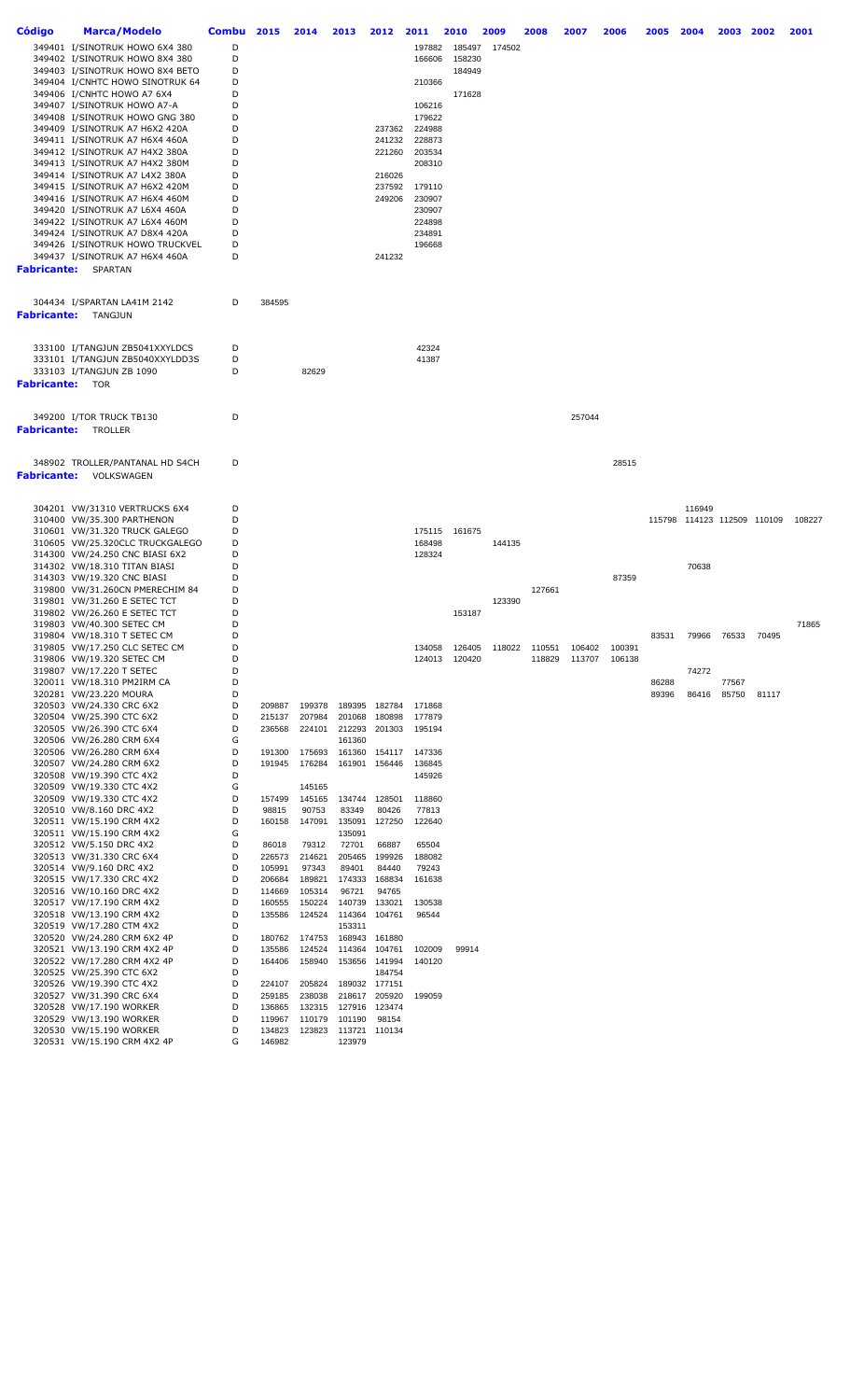| Código | Marca/Modelo | Combu | 2015 | 2014 | 2013 | 2012 | 2011 | 2010 | 2009 | 2008 | 2007 | 2006 | 2005 | 2004 | 2003 | 2002 | 2001 |
|---|---|---|---|---|---|---|---|---|---|---|---|---|---|---|---|---|---|
| 349401 | I/SINOTRUK HOWO 6X4 380 | D | | | | | 197882 | 185497 | 174502 | | | | | | | | |
| 349402 | I/SINOTRUK HOWO 8X4 380 | D | | | | | 166606 | 158230 | | | | | | | | | |
| 349403 | I/SINOTRUK HOWO 8X4 BETO | D | | | | | | 184949 | | | | | | | | | |
| 349404 | I/CNHTC HOWO SINOTRUK 64 | D | | | | | 210366 | | | | | | | | | | |
| 349406 | I/CNHTC HOWO A7 6X4 | D | | | | | | 171628 | | | | | | | | | |
| 349407 | I/SINOTRUK HOWO A7-A | D | | | | | 106216 | | | | | | | | | | |
| 349408 | I/SINOTRUK HOWO GNG 380 | D | | | | | 179622 | | | | | | | | | | |
| 349409 | I/SINOTRUK A7 H6X2 420A | D | | | | 237362 | 224988 | | | | | | | | | | |
| 349411 | I/SINOTRUK A7 H6X4 460A | D | | | | 241232 | 228873 | | | | | | | | | | |
| 349412 | I/SINOTRUK A7 H4X2 380A | D | | | | 221260 | 203534 | | | | | | | | | | |
| 349413 | I/SINOTRUK A7 H4X2 380M | D | | | | | 208310 | | | | | | | | | | |
| 349414 | I/SINOTRUK A7 L4X2 380A | D | | | | 216026 | | | | | | | | | | | |
| 349415 | I/SINOTRUK A7 H6X2 420M | D | | | | 237592 | 179110 | | | | | | | | | | |
| 349416 | I/SINOTRUK A7 H6X4 460M | D | | | | 249206 | 230907 | | | | | | | | | | |
| 349420 | I/SINOTRUK A7 L6X4 460A | D | | | | | 230907 | | | | | | | | | | |
| 349422 | I/SINOTRUK A7 L6X4 460M | D | | | | | 224898 | | | | | | | | | | |
| 349424 | I/SINOTRUK A7 D8X4 420A | D | | | | | 234891 | | | | | | | | | | |
| 349426 | I/SINOTRUK HOWO TRUCKVEL | D | | | | | 196668 | | | | | | | | | | |
| 349437 | I/SINOTRUK A7 H6X4 460A | D | | | | 241232 | | | | | | | | | | | |

**Fabricante:** SPARTAN

| Código | Marca/Modelo | Combu | 2015 | 2014 | 2013 | 2012 | 2011 | 2010 | 2009 | 2008 | 2007 | 2006 | 2005 | 2004 | 2003 | 2002 | 2001 |
|---|---|---|---|---|---|---|---|---|---|---|---|---|---|---|---|---|---|
| 304434 | I/SPARTAN LA41M 2142 | D | 384595 | | | | | | | | | | | | | | |

**Fabricante:** TANGJUN

| Código | Marca/Modelo | Combu | 2015 | 2014 | 2013 | 2012 | 2011 | 2010 | 2009 | 2008 | 2007 | 2006 | 2005 | 2004 | 2003 | 2002 | 2001 |
|---|---|---|---|---|---|---|---|---|---|---|---|---|---|---|---|---|---|
| 333100 | I/TANGJUN ZB5041XXYLDCS | D | | | | | 42324 | | | | | | | | | | |
| 333101 | I/TANGJUN ZB5040XXYLDD3S | D | | | | | 41387 | | | | | | | | | | |
| 333103 | I/TANGJUN ZB 1090 | D | | 82629 | | | | | | | | | | | | | |

**Fabricante:** TOR

| Código | Marca/Modelo | Combu | 2015 | 2014 | 2013 | 2012 | 2011 | 2010 | 2009 | 2008 | 2007 | 2006 | 2005 | 2004 | 2003 | 2002 | 2001 |
|---|---|---|---|---|---|---|---|---|---|---|---|---|---|---|---|---|---|
| 349200 | I/TOR TRUCK TB130 | D | | | | | | | | | 257044 | | | | | | |

**Fabricante:** TROLLER

| Código | Marca/Modelo | Combu | 2015 | 2014 | 2013 | 2012 | 2011 | 2010 | 2009 | 2008 | 2007 | 2006 | 2005 | 2004 | 2003 | 2002 | 2001 |
|---|---|---|---|---|---|---|---|---|---|---|---|---|---|---|---|---|---|
| 348902 | TROLLER/PANTANAL HD S4CH | D | | | | | | | | | | 28515 | | | | | |

**Fabricante:** VOLKSWAGEN

| Código | Marca/Modelo | Combu | 2015 | 2014 | 2013 | 2012 | 2011 | 2010 | 2009 | 2008 | 2007 | 2006 | 2005 | 2004 | 2003 | 2002 | 2001 |
|---|---|---|---|---|---|---|---|---|---|---|---|---|---|---|---|---|---|
| 304201 | VW/31310 VERTRUCKS 6X4 | D | | | | | | | | | | | | 116949 | | | |
| 310400 | VW/35.300 PARTHENON | D | | | | | | | | | | | 115798 | 114123 | 112509 | 110109 | 108227 |
| 310601 | VW/31.320 TRUCK GALEGO | D | | | | | 175115 | 161675 | | | | | | | | | |
| 310605 | VW/25.320CLC TRUCKGALEGO | D | | | | | 168498 | | 144135 | | | | | | | | |
| 314300 | VW/24.250 CNC BIASI 6X2 | D | | | | | 128324 | | | | | | | | | | |
| 314302 | VW/18.310 TITAN BIASI | D | | | | | | | | | | | | 70638 | | | |
| 314303 | VW/19.320 CNC BIASI | D | | | | | | | | | | 87359 | | | | | |
| 319800 | VW/31.260CN PMERECHIM 84 | D | | | | | | | | 127661 | | | | | | | |
| 319801 | VW/31.260 E SETEC TCT | D | | | | | | | 123390 | | | | | | | | |
| 319802 | VW/26.260 E SETEC TCT | D | | | | | | 153187 | | | | | | | | | |
| 319803 | VW/40.300 SETEC CM | D | | | | | | | | | | | | | | | 71865 |
| 319804 | VW/18.310 T SETEC CM | D | | | | | | | | | | | 83531 | 79966 | 76533 | 70495 | |
| 319805 | VW/17.250 CLC SETEC CM | D | | | | | 134058 | 126405 | 118022 | 110551 | 106402 | 100391 | | | | | |
| 319806 | VW/19.320 SETEC CM | D | | | | | 124013 | 120420 | | 118829 | 113707 | 106138 | | | | | |
| 319807 | VW/17.220 T SETEC | D | | | | | | | | | | | | 74272 | | | |
| 320011 | VW/18.310 PM2IRM CA | D | | | | | | | | | | | 86288 | | 77567 | | |
| 320281 | VW/23.220 MOURA | D | | | | | | | | | | | 89396 | 86416 | 85750 | 81117 | |
| 320503 | VW/24.330 CRC 6X2 | D | 209887 | 199378 | 189395 | 182784 | 171868 | | | | | | | | | | |
| 320504 | VW/25.390 CTC 6X2 | D | 215137 | 207984 | 201068 | 180898 | 177879 | | | | | | | | | | |
| 320505 | VW/26.390 CTC 6X4 | D | 236568 | 224101 | 212293 | 201303 | 195194 | | | | | | | | | | |
| 320506 | VW/26.280 CRM 6X4 | G | | | 161360 | | | | | | | | | | | | |
| 320506 | VW/26.280 CRM 6X4 | D | 191300 | 175693 | 161360 | 154117 | 147336 | | | | | | | | | | |
| 320507 | VW/24.280 CRM 6X2 | D | 191945 | 176284 | 161901 | 156446 | 136845 | | | | | | | | | | |
| 320508 | VW/19.390 CTC 4X2 | D | | | | | 145926 | | | | | | | | | | |
| 320509 | VW/19.330 CTC 4X2 | G | | 145165 | | | | | | | | | | | | | |
| 320509 | VW/19.330 CTC 4X2 | D | 157499 | 145165 | 134744 | 128501 | 118860 | | | | | | | | | | |
| 320510 | VW/8.160 DRC 4X2 | D | 98815 | 90753 | 83349 | 80426 | 77813 | | | | | | | | | | |
| 320511 | VW/15.190 CRM 4X2 | D | 160158 | 147091 | 135091 | 127250 | 122640 | | | | | | | | | | |
| 320511 | VW/15.190 CRM 4X2 | G | | | 135091 | | | | | | | | | | | | |
| 320512 | VW/5.150 DRC 4X2 | D | 86018 | 79312 | 72701 | 66887 | 65504 | | | | | | | | | | |
| 320513 | VW/31.330 CRC 6X4 | D | 226573 | 214621 | 205465 | 199926 | 188082 | | | | | | | | | | |
| 320514 | VW/9.160 DRC 4X2 | D | 105991 | 97343 | 89401 | 84440 | 79243 | | | | | | | | | | |
| 320515 | VW/17.330 CRC 4X2 | D | 206684 | 189821 | 174333 | 168834 | 161638 | | | | | | | | | | |
| 320516 | VW/10.160 DRC 4X2 | D | 114669 | 105314 | 96721 | 94765 | | | | | | | | | | | |
| 320517 | VW/17.190 CRM 4X2 | D | 160555 | 150224 | 140739 | 133021 | 130538 | | | | | | | | | | |
| 320518 | VW/13.190 CRM 4X2 | D | 135586 | 124524 | 114364 | 104761 | 96544 | | | | | | | | | | |
| 320519 | VW/17.280 CTM 4X2 | D | | | 153311 | | | | | | | | | | | | |
| 320520 | VW/24.280 CRM 6X2 4P | D | 180762 | 174753 | 168943 | 161880 | | | | | | | | | | | |
| 320521 | VW/13.190 CRM 4X2 4P | D | 135586 | 124524 | 114364 | 104761 | 102009 | 99914 | | | | | | | | | |
| 320522 | VW/17.280 CRM 4X2 4P | D | 164406 | 158940 | 153656 | 141994 | 140120 | | | | | | | | | | |
| 320525 | VW/25.390 CTC 6X2 | D | | | | 184754 | | | | | | | | | | | |
| 320526 | VW/19.390 CTC 4X2 | D | 224107 | 205824 | 189032 | 177151 | | | | | | | | | | | |
| 320527 | VW/31.390 CTC 6X4 | D | 259185 | 238038 | 218617 | 205920 | 199059 | | | | | | | | | | |
| 320528 | VW/17.190 WORKER | D | 136865 | 132315 | 127916 | 123474 | | | | | | | | | | | |
| 320529 | VW/13.190 WORKER | D | 119967 | 110179 | 101190 | 98154 | | | | | | | | | | | |
| 320530 | VW/15.190 WORKER | D | 134823 | 123823 | 113721 | 110134 | | | | | | | | | | | |
| 320531 | VW/15.190 CRM 4X2 4P | G | 146982 | | 123979 | | | | | | | | | | | | |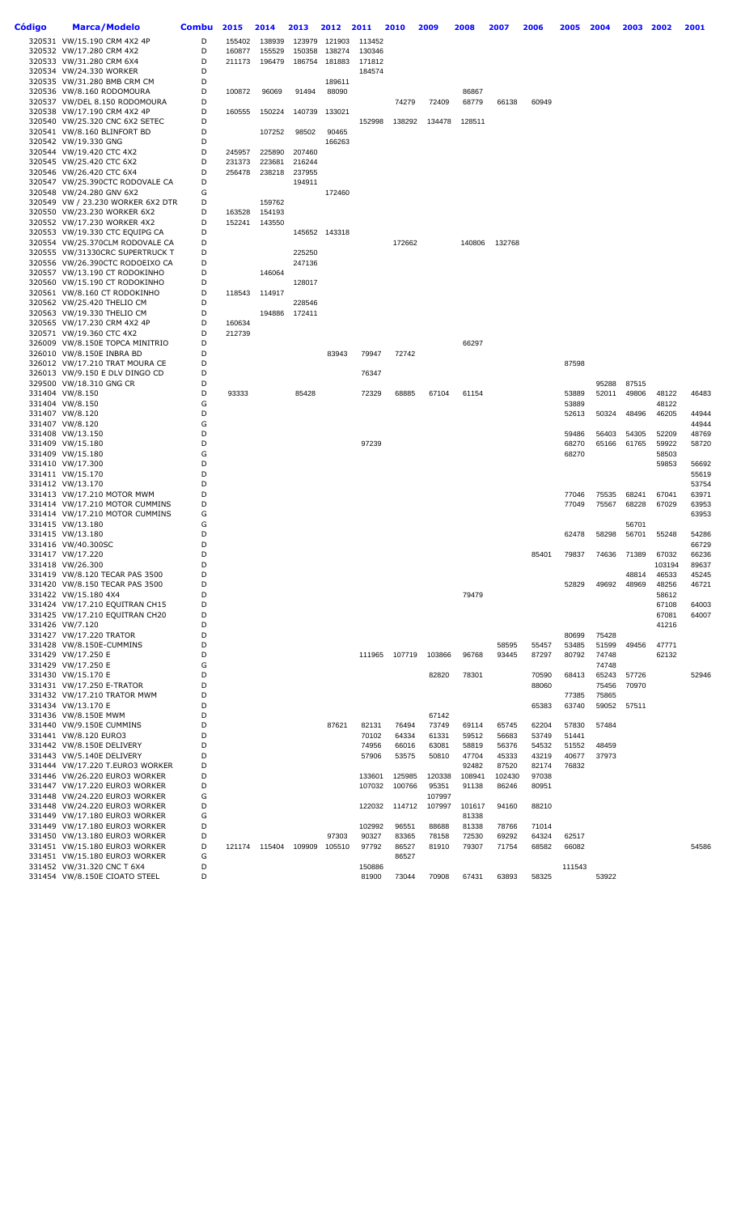| Código | Marca/Modelo | Combu | 2015 | 2014 | 2013 | 2012 | 2011 | 2010 | 2009 | 2008 | 2007 | 2006 | 2005 | 2004 | 2003 | 2002 | 2001 |
|---|---|---|---|---|---|---|---|---|---|---|---|---|---|---|---|---|---|
| 320531 | VW/15.190 CRM 4X2 4P | D | 155402 | 138939 | 123979 | 121903 | 113452 | | | | | | | | | | |
| 320532 | VW/17.280 CRM 4X2 | D | 160877 | 155529 | 150358 | 138274 | 130346 | | | | | | | | | | |
| 320533 | VW/31.280 CRM 6X4 | D | 211173 | 196479 | 186754 | 181883 | 171812 | | | | | | | | | | |
| 320534 | VW/24.330 WORKER | D | | | | | 184574 | | | | | | | | | | |
| 320535 | VW/31.280 BMB CRM CM | D | | | | 189611 | | | | | | | | | | | |
| 320536 | VW/8.160 RODOMOURA | D | 100872 | 96069 | 91494 | 88090 | | | | 86867 | | | | | | | |
| 320537 | VW/DEL 8.150 RODOMOURA | D | | | | | | 74279 | 72409 | 68779 | 66138 | 60949 | | | | | |
| 320538 | VW/19.190 CRM 4X2 4P | D | 160555 | 150224 | 140739 | 133021 | | | | | | | | | | | |
| 320540 | VW/25.320 CNC 6X2 SETEC | D | | | | | 152998 | 138292 | 134478 | 128511 | | | | | | | |
| 320541 | VW/8.160 BLINFORT BD | D | | 107252 | 98502 | 90465 | | | | | | | | | | | |
| 320542 | VW/19.330 GNG | D | | | | 166263 | | | | | | | | | | | |
| 320544 | VW/19.420 CTC 4X2 | D | 245957 | 225890 | 207460 | | | | | | | | | | | | |
| 320545 | VW/25.420 CTC 6X2 | D | 231373 | 223681 | 216244 | | | | | | | | | | | | |
| 320546 | VW/26.420 CTC 6X4 | D | 256478 | 238218 | 237955 | | | | | | | | | | | | |
| 320547 | VW/25.390CTC RODOVALE CA | D | | | 194911 | | | | | | | | | | | | |
| 320548 | VW/24.280 GNV 6X2 | G | | | | 172460 | | | | | | | | | | | |
| 320549 | VW / 23.230 WORKER 6X2 DTR | D | | 159762 | | | | | | | | | | | | | |
| 320550 | VW/23.230 WORKER 6X2 | D | 163528 | 154193 | | | | | | | | | | | | | |
| 320552 | VW/17.230 WORKER 4X2 | D | 152241 | 143550 | | | | | | | | | | | | | |
| 320553 | VW/19.330 CTC EQUIPG CA | D | | | 145652 | 143318 | | | | | | | | | | | |
| 320554 | VW/25.370CLM RODOVALE CA | D | | | | | | 172662 | | 140806 | 132768 | | | | | | |
| 320555 | VW/31330CRC SUPERTRUCK T | D | | | 225250 | | | | | | | | | | | | |
| 320556 | VW/26.390CTC RODOEIXO CA | D | | | 247136 | | | | | | | | | | | | |
| 320557 | VW/13.190 CT RODOKINHO | D | | 146064 | | | | | | | | | | | | | |
| 320560 | VW/15.190 CT RODOKINHO | D | | | 128017 | | | | | | | | | | | | |
| 320561 | VW/8.160 CT RODOKINHO | D | 118543 | 114917 | | | | | | | | | | | | | |
| 320562 | VW/25.420 THELIO CM | D | | | 228546 | | | | | | | | | | | | |
| 320563 | VW/19.330 THELIO CM | D | | 194886 | 172411 | | | | | | | | | | | | |
| 320565 | VW/17.230 CRM 4X2 4P | D | 160634 | | | | | | | | | | | | | | |
| 320571 | VW/19.360 CTC 4X2 | D | 212739 | | | | | | | | | | | | | | |
| 326009 | VW/8.150E TOPCA MINITRIO | D | | | | | | | | 66297 | | | | | | | |
| 326010 | VW/8.150E INBRA BD | D | | | | 83943 | 79947 | 72742 | | | | | | | | | |
| 326012 | VW/17.210 TRAT MOURA CE | D | | | | | | | | | | | 87598 | | | | |
| 326013 | VW/9.150 E DLV DINGO CD | D | | | | | 76347 | | | | | | | | | | |
| 329500 | VW/18.310 GNG CR | D | | | | | | | | | | | | 95288 | 87515 | | |
| 331404 | VW/8.150 | D | 93333 | | 85428 | | 72329 | 68885 | 67104 | 61154 | | | 53889 | 52011 | 49806 | 48122 | 46483 |
| 331404 | VW/8.150 | G | | | | | | | | | | | 53889 | | | 48122 | |
| 331407 | VW/8.120 | D | | | | | | | | | | | 52613 | 50324 | 48496 | 46205 | 44944 |
| 331407 | VW/8.120 | G | | | | | | | | | | | | | | | 44944 |
| 331408 | VW/13.150 | D | | | | | | | | | | | 59486 | 56403 | 54305 | 52209 | 48769 |
| 331409 | VW/15.180 | D | | | | | 97239 | | | | | | 68270 | 65166 | 61765 | 59922 | 58720 |
| 331409 | VW/15.180 | G | | | | | | | | | | | 68270 | | | 58503 | |
| 331410 | VW/17.300 | D | | | | | | | | | | | | | | 59853 | 56692 |
| 331411 | VW/15.170 | D | | | | | | | | | | | | | | | 55619 |
| 331412 | VW/13.170 | D | | | | | | | | | | | | | | | 53754 |
| 331413 | VW/17.210 MOTOR MWM | D | | | | | | | | | | | 77046 | 75535 | 68241 | 67041 | 63971 |
| 331414 | VW/17.210 MOTOR CUMMINS | D | | | | | | | | | | | 77049 | 75567 | 68228 | 67029 | 63953 |
| 331414 | VW/17.210 MOTOR CUMMINS | G | | | | | | | | | | | | | | | 63953 |
| 331415 | VW/13.180 | G | | | | | | | | | | | | | 56701 | | |
| 331415 | VW/13.180 | D | | | | | | | | | | | 62478 | 58298 | 56701 | 55248 | 54286 |
| 331416 | VW/40.300SC | D | | | | | | | | | | | | | | | 66729 |
| 331417 | VW/17.220 | D | | | | | | | | | | 85401 | 79837 | 74636 | 71389 | 67032 | 66236 |
| 331418 | VW/26.300 | D | | | | | | | | | | | | | | 103194 | 89637 |
| 331419 | VW/8.120 TECAR PAS 3500 | D | | | | | | | | | | | | | 48814 | 46533 | 45245 |
| 331420 | VW/8.150 TECAR PAS 3500 | D | | | | | | | | | | | 52829 | 49692 | 48969 | 48256 | 46721 |
| 331422 | VW/15.180 4X4 | D | | | | | | | | 79479 | | | | | | 58612 | |
| 331424 | VW/17.210 EQUITRAN CH15 | D | | | | | | | | | | | | | | 67108 | 64003 |
| 331425 | VW/17.210 EQUITRAN CH20 | D | | | | | | | | | | | | | | 67081 | 64007 |
| 331426 | VW/7.120 | D | | | | | | | | | | | | | | 41216 | |
| 331427 | VW/17.220 TRATOR | D | | | | | | | | | | | 80699 | 75428 | | | |
| 331428 | VW/8.150E-CUMMINS | D | | | | | | | | | 58595 | 55457 | 53485 | 51599 | 49456 | 47771 | |
| 331429 | VW/17.250 E | D | | | | | 111965 | 107719 | 103866 | 96768 | 93445 | 87297 | 80792 | 74748 | | 62132 | |
| 331429 | VW/17.250 E | G | | | | | | | | | | | | 74748 | | | |
| 331430 | VW/15.170 E | D | | | | | | | 82820 | 78301 | | 70590 | 68413 | 65243 | 57726 | | 52946 |
| 331431 | VW/17.250 E-TRATOR | D | | | | | | | | | | 88060 | | 75456 | 70970 | | |
| 331432 | VW/17.210 TRATOR MWM | D | | | | | | | | | | | 77385 | 75865 | | | |
| 331434 | VW/13.170 E | D | | | | | | | | | | 65383 | 63740 | 59052 | 57511 | | |
| 331436 | VW/8.150E MWM | D | | | | | | | 67142 | | | | | | | | |
| 331440 | VW/9.150E CUMMINS | D | | | | 87621 | 82131 | 76494 | 73749 | 69114 | 65745 | 62204 | 57830 | 57484 | | | |
| 331441 | VW/8.120 EURO3 | D | | | | | 70102 | 64334 | 61331 | 59512 | 56683 | 53749 | 51441 | | | | |
| 331442 | VW/8.150E DELIVERY | D | | | | | 74956 | 66016 | 63081 | 58819 | 56376 | 54532 | 51552 | 48459 | | | |
| 331443 | VW/5.140E DELIVERY | D | | | | | 57906 | 53575 | 50810 | 47704 | 45333 | 43219 | 40677 | 37973 | | | |
| 331444 | VW/17.220 T.EURO3 WORKER | D | | | | | | | | 92482 | 87520 | 82174 | 76832 | | | | |
| 331446 | VW/26.220 EURO3 WORKER | D | | | | | 133601 | 125985 | 120338 | 108941 | 102430 | 97038 | | | | | |
| 331447 | VW/17.220 EURO3 WORKER | D | | | | | 107032 | 100766 | 95351 | 91138 | 86246 | 80951 | | | | | |
| 331448 | VW/24.220 EURO3 WORKER | G | | | | | | | 107997 | | | | | | | | |
| 331448 | VW/24.220 EURO3 WORKER | D | | | | | 122032 | 114712 | 107997 | 101617 | 94160 | 88210 | | | | | |
| 331449 | VW/17.180 EURO3 WORKER | G | | | | | | | | 81338 | | | | | | | |
| 331449 | VW/17.180 EURO3 WORKER | D | | | | | 102992 | 96551 | 88688 | 81338 | 78766 | 71014 | | | | | |
| 331450 | VW/13.180 EURO3 WORKER | D | | | | 97303 | 90327 | 83365 | 78158 | 72530 | 69292 | 64324 | 62517 | | | | |
| 331451 | VW/15.180 EURO3 WORKER | D | 121174 | 115404 | 109909 | 105510 | 97792 | 86527 | 81910 | 79307 | 71754 | 68582 | 66082 | | | | 54586 |
| 331451 | VW/15.180 EURO3 WORKER | G | | | | | | 86527 | | | | | | | | | |
| 331452 | VW/31.320 CNC T 6X4 | D | | | | | 150886 | | | | | | 111543 | | | | |
| 331454 | VW/8.150E CIOATO STEEL | D | | | | | 81900 | 73044 | 70908 | 67431 | 63893 | 58325 | | 53922 | | | |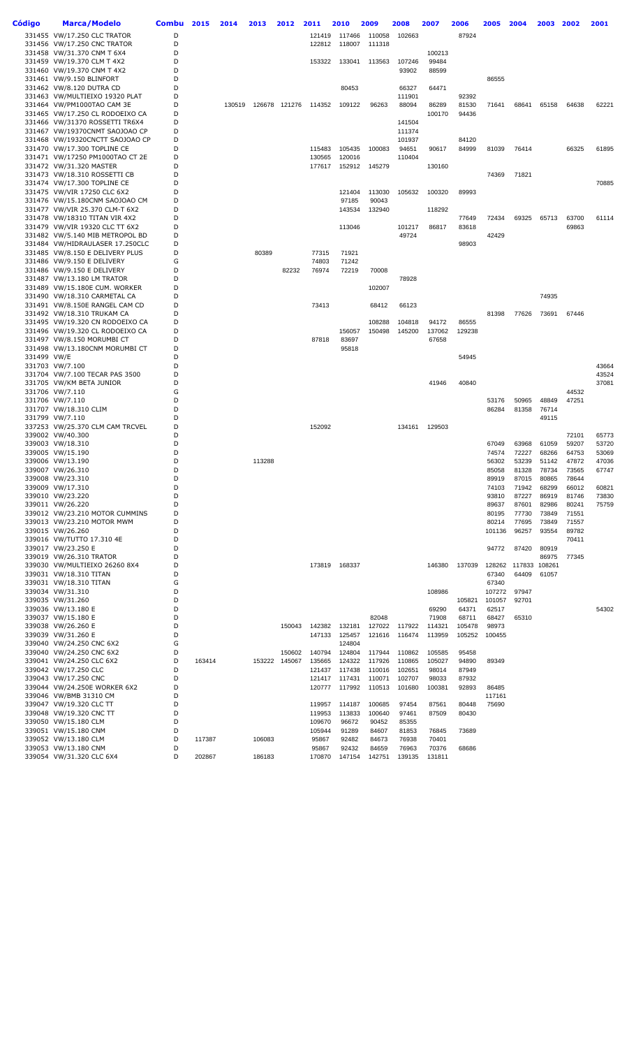| Código | Marca/Modelo | Combu | 2015 | 2014 | 2013 | 2012 | 2011 | 2010 | 2009 | 2008 | 2007 | 2006 | 2005 | 2004 | 2003 | 2002 | 2001 |
|---|---|---|---|---|---|---|---|---|---|---|---|---|---|---|---|---|---|
| 331455 | VW/17.250 CLC TRATOR | D | | | | | 121419 | 117466 | 110058 | 102663 | | 87924 | | | | | |
| 331456 | VW/17.250 CNC TRATOR | D | | | | | 122812 | 118007 | 111318 | | | | | | | | |
| 331458 | VW/31.370 CNM T 6X4 | D | | | | | | | | | 100213 | | | | | | |
| 331459 | VW/19.370 CLM T 4X2 | D | | | | | 153322 | 133041 | 113563 | 107246 | 99484 | | | | | | |
| 331460 | VW/19.370 CNM T 4X2 | D | | | | | | | | 93902 | 88599 | | | | | | |
| 331461 | VW/9.150 BLINFORT | D | | | | | | | | | | | 86555 | | | | |
| 331462 | VW/8.120 DUTRA CD | D | | | | | | 80453 | | 66327 | 64471 | | | | | | |
| 331463 | VW/MULTIEIXO 19320 PLAT | D | | | | | | | | 111901 | | 92392 | | | | | |
| 331464 | VW/PM1000TAO CAM 3E | D | | 130519 | 126678 | 121276 | 114352 | 109122 | 96263 | 88094 | 86289 | 81530 | 71641 | 68641 | 65158 | 64638 | 62221 |
| 331465 | VW/17.250 CL RODOEIXO CA | D | | | | | | | | | 100170 | 94436 | | | | | |
| 331466 | VW/31370 ROSSETTI TR6X4 | D | | | | | | | | 141504 | | | | | | | |
| 331467 | VW/19370CNMT SAOJOAO CP | D | | | | | | | | 111374 | | | | | | | |
| 331468 | VW/19320CNCTT SAOJOAO CP | D | | | | | | | | 101937 | | 84120 | | | | | |
| 331470 | VW/17.300 TOPLINE CE | D | | | | | 115483 | 105435 | 100083 | 94651 | 90617 | 84999 | 81039 | 76414 | | 66325 | 61895 |
| 331471 | VW/17250 PM1000TAO CT 2E | D | | | | | 130565 | 120016 | | 110404 | | | | | | | |
| 331472 | VW/31.320 MASTER | D | | | | | 177617 | 152912 | 145279 | | 130160 | | | | | | |
| 331473 | VW/18.310 ROSSETTI CB | D | | | | | | | | | | | 74369 | 71821 | | | |
| 331474 | VW/17.300 TOPLINE CE | D | | | | | | | | | | | | | | | 70885 |
| 331475 | VW/VIR 17250 CLC 6X2 | D | | | | | | 121404 | 113030 | 105632 | 100320 | 89993 | | | | | |
| 331476 | VW/15.180CNM SAOJOAO CM | D | | | | | | 97185 | 90043 | | | | | | | | |
| 331477 | VW/VIR 25.370 CLM-T 6X2 | D | | | | | | 143534 | 132940 | | 118292 | | | | | | |
| 331478 | VW/18310 TITAN VIR 4X2 | D | | | | | | | | | | 77649 | 72434 | 69325 | 65713 | 63700 | 61114 |
| 331479 | VW/VIR 19320 CLC TT 6X2 | D | | | | | | 113046 | | 101217 | 86817 | 83618 | | | | 69863 | |
| 331482 | VW/5.140 MIB METROPOL BD | D | | | | | | | | 49724 | | | 42429 | | | | |
| 331484 | VW/HIDRAULASER 17.250CLC | D | | | | | | | | | | 98903 | | | | | |
| 331485 | VW/8.150 E DELIVERY PLUS | D | | | 80389 | | 77315 | 71921 | | | | | | | | | |
| 331486 | VW/9.150 E DELIVERY | G | | | | | 74803 | 71242 | | | | | | | | | |
| 331486 | VW/9.150 E DELIVERY | D | | | | 82232 | 76974 | 72219 | 70008 | | | | | | | | |
| 331487 | VW/13.180 LM TRATOR | D | | | | | | | | 78928 | | | | | | | |
| 331489 | VW/15.180E CUM. WORKER | D | | | | | | | 102007 | | | | | | | | |
| 331490 | VW/18.310 CARMETAL CA | D | | | | | | | | | | | | | 74935 | | |
| 331491 | VW/8.150E RANGEL CAM CD | D | | | | | 73413 | | 68412 | 66123 | | | | | | | |
| 331492 | VW/18.310 TRUKAM CA | D | | | | | | | | | | | 81398 | 77626 | 73691 | 67446 | |
| 331495 | VW/19.320 CN RODOEIXO CA | D | | | | | | | 108288 | 104818 | 94172 | 86555 | | | | | |
| 331496 | VW/19.320 CL RODOEIXO CA | D | | | | | | 156057 | 150498 | 145200 | 137062 | 129238 | | | | | |
| 331497 | VW/8.150 MORUMBI CT | D | | | | | 87818 | 83697 | | | 67658 | | | | | | |
| 331498 | VW/13.180CNM MORUMBI CT | D | | | | | | 95818 | | | | | | | | | |
| 331499 | VW/E | D | | | | | | | | | | 54945 | | | | | |
| 331703 | VW/7.100 | D | | | | | | | | | | | | | | | 43664 |
| 331704 | VW/7.100 TECAR PAS 3500 | D | | | | | | | | | | | | | | | 43524 |
| 331705 | VW/KM BETA JUNIOR | D | | | | | | | | | 41946 | 40840 | | | | | 37081 |
| 331706 | VW/7.110 | G | | | | | | | | | | | | | | 44532 | |
| 331706 | VW/7.110 | D | | | | | | | | | | | 53176 | 50965 | 48849 | 47251 | |
| 331707 | VW/18.310 CLIM | D | | | | | | | | | | | 86284 | 81358 | 76714 | | |
| 331799 | VW/7.110 | D | | | | | | | | | | | | | 49115 | | |
| 337253 | VW/25.370 CLM CAM TRCVEL | D | | | | | 152092 | | | 134161 | 129503 | | | | | | |
| 339002 | VW/40.300 | D | | | | | | | | | | | | | | 72101 | 65773 |
| 339003 | VW/18.310 | D | | | | | | | | | | | 67049 | 63968 | 61059 | 59207 | 53720 |
| 339005 | VW/15.190 | D | | | | | | | | | | | 74574 | 72227 | 68266 | 64753 | 53069 |
| 339006 | VW/13.190 | D | | | 113288 | | | | | | | | 56302 | 53239 | 51142 | 47872 | 47036 |
| 339007 | VW/26.310 | D | | | | | | | | | | | 85058 | 81328 | 78734 | 73565 | 67747 |
| 339008 | VW/23.310 | D | | | | | | | | | | | 89919 | 87015 | 80865 | 78644 | |
| 339009 | VW/17.310 | D | | | | | | | | | | | 74103 | 71942 | 68299 | 66012 | 60821 |
| 339010 | VW/23.220 | D | | | | | | | | | | | 93810 | 87227 | 86919 | 81746 | 73830 |
| 339011 | VW/26.220 | D | | | | | | | | | | | 89637 | 87601 | 82986 | 80241 | 75759 |
| 339012 | VW/23.210 MOTOR CUMMINS | D | | | | | | | | | | | 80195 | 77730 | 73849 | 71551 | |
| 339013 | VW/23.210 MOTOR MWM | D | | | | | | | | | | | 80214 | 77695 | 73849 | 71557 | |
| 339015 | VW/26.260 | D | | | | | | | | | | | 101136 | 96257 | 93554 | 89782 | |
| 339016 | VW/TUTTO 17.310 4E | D | | | | | | | | | | | | | | 70411 | |
| 339017 | VW/23.250 E | D | | | | | | | | | | | 94772 | 87420 | 80919 | | |
| 339019 | VW/26.310 TRATOR | D | | | | | | | | | | | | | 86975 | 77345 | |
| 339030 | VW/MULTIEIXO 26260 8X4 | D | | | | | 173819 | 168337 | | | 146380 | 137039 | 128262 | 117833 | 108261 | | |
| 339031 | VW/18.310 TITAN | D | | | | | | | | | | | 67340 | 64409 | 61057 | | |
| 339031 | VW/18.310 TITAN | G | | | | | | | | | | | 67340 | | | | |
| 339034 | VW/31.310 | D | | | | | | | | | 108986 | | 107272 | 97947 | | | |
| 339035 | VW/31.260 | D | | | | | | | | | | 105821 | 101057 | 92701 | | | |
| 339036 | VW/13.180 E | D | | | | | | | | | 69290 | 64371 | 62517 | | | | 54302 |
| 339037 | VW/15.180 E | D | | | | | | 82048 | | | 71908 | 68711 | 68427 | 65310 | | | |
| 339038 | VW/26.260 E | D | | | | 150043 | 142382 | 132181 | 127022 | 117922 | 114321 | 105478 | 98973 | | | | |
| 339039 | VW/31.260 E | D | | | | | 147133 | 125457 | 121616 | 116474 | 113959 | 105252 | 100455 | | | | |
| 339040 | VW/24.250 CNC 6X2 | G | | | | | | 124804 | | | | | | | | | |
| 339040 | VW/24.250 CNC 6X2 | D | | | | 150602 | 140794 | 124804 | 117944 | 110862 | 105585 | 95458 | | | | | |
| 339041 | VW/24.250 CLC 6X2 | D | 163414 | | 153222 | 145067 | 135665 | 124322 | 117926 | 110865 | 105027 | 94890 | 89349 | | | | |
| 339042 | VW/17.250 CLC | D | | | | | 121437 | 117438 | 110016 | 102651 | 98014 | 87949 | | | | | |
| 339043 | VW/17.250 CNC | D | | | | | 121417 | 117431 | 110071 | 102707 | 98033 | 87932 | | | | | |
| 339044 | VW/24.250E WORKER 6X2 | D | | | | | 120777 | 117992 | 110513 | 101680 | 100381 | 92893 | 86485 | | | | |
| 339046 | VW/BMB 31310 CM | D | | | | | | | | | | | 117161 | | | | |
| 339047 | VW/19.320 CLC TT | D | | | | | 119957 | 114187 | 100685 | 97454 | 87561 | 80448 | 75690 | | | | |
| 339048 | VW/19.320 CNC TT | D | | | | | 119953 | 113833 | 100640 | 97461 | 87509 | 80430 | | | | | |
| 339050 | VW/15.180 CLM | D | | | | | 109670 | 96672 | 90452 | 85355 | | | | | | | |
| 339051 | VW/15.180 CNM | D | | | | | 105944 | 91289 | 84607 | 81853 | 76845 | 73689 | | | | | |
| 339052 | VW/13.180 CLM | D | 117387 | | 106083 | | 95867 | 92482 | 84673 | 76938 | 70401 | | | | | | |
| 339053 | VW/13.180 CNM | D | | | | | 95867 | 92432 | 84659 | 76963 | 70376 | 68686 | | | | | |
| 339054 | VW/31.320 CLC 6X4 | D | 202867 | | 186183 | | 170870 | 147154 | 142751 | 139135 | 131811 | | | | | | |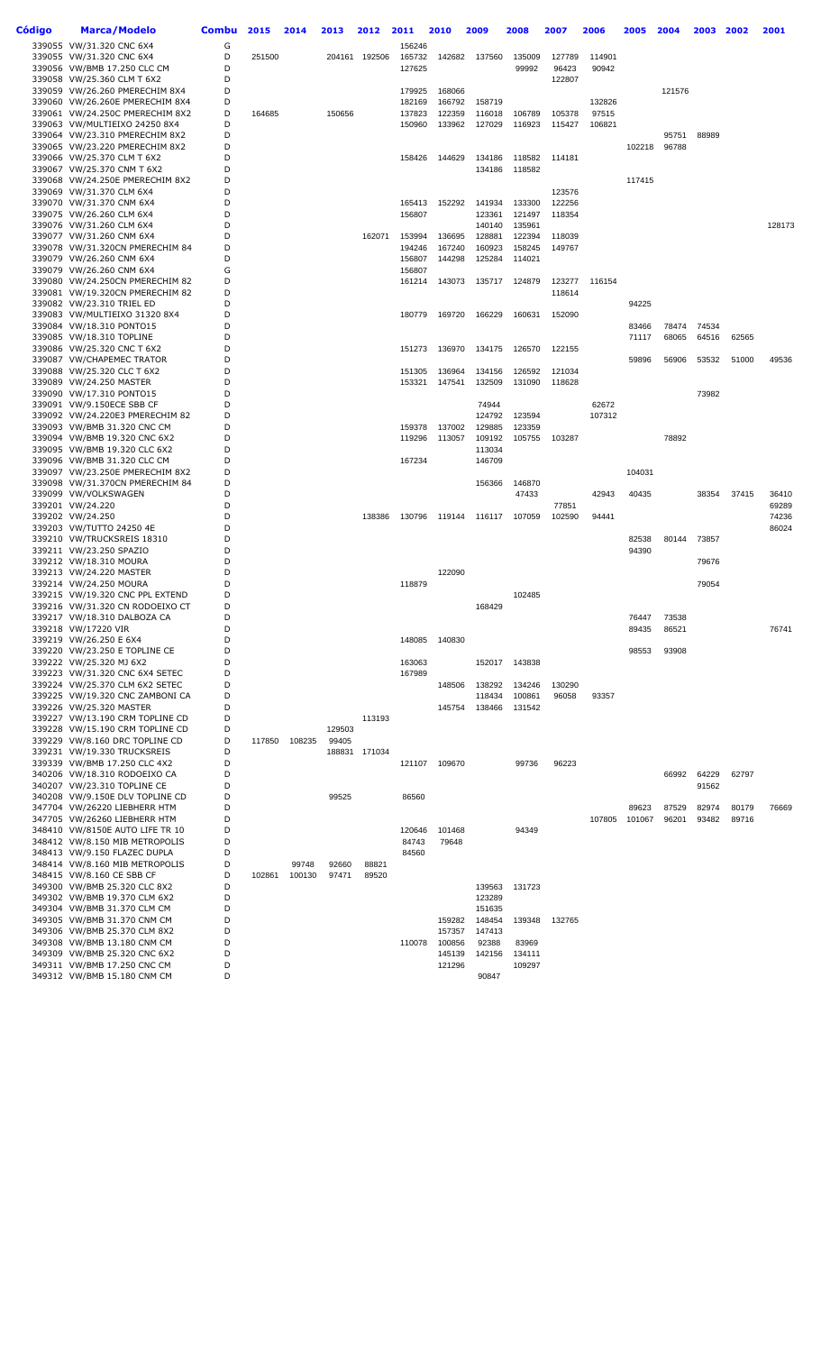| Código | Marca/Modelo | Combu | 2015 | 2014 | 2013 | 2012 | 2011 | 2010 | 2009 | 2008 | 2007 | 2006 | 2005 | 2004 | 2003 | 2002 | 2001 |
|---|---|---|---|---|---|---|---|---|---|---|---|---|---|---|---|---|---|
| 339055 | VW/31.320 CNC 6X4 | G | | | | | 156246 | | | | | | | | | | |
| 339055 | VW/31.320 CNC 6X4 | D | 251500 | | 204161 | 192506 | 165732 | 142682 | 137560 | 135009 | 127789 | 114901 | | | | | |
| 339056 | VW/BMB 17.250 CLC CM | D | | | | | 127625 | | | 99992 | 96423 | 90942 | | | | | |
| 339058 | VW/25.360 CLM T 6X2 | D | | | | | | | | | 122807 | | | | | | |
| 339059 | VW/26.260 PMERECHIM 8X4 | D | | | | | 179925 | 168066 | | | | | | 121576 | | | |
| 339060 | VW/26.260E PMERECHIM 8X4 | D | | | | | 182169 | 166792 | 158719 | | | 132826 | | | | | |
| 339061 | VW/24.250C PMERECHIM 8X2 | D | 164685 | | 150656 | | 137823 | 122359 | 116018 | 106789 | 105378 | 97515 | | | | | |
| 339063 | VW/MULTIEIXO 24250 8X4 | D | | | | | 150960 | 133962 | 127029 | 116923 | 115427 | 106821 | | | | | |
| 339064 | VW/23.310 PMERECHIM 8X2 | D | | | | | | | | | | | | 95751 | 88989 | | |
| 339065 | VW/23.220 PMERECHIM 8X2 | D | | | | | | | | | | | 102218 | 96788 | | | |
| 339066 | VW/25.370 CLM T 6X2 | D | | | | | 158426 | 144629 | 134186 | 118582 | 114181 | | | | | | |
| 339067 | VW/25.370 CNM T 6X2 | D | | | | | | | 134186 | 118582 | | | | | | | |
| 339068 | VW/24.250E PMERECHIM 8X2 | D | | | | | | | | | | | 117415 | | | | |
| 339069 | VW/31.370 CLM 6X4 | D | | | | | | | | | 123576 | | | | | | |
| 339070 | VW/31.370 CNM 6X4 | D | | | | | 165413 | 152292 | 141934 | 133300 | 122256 | | | | | | |
| 339075 | VW/26.260 CLM 6X4 | D | | | | | 156807 | | 123361 | 121497 | 118354 | | | | | | |
| 339076 | VW/31.260 CLM 6X4 | D | | | | | | | 140140 | 135961 | | | | | | | 128173 |
| 339077 | VW/31.260 CNM 6X4 | D | | | | 162071 | 153994 | 136695 | 128881 | 122394 | 118039 | | | | | | |
| 339078 | VW/31.320CN PMERECHIM 84 | D | | | | | 194246 | 167240 | 160923 | 158245 | 149767 | | | | | | |
| 339079 | VW/26.260 CNM 6X4 | D | | | | | 156807 | 144298 | 125284 | 114021 | | | | | | | |
| 339079 | VW/26.260 CNM 6X4 | G | | | | | 156807 | | | | | | | | | | |
| 339080 | VW/24.250CN PMERECHIM 82 | D | | | | | 161214 | 143073 | 135717 | 124879 | 123277 | 116154 | | | | | |
| 339081 | VW/19.320CN PMERECHIM 82 | D | | | | | | | | | 118614 | | | | | | |
| 339082 | VW/23.310 TRIEL ED | D | | | | | | | | | | | 94225 | | | | |
| 339083 | VW/MULTIEIXO 31320 8X4 | D | | | | | 180779 | 169720 | 166229 | 160631 | 152090 | | | | | | |
| 339084 | VW/18.310 PONTO15 | D | | | | | | | | | | | 83466 | 78474 | 74534 | | |
| 339085 | VW/18.310 TOPLINE | D | | | | | | | | | | | 71117 | 68065 | 64516 | 62565 | |
| 339086 | VW/25.320 CNC T 6X2 | D | | | | | 151273 | 136970 | 134175 | 126570 | 122155 | | | | | | |
| 339087 | VW/CHAPEMEC TRATOR | D | | | | | | | | | | | 59896 | 56906 | 53532 | 51000 | 49536 |
| 339088 | VW/25.320 CLC T 6X2 | D | | | | | 151305 | 136964 | 134156 | 126592 | 121034 | | | | | | |
| 339089 | VW/24.250 MASTER | D | | | | | 153321 | 147541 | 132509 | 131090 | 118628 | | | | | | |
| 339090 | VW/17.310 PONTO15 | D | | | | | | | | | | | | | 73982 | | |
| 339091 | VW/9.150ECE SBB CF | D | | | | | | | 74944 | | | 62672 | | | | | |
| 339092 | VW/24.220E3 PMERECHIM 82 | D | | | | | | | 124792 | 123594 | | 107312 | | | | | |
| 339093 | VW/BMB 31.320 CNC CM | D | | | | | 159378 | 137002 | 129885 | 123359 | | | | | | | |
| 339094 | VW/BMB 19.320 CNC 6X2 | D | | | | | 119296 | 113057 | 109192 | 105755 | 103287 | | | 78892 | | | |
| 339095 | VW/BMB 19.320 CLC 6X2 | D | | | | | | | 113034 | | | | | | | | |
| 339096 | VW/BMB 31.320 CLC CM | D | | | | | 167234 | | 146709 | | | | | | | | |
| 339097 | VW/23.250E PMERECHIM 8X2 | D | | | | | | | | | | | 104031 | | | | |
| 339098 | VW/31.370CN PMERECHIM 84 | D | | | | | | | 156366 | 146870 | | | | | | | |
| 339099 | VW/VOLKSWAGEN | D | | | | | | | | 47433 | | 42943 | 40435 | | 38354 | 37415 | 36410 |
| 339201 | VW/24.220 | D | | | | | | | | | 77851 | | | | | | 69289 |
| 339202 | VW/24.250 | D | | | | 138386 | 130796 | 119144 | 116117 | 107059 | 102590 | 94441 | | | | | 74236 |
| 339203 | VW/TUTTO 24250 4E | D | | | | | | | | | | | | | | | 86024 |
| 339210 | VW/TRUCKSREIS 18310 | D | | | | | | | | | | | 82538 | 80144 | 73857 | | |
| 339211 | VW/23.250 SPAZIO | D | | | | | | | | | | | 94390 | | | | |
| 339212 | VW/18.310 MOURA | D | | | | | | | | | | | | | 79676 | | |
| 339213 | VW/24.220 MASTER | D | | | | | | 122090 | | | | | | | | | |
| 339214 | VW/24.250 MOURA | D | | | | | 118879 | | | | | | | | 79054 | | |
| 339215 | VW/19.320 CNC PPL EXTEND | D | | | | | | | | 102485 | | | | | | | |
| 339216 | VW/31.320 CN RODOEIXO CT | D | | | | | | | 168429 | | | | | | | | |
| 339217 | VW/18.310 DALBOZA CA | D | | | | | | | | | | | 76447 | 73538 | | | |
| 339218 | VW/17220 VIR | D | | | | | | | | | | | 89435 | 86521 | | | 76741 |
| 339219 | VW/26.250 E 6X4 | D | | | | | 148085 | 140830 | | | | | | | | | |
| 339220 | VW/23.250 E TOPLINE CE | D | | | | | | | | | | | 98553 | 93908 | | | |
| 339222 | VW/25.320 MJ 6X2 | D | | | | | 163063 | | 152017 | 143838 | | | | | | | |
| 339223 | VW/31.320 CNC 6X4 SETEC | D | | | | | 167989 | | | | | | | | | | |
| 339224 | VW/25.370 CLM 6X2 SETEC | D | | | | | | 148506 | 138292 | 134246 | 130290 | | | | | | |
| 339225 | VW/19.320 CNC ZAMBONI CA | D | | | | | | | 118434 | 100861 | 96058 | 93357 | | | | | |
| 339226 | VW/25.320 MASTER | D | | | | | | 145754 | 138466 | 131542 | | | | | | | |
| 339227 | VW/13.190 CRM TOPLINE CD | D | | | | 113193 | | | | | | | | | | | |
| 339228 | VW/15.190 CRM TOPLINE CD | D | | | 129503 | | | | | | | | | | | | |
| 339229 | VW/8.160 DRC TOPLINE CD | D | 117850 | 108235 | 99405 | | | | | | | | | | | | |
| 339231 | VW/19.330 TRUCKSREIS | D | | | 188831 | 171034 | | | | | | | | | | | |
| 339339 | VW/BMB 17.250 CLC 4X2 | D | | | | | 121107 | 109670 | | 99736 | 96223 | | | | | | |
| 340206 | VW/18.310 RODOEIXO CA | D | | | | | | | | | | | | 66992 | 64229 | 62797 | |
| 340207 | VW/23.310 TOPLINE CE | D | | | | | | | | | | | | | 91562 | | |
| 340208 | VW/9.150E DLV TOPLINE CD | D | | | 99525 | | 86560 | | | | | | | | | | |
| 347704 | VW/26220 LIEBHERR HTM | D | | | | | | | | | | | 89623 | 87529 | 82974 | 80179 | 76669 |
| 347705 | VW/26260 LIEBHERR HTM | D | | | | | | | | | | 107805 | 101067 | 96201 | 93482 | 89716 | |
| 348410 | VW/8150E AUTO LIFE TR 10 | D | | | | | 120646 | 101468 | | 94349 | | | | | | | |
| 348412 | VW/8.150 MIB METROPOLIS | D | | | | | 84743 | 79648 | | | | | | | | | |
| 348413 | VW/9.150 FLAZEC DUPLA | D | | | | | 84560 | | | | | | | | | | |
| 348414 | VW/8.160 MIB METROPOLIS | D | | 99748 | 92660 | 88821 | | | | | | | | | | | |
| 348415 | VW/8.160 CE SBB CF | D | 102861 | 100130 | 97471 | 89520 | | | | | | | | | | | |
| 349300 | VW/BMB 25.320 CLC 8X2 | D | | | | | | | 139563 | 131723 | | | | | | | |
| 349302 | VW/BMB 19.370 CLM 6X2 | D | | | | | | | 123289 | | | | | | | | |
| 349304 | VW/BMB 31.370 CLM CM | D | | | | | | | 151635 | | | | | | | | |
| 349305 | VW/BMB 31.370 CNM CM | D | | | | | | 159282 | 148454 | 139348 | 132765 | | | | | | |
| 349306 | VW/BMB 25.370 CLM 8X2 | D | | | | | | 157357 | 147413 | | | | | | | | |
| 349308 | VW/BMB 13.180 CNM CM | D | | | | | 110078 | 100856 | 92388 | 83969 | | | | | | | |
| 349309 | VW/BMB 25.320 CNC 6X2 | D | | | | | | 145139 | 142156 | 134111 | | | | | | | |
| 349311 | VW/BMB 17.250 CNC CM | D | | | | | | 121296 | | 109297 | | | | | | | |
| 349312 | VW/BMB 15.180 CNM CM | D | | | | | | | 90847 | | | | | | | | |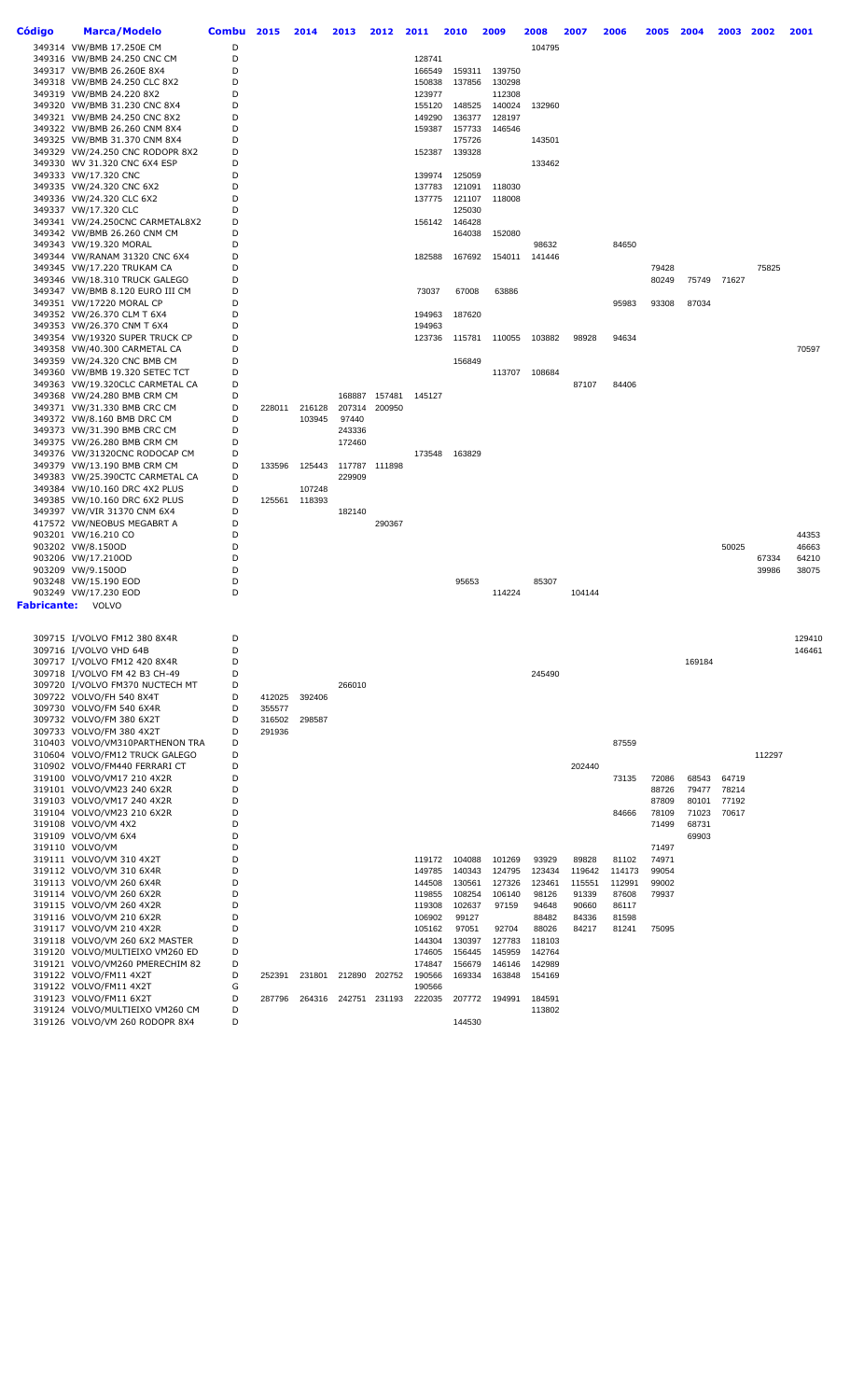| Código | Marca/Modelo | Combu | 2015 | 2014 | 2013 | 2012 | 2011 | 2010 | 2009 | 2008 | 2007 | 2006 | 2005 | 2004 | 2003 | 2002 | 2001 |
|---|---|---|---|---|---|---|---|---|---|---|---|---|---|---|---|---|---|
| 349314 | VW/BMB 17.250E CM | D | | | | | | | | 104795 | | | | | | | |
| 349316 | VW/BMB 24.250 CNC CM | D | | | | | 128741 | | | | | | | | | | |
| 349317 | VW/BMB 26.260E 8X4 | D | | | | | 166549 | 159311 | 139750 | | | | | | | | |
| 349318 | VW/BMB 24.250 CLC 8X2 | D | | | | | 150838 | 137856 | 130298 | | | | | | | | |
| 349319 | VW/BMB 24.220 8X2 | D | | | | | 123977 | | 112308 | | | | | | | | |
| 349320 | VW/BMB 31.230 CNC 8X4 | D | | | | | 155120 | 148525 | 140024 | 132960 | | | | | | | |
| 349321 | VW/BMB 24.250 CNC 8X2 | D | | | | | 149290 | 136377 | 128197 | | | | | | | | |
| 349322 | VW/BMB 26.260 CNM 8X4 | D | | | | | 159387 | 157733 | 146546 | | | | | | | | |
| 349325 | VW/BMB 31.370 CNM 8X4 | D | | | | | | 175726 | | 143501 | | | | | | | |
| 349329 | VW/24.250 CNC RODOPR 8X2 | D | | | | | 152387 | 139328 | | | | | | | | | |
| 349330 | WV 31.320 CNC 6X4 ESP | D | | | | | | | | 133462 | | | | | | | |
| 349333 | VW/17.320 CNC | D | | | | | 139974 | 125059 | | | | | | | | | |
| 349335 | VW/24.320 CNC 6X2 | D | | | | | 137783 | 121091 | 118030 | | | | | | | | |
| 349336 | VW/24.320 CLC 6X2 | D | | | | | 137775 | 121107 | 118008 | | | | | | | | |
| 349337 | VW/17.320 CLC | D | | | | | | 125030 | | | | | | | | | |
| 349341 | VW/24.250CNC CARMETAL8X2 | D | | | | | 156142 | 146428 | | | | | | | | | |
| 349342 | VW/BMB 26.260 CNM CM | D | | | | | | 164038 | 152080 | | | | | | | | |
| 349343 | VW/19.320 MORAL | D | | | | | | | | 98632 | | 84650 | | | | | |
| 349344 | VW/RANAM 31320 CNC 6X4 | D | | | | | 182588 | 167692 | 154011 | 141446 | | | | | | | |
| 349345 | VW/17.220 TRUKAM CA | D | | | | | | | | | | | 79428 | | | 75825 | |
| 349346 | VW/18.310 TRUCK GALEGO | D | | | | | | | | | | | 80249 | 75749 | 71627 | | |
| 349347 | VW/BMB 8.120 EURO III CM | D | | | | | 73037 | 67008 | 63886 | | | | | | | | |
| 349351 | VW/17220 MORAL CP | D | | | | | | | | | | 95983 | 93308 | 87034 | | | |
| 349352 | VW/26.370 CLM T 6X4 | D | | | | | 194963 | 187620 | | | | | | | | | |
| 349353 | VW/26.370 CNM T 6X4 | D | | | | | 194963 | | | | | | | | | | |
| 349354 | VW/19320 SUPER TRUCK CP | D | | | | | 123736 | 115781 | 110055 | 103882 | 98928 | 94634 | | | | | |
| 349358 | VW/40.300 CARMETAL CA | D | | | | | | | | | | | | | | | 70597 |
| 349359 | VW/24.320 CNC BMB CM | D | | | | | | 156849 | | | | | | | | | |
| 349360 | VW/BMB 19.320 SETEC TCT | D | | | | | | | 113707 | 108684 | | | | | | | |
| 349363 | VW/19.320CLC CARMETAL CA | D | | | | | | | | | 87107 | 84406 | | | | | |
| 349368 | VW/24.280 BMB CRM CM | D | | | 168887 | 157481 | 145127 | | | | | | | | | | |
| 349371 | VW/31.330 BMB CRC CM | D | 228011 | 216128 | 207314 | 200950 | | | | | | | | | | | |
| 349372 | VW/8.160 BMB DRC CM | D | | 103945 | 97440 | | | | | | | | | | | | |
| 349373 | VW/31.390 BMB CRC CM | D | | | 243336 | | | | | | | | | | | | |
| 349375 | VW/26.280 BMB CRM CM | D | | | 172460 | | | | | | | | | | | | |
| 349376 | VW/31320CNC RODOCAP CM | D | | | | | 173548 | 163829 | | | | | | | | | |
| 349379 | VW/13.190 BMB CRM CM | D | 133596 | 125443 | 117787 | 111898 | | | | | | | | | | | |
| 349383 | VW/25.390CTC CARMETAL CA | D | | | 229909 | | | | | | | | | | | | |
| 349384 | VW/10.160 DRC 4X2 PLUS | D | | 107248 | | | | | | | | | | | | | |
| 349385 | VW/10.160 DRC 6X2 PLUS | D | 125561 | 118393 | | | | | | | | | | | | | |
| 349397 | VW/VIR 31370 CNM 6X4 | D | | | 182140 | | | | | | | | | | | | |
| 417572 | VW/NEOBUS MEGABRT A | D | | | | 290367 | | | | | | | | | | | |
| 903201 | VW/16.210 CO | D | | | | | | | | | | | | | | | 44353 |
| 903202 | VW/8.150OD | D | | | | | | | | | | | | | 50025 | | 46663 |
| 903206 | VW/17.210OD | D | | | | | | | | | | | | | | 67334 | 64210 |
| 903209 | VW/9.150OD | D | | | | | | | | | | | | | | 39986 | 38075 |
| 903248 | VW/15.190 EOD | D | | | | | | 95653 | | 85307 | | | | | | | |
| 903249 | VW/17.230 EOD | D | | | | | | | 114224 | | 104144 | | | | | | |

**Fabricante:** VOLVO

| Código | Marca/Modelo | Combu | 2015 | 2014 | 2013 | 2012 | 2011 | 2010 | 2009 | 2008 | 2007 | 2006 | 2005 | 2004 | 2003 | 2002 | 2001 |
|---|---|---|---|---|---|---|---|---|---|---|---|---|---|---|---|---|---|
| 309715 | I/VOLVO FM12 380 8X4R | D | | | | | | | | | | | | | | | 129410 |
| 309716 | I/VOLVO VHD 64B | D | | | | | | | | | | | | | | | 146461 |
| 309717 | I/VOLVO FM12 420 8X4R | D | | | | | | | | | | | | 169184 | | | |
| 309718 | I/VOLVO FM 42 B3 CH-49 | D | | | | | | | | 245490 | | | | | | | |
| 309720 | I/VOLVO FM370 NUCTECH MT | D | | | 266010 | | | | | | | | | | | | |
| 309722 | VOLVO/FH 540 8X4T | D | 412025 | 392406 | | | | | | | | | | | | | |
| 309730 | VOLVO/FM 540 6X4R | D | 355577 | | | | | | | | | | | | | | |
| 309732 | VOLVO/FM 380 6X2T | D | 316502 | 298587 | | | | | | | | | | | | | |
| 309733 | VOLVO/FM 380 4X2T | D | 291936 | | | | | | | | | | | | | | |
| 310403 | VOLVO/VM310PARTHENON TRA | D | | | | | | | | | | 87559 | | | | | |
| 310604 | VOLVO/FM12 TRUCK GALEGO | D | | | | | | | | | | | | | | 112297 | |
| 310902 | VOLVO/FM440 FERRARI CT | D | | | | | | | | | 202440 | | | | | | |
| 319100 | VOLVO/VM17 210 4X2R | D | | | | | | | | | | 73135 | 72086 | 68543 | 64719 | | |
| 319101 | VOLVO/VM23 240 6X2R | D | | | | | | | | | | 114173 | 88726 | 79477 | 78214 | | |
| 319103 | VOLVO/VM17 240 4X2R | D | | | | | | | | | | | 87809 | 80101 | 77192 | | |
| 319104 | VOLVO/VM23 210 6X2R | D | | | | | | | | | | 84666 | 78109 | 71023 | 70617 | | |
| 319108 | VOLVO/VM 4X2 | D | | | | | | | | | | | 71499 | 68731 | | | |
| 319109 | VOLVO/VM 6X4 | D | | | | | | | | | | | | 69903 | | | |
| 319110 | VOLVO/VM | D | | | | | | | | | | | 71497 | | | | |
| 319111 | VOLVO/VM 310 4X2T | D | | | | | 119172 | 104088 | 101269 | 93929 | 89828 | 81102 | 74971 | | | | |
| 319112 | VOLVO/VM 310 6X4R | D | | | | | 149785 | 140343 | 124795 | 123434 | 119642 | 114173 | 99054 | | | | |
| 319113 | VOLVO/VM 260 6X4R | D | | | | | 144508 | 130561 | 127326 | 123461 | 115551 | 112991 | 99002 | | | | |
| 319114 | VOLVO/VM 260 6X2R | D | | | | | 119855 | 108254 | 106140 | 98126 | 91339 | 87608 | 79937 | | | | |
| 319115 | VOLVO/VM 260 4X2R | D | | | | | 119308 | 102637 | 97159 | 94648 | 90660 | 86117 | | | | | |
| 319116 | VOLVO/VM 210 6X2R | D | | | | | 106902 | 99127 | | 88482 | 84336 | 81598 | | | | | |
| 319117 | VOLVO/VM 210 4X2R | D | | | | | 105162 | 97051 | 92704 | 88026 | 84217 | 81241 | 75095 | | | | |
| 319118 | VOLVO/VM 260 6X2 MASTER | D | | | | | 144304 | 130397 | 127783 | 118103 | | | | | | | |
| 319120 | VOLVO/MULTIEIXO VM260 ED | D | | | | | 174605 | 156445 | 145959 | 142764 | | | | | | | |
| 319121 | VOLVO/VM260 PMERECHIM 82 | D | | | | | 174847 | 156679 | 146146 | 142989 | | | | | | | |
| 319122 | VOLVO/FM11 4X2T | D | 252391 | 231801 | 212890 | 202752 | 190566 | 169334 | 163848 | 154169 | | | | | | | |
| 319122 | VOLVO/FM11 4X2T | G | | | | | 190566 | | | | | | | | | | |
| 319123 | VOLVO/FM11 6X2T | D | 287796 | 264316 | 242751 | 231193 | 222035 | 207772 | 194991 | 184591 | | | | | | | |
| 319124 | VOLVO/MULTIEIXO VM260 CM | D | | | | | | | | 113802 | | | | | | | |
| 319126 | VOLVO/VM 260 RODOPR 8X4 | D | | | | | | 144530 | | | | | | | | | |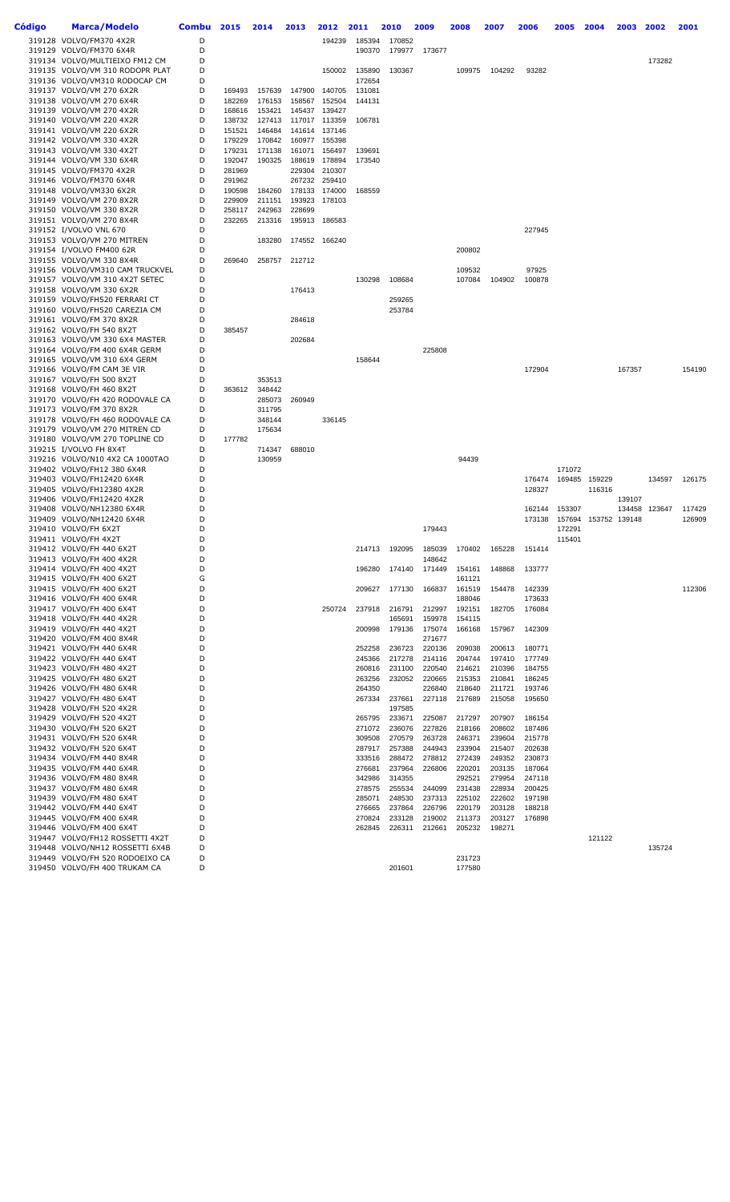| Código | Marca/Modelo | Combu | 2015 | 2014 | 2013 | 2012 | 2011 | 2010 | 2009 | 2008 | 2007 | 2006 | 2005 | 2004 | 2003 | 2002 | 2001 |
|---|---|---|---|---|---|---|---|---|---|---|---|---|---|---|---|---|---|
| 319128 | VOLVO/FM370 4X2R | D | | | | 194239 | 185394 | 170852 | | | | | | | | | |
| 319129 | VOLVO/FM370 6X4R | D | | | | | 190370 | 179977 | 173677 | | | | | | | | |
| 319134 | VOLVO/MULTIEIXO FM12 CM | D | | | | | | | | | | | | | | 173282 | |
| 319135 | VOLVO/VM 310 RODOPR PLAT | D | | | | 150002 | 135890 | 130367 | | 109975 | 104292 | 93282 | | | | | |
| 319136 | VOLVO/VM310 RODOCAP CM | D | | | | | 172654 | | | | | | | | | | |
| 319137 | VOLVO/VM 270 6X2R | D | 169493 | 157639 | 147900 | 140705 | 131081 | | | | | | | | | | |
| 319138 | VOLVO/VM 270 6X4R | D | 182269 | 176153 | 158567 | 152504 | 144131 | | | | | | | | | | |
| 319139 | VOLVO/VM 270 4X2R | D | 168616 | 153421 | 145437 | 139427 | | | | | | | | | | | |
| 319140 | VOLVO/VM 220 4X2R | D | 138732 | 127413 | 117017 | 113359 | 106781 | | | | | | | | | | |
| 319141 | VOLVO/VM 220 6X2R | D | 151521 | 146484 | 141614 | 137146 | | | | | | | | | | | |
| 319142 | VOLVO/VM 330 4X2R | D | 179229 | 170842 | 160977 | 155398 | | | | | | | | | | | |
| 319143 | VOLVO/VM 330 4X2T | D | 179231 | 171138 | 161071 | 156497 | 139691 | | | | | | | | | | |
| 319144 | VOLVO/VM 330 6X4R | D | 192047 | 190325 | 188619 | 178894 | 173540 | | | | | | | | | | |
| 319145 | VOLVO/FM370 4X2R | D | 281969 | | 229304 | 210307 | | | | | | | | | | | |
| 319146 | VOLVO/FM370 6X4R | D | 291962 | | 267232 | 259410 | | | | | | | | | | | |
| 319148 | VOLVO/VM330 6X2R | D | 190598 | 184260 | 178133 | 174000 | 168559 | | | | | | | | | | |
| 319149 | VOLVO/VM 270 8X2R | D | 229909 | 211151 | 193923 | 178103 | | | | | | | | | | | |
| 319150 | VOLVO/VM 330 8X2R | D | 258117 | 242963 | 228699 | | | | | | | | | | | | |
| 319151 | VOLVO/VM 270 8X4R | D | 232265 | 213316 | 195913 | 186583 | | | | | | | | | | | |
| 319152 | I/VOLVO VNL 670 | D | | | | | | | | | | 227945 | | | | | |
| 319153 | VOLVO/VM 270 MITREN | D | | 183280 | 174552 | 166240 | | | | | | | | | | | |
| 319154 | I/VOLVO FM400 62R | D | | | | | | | | 200802 | | | | | | | |
| 319155 | VOLVO/VM 330 8X4R | D | 269640 | 258757 | 212712 | | | | | | | | | | | | |
| 319156 | VOLVO/VM310 CAM TRUCKVEL | D | | | | | | | | 109532 | | 97925 | | | | | |
| 319157 | VOLVO/VM 310 4X2T SETEC | D | | | | | 130298 | 108684 | | 107084 | 104902 | 100878 | | | | | |
| 319158 | VOLVO/VM 330 6X2R | D | | | 176413 | | | | | | | | | | | | |
| 319159 | VOLVO/FH520 FERRARI CT | D | | | | | | 259265 | | | | | | | | | |
| 319160 | VOLVO/FH520 CAREZIA CM | D | | | | | | 253784 | | | | | | | | | |
| 319161 | VOLVO/FM 370 8X2R | D | | | 284618 | | | | | | | | | | | | |
| 319162 | VOLVO/FH 540 8X2T | D | 385457 | | | | | | | | | | | | | | |
| 319163 | VOLVO/VM 330 6X4 MASTER | D | | | 202684 | | | | | | | | | | | | |
| 319164 | VOLVO/FM 400 6X4R GERM | D | | | | | | | 225808 | | | | | | | | |
| 319165 | VOLVO/VM 310 6X4 GERM | D | | | | | 158644 | | | | | | | | | | |
| 319166 | VOLVO/FM CAM 3E VIR | D | | | | | | | | | | 172904 | | | 167357 | | 154190 |
| 319167 | VOLVO/FH 500 8X2T | D | | 353513 | | | | | | | | | | | | | |
| 319168 | VOLVO/FH 460 8X2T | D | 363612 | 348442 | | | | | | | | | | | | | |
| 319170 | VOLVO/FH 420 RODOVALE CA | D | | 285073 | 260949 | | | | | | | | | | | | |
| 319173 | VOLVO/FM 370 8X2R | D | | 311795 | | | | | | | | | | | | | |
| 319178 | VOLVO/FH 460 RODOVALE CA | D | | 348144 | | 336145 | | | | | | | | | | | |
| 319179 | VOLVO/VM 270 MITREN CD | D | | 175634 | | | | | | | | | | | | | |
| 319180 | VOLVO/VM 270 TOPLINE CD | D | 177782 | | | | | | | | | | | | | | |
| 319215 | I/VOLVO FH 8X4T | D | | 714347 | 688010 | | | | | | | | | | | | |
| 319216 | VOLVO/N10 4X2 CA 1000TAO | D | | 130959 | | | | | | 94439 | | | | | | | |
| 319402 | VOLVO/FH12 380 6X4R | D | | | | | | | | | | | 171072 | | | | |
| 319403 | VOLVO/FH12420 6X4R | D | | | | | | | | | | 176474 | 169485 | 159229 | | 134597 | 126175 |
| 319405 | VOLVO/FH12380 4X2R | D | | | | | | | | | | 128327 | | 116316 | | | |
| 319406 | VOLVO/FH12420 4X2R | D | | | | | | | | | | | | | 139107 | | |
| 319408 | VOLVO/NH12380 6X4R | D | | | | | | | | | | 162144 | 153307 | | 134458 | 123647 | 117429 |
| 319409 | VOLVO/NH12420 6X4R | D | | | | | | | | | | 173138 | 157694 | 153752 | 139148 | | 126909 |
| 319410 | VOLVO/FH 6X2T | D | | | | | | | 179443 | | | | 172291 | | | | |
| 319411 | VOLVO/FH 4X2T | D | | | | | | | | | | | 115401 | | | | |
| 319412 | VOLVO/FH 440 6X2T | D | | | | | 214713 | 192095 | 185039 | 170402 | 165228 | 151414 | | | | | |
| 319413 | VOLVO/FM 400 4X2R | D | | | | | | | 148642 | | | | | | | | |
| 319414 | VOLVO/FH 400 4X2T | D | | | | | 196280 | 174140 | 171449 | 154161 | 148868 | 133777 | | | | | |
| 319415 | VOLVO/FH 400 6X2T | G | | | | | | | | 161121 | | | | | | | |
| 319415 | VOLVO/FH 400 6X2T | D | | | | | 209627 | 177130 | 166837 | 161519 | 154478 | 142339 | | | | | 112306 |
| 319416 | VOLVO/FH 400 6X4R | D | | | | | | | | 188046 | | 173633 | | | | | |
| 319417 | VOLVO/FH 400 6X4T | D | | | | 250724 | 237918 | 216791 | 212997 | 192151 | 182705 | 176084 | | | | | |
| 319418 | VOLVO/FH 440 4X2R | D | | | | | | 165691 | 159978 | 154115 | | | | | | | |
| 319419 | VOLVO/FH 440 4X2T | D | | | | | 200998 | 179136 | 175074 | 166168 | 157967 | 142309 | | | | | |
| 319420 | VOLVO/FM 400 8X4R | D | | | | | | | 271677 | | | | | | | | |
| 319421 | VOLVO/FH 440 6X4R | D | | | | | 252258 | 236723 | 220136 | 209038 | 200613 | 180771 | | | | | |
| 319422 | VOLVO/FH 440 6X4T | D | | | | | 245366 | 217278 | 214116 | 204744 | 197410 | 177749 | | | | | |
| 319423 | VOLVO/FH 480 4X2T | D | | | | | 260816 | 231100 | 220540 | 214621 | 210396 | 184755 | | | | | |
| 319425 | VOLVO/FH 480 6X2T | D | | | | | 263256 | 232052 | 220665 | 215353 | 210841 | 186245 | | | | | |
| 319426 | VOLVO/FH 480 6X4R | D | | | | | 264350 | | 226840 | 218640 | 211721 | 193746 | | | | | |
| 319427 | VOLVO/FH 480 6X4T | D | | | | | 267334 | 237661 | 227118 | 217689 | 215058 | 195650 | | | | | |
| 319428 | VOLVO/FH 520 4X2R | D | | | | | | 197585 | | | | | | | | | |
| 319429 | VOLVO/FH 520 4X2T | D | | | | | 265795 | 233671 | 225087 | 217297 | 207907 | 186154 | | | | | |
| 319430 | VOLVO/FH 520 6X2T | D | | | | | 271072 | 236076 | 227826 | 218166 | 208602 | 187486 | | | | | |
| 319431 | VOLVO/FH 520 6X4R | D | | | | | 309508 | 270579 | 263728 | 246371 | 239604 | 215778 | | | | | |
| 319432 | VOLVO/FH 520 6X4T | D | | | | | 287917 | 257388 | 244943 | 233904 | 215407 | 202638 | | | | | |
| 319434 | VOLVO/FM 440 8X4R | D | | | | | 333516 | 288472 | 278812 | 272439 | 249352 | 230873 | | | | | |
| 319435 | VOLVO/FM 440 6X4R | D | | | | | 276681 | 237964 | 226806 | 220201 | 203135 | 187064 | | | | | |
| 319436 | VOLVO/FM 480 8X4R | D | | | | | 342986 | 314355 | | 292521 | 279954 | 247118 | | | | | |
| 319437 | VOLVO/FM 480 6X4R | D | | | | | 278575 | 255534 | 244099 | 231438 | 228934 | 200425 | | | | | |
| 319439 | VOLVO/FM 480 6X4T | D | | | | | 285071 | 248530 | 237313 | 225102 | 222602 | 197198 | | | | | |
| 319442 | VOLVO/FM 440 6X4T | D | | | | | 276665 | 237864 | 226796 | 220179 | 203128 | 188218 | | | | | |
| 319445 | VOLVO/FM 400 6X4R | D | | | | | 270824 | 233128 | 219002 | 211373 | 203127 | 176898 | | | | | |
| 319446 | VOLVO/FM 400 6X4T | D | | | | | 262845 | 226311 | 212661 | 205232 | 198271 | | | | | | |
| 319447 | VOLVO/FH12 ROSSETTI 4X2T | D | | | | | | | | | | | | 121122 | | | |
| 319448 | VOLVO/NH12 ROSSETTI 6X4B | D | | | | | | | | | | | | | | 135724 | |
| 319449 | VOLVO/FH 520 RODOEIXO CA | D | | | | | | | | 231723 | | | | | | | |
| 319450 | VOLVO/FH 400 TRUKAM CA | D | | | | | | 201601 | | 177580 | | | | | | | |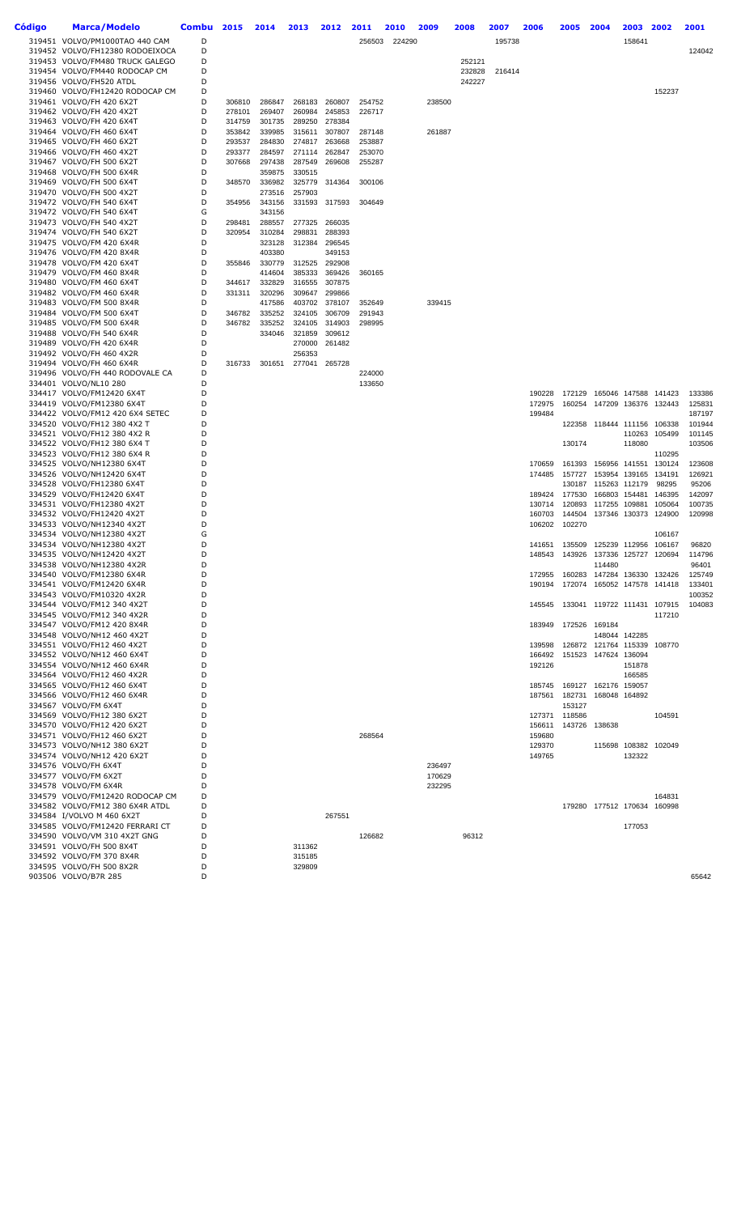| Código | Marca/Modelo | Combu | 2015 | 2014 | 2013 | 2012 | 2011 | 2010 | 2009 | 2008 | 2007 | 2006 | 2005 | 2004 | 2003 | 2002 | 2001 |
|---|---|---|---|---|---|---|---|---|---|---|---|---|---|---|---|---|---|
| 319451 | VOLVO/PM1000TAO 440 CAM | D | | | | | 256503 | 224290 | | | 195738 | | | | 158641 | | |
| 319452 | VOLVO/FH12380 RODOEIXOCA | D | | | | | | | | | | | | | | | 124042 |
| 319453 | VOLVO/FM480 TRUCK GALEGO | D | | | | | | | | 252121 | | | | | | | |
| 319454 | VOLVO/FM440 RODOCAP CM | D | | | | | | | | 232828 | 216414 | | | | | | |
| 319456 | VOLVO/FH520 ATDL | D | | | | | | | | 242227 | | | | | | | |
| 319460 | VOLVO/FH12420 RODOCAP CM | D | | | | | | | | | | | | | | 152237 | |
| 319461 | VOLVO/FH 420 6X2T | D | 306810 | 286847 | 268183 | 260807 | 254752 | | 238500 | | | | | | | | |
| 319462 | VOLVO/FH 420 4X2T | D | 278101 | 269407 | 260984 | 245853 | 226717 | | | | | | | | | | |
| 319463 | VOLVO/FH 420 6X4T | D | 314759 | 301735 | 289250 | 278384 | | | | | | | | | | | |
| 319464 | VOLVO/FH 460 6X4T | D | 353842 | 339985 | 315611 | 307807 | 287148 | | 261887 | | | | | | | | |
| 319465 | VOLVO/FH 460 6X2T | D | 293537 | 284830 | 274817 | 263668 | 253887 | | | | | | | | | | |
| 319466 | VOLVO/FH 460 4X2T | D | 293377 | 284597 | 271114 | 262847 | 253070 | | | | | | | | | | |
| 319467 | VOLVO/FH 500 6X2T | D | 307668 | 297438 | 287549 | 269608 | 255287 | | | | | | | | | | |
| 319468 | VOLVO/FH 500 6X4R | D | | 359875 | 330515 | | | | | | | | | | | | |
| 319469 | VOLVO/FH 500 6X4T | D | 348570 | 336982 | 325779 | 314364 | 300106 | | | | | | | | | | |
| 319470 | VOLVO/FH 500 4X2T | D | | 273516 | 257903 | | | | | | | | | | | | |
| 319472 | VOLVO/FH 540 6X4T | D | 354956 | 343156 | 331593 | 317593 | 304649 | | | | | | | | | | |
| 319472 | VOLVO/FH 540 6X4T | G | | 343156 | | | | | | | | | | | | | |
| 319473 | VOLVO/FH 540 4X2T | D | 298481 | 288557 | 277325 | 266035 | | | | | | | | | | | |
| 319474 | VOLVO/FH 540 6X2T | D | 320954 | 310284 | 298831 | 288393 | | | | | | | | | | | |
| 319475 | VOLVO/FM 420 6X4R | D | | 323128 | 312384 | 296545 | | | | | | | | | | | |
| 319476 | VOLVO/FM 420 8X4R | D | | 403380 | | 349153 | | | | | | | | | | | |
| 319478 | VOLVO/FM 420 6X4T | D | 355846 | 330779 | 312525 | 292908 | | | | | | | | | | | |
| 319479 | VOLVO/FM 460 8X4R | D | | 414604 | 385333 | 369426 | 360165 | | | | | | | | | | |
| 319480 | VOLVO/FM 460 6X4T | D | 344617 | 332829 | 316555 | 307875 | | | | | | | | | | | |
| 319482 | VOLVO/FM 460 6X4R | D | 331311 | 320296 | 309647 | 299866 | | | | | | | | | | | |
| 319483 | VOLVO/FM 500 8X4R | D | | 417586 | 403702 | 378107 | 352649 | | 339415 | | | | | | | | |
| 319484 | VOLVO/FM 500 6X4T | D | 346782 | 335252 | 324105 | 306709 | 291943 | | | | | | | | | | |
| 319485 | VOLVO/FM 500 6X4R | D | 346782 | 335252 | 324105 | 314903 | 298995 | | | | | | | | | | |
| 319488 | VOLVO/FH 540 6X4R | D | | 334046 | 321859 | 309612 | | | | | | | | | | | |
| 319489 | VOLVO/FH 420 6X4R | D | | | 270000 | 261482 | | | | | | | | | | | |
| 319492 | VOLVO/FH 460 4X2R | D | | | 256353 | | | | | | | | | | | | |
| 319494 | VOLVO/FH 460 6X4R | D | 316733 | 301651 | 277041 | 265728 | | | | | | | | | | | |
| 319496 | VOLVO/FH 440 RODOVALE CA | D | | | | | 224000 | | | | | | | | | | |
| 334401 | VOLVO/NL10 280 | D | | | | | 133650 | | | | | | | | | | |
| 334417 | VOLVO/FM12420 6X4T | D | | | | | | | | | | 190228 | 172129 | 165046 | 147588 | 141423 | 133386 |
| 334419 | VOLVO/FM12380 6X4T | D | | | | | | | | | | 172975 | 160254 | 147209 | 136376 | 132443 | 125831 |
| 334422 | VOLVO/FM12 420 6X4 SETEC | D | | | | | | | | | | 199484 | | | | | 187197 |
| 334520 | VOLVO/FH12 380 4X2 T | D | | | | | | | | | | | 122358 | 118444 | 111156 | 106338 | 101944 |
| 334521 | VOLVO/FH12 380 4X2 R | D | | | | | | | | | | | | | 110263 | 105499 | 101145 |
| 334522 | VOLVO/FH12 380 6X4 T | D | | | | | | | | | | | 130174 | | 118080 | | 103506 |
| 334523 | VOLVO/FH12 380 6X4 R | D | | | | | | | | | | | | | | 110295 | |
| 334525 | VOLVO/NH12380 6X4T | D | | | | | | | | | | 170659 | 161393 | 156956 | 141551 | 130124 | 123608 |
| 334526 | VOLVO/NH12420 6X4T | D | | | | | | | | | | 174485 | 157727 | 153954 | 139165 | 134191 | 126921 |
| 334528 | VOLVO/FH12380 6X4T | D | | | | | | | | | | | 130187 | 115263 | 112179 | 98295 | 95206 |
| 334529 | VOLVO/FH12420 6X4T | D | | | | | | | | | | 189424 | 177530 | 166803 | 154481 | 146395 | 142097 |
| 334531 | VOLVO/FH12380 4X2T | D | | | | | | | | | | 130714 | 120893 | 117255 | 109881 | 105064 | 100735 |
| 334532 | VOLVO/FH12420 4X2T | D | | | | | | | | | | 160703 | 144504 | 137346 | 130373 | 124900 | 120998 |
| 334533 | VOLVO/NH12340 4X2T | D | | | | | | | | | | 106202 | 102270 | | | | |
| 334534 | VOLVO/NH12380 4X2T | G | | | | | | | | | | | | | | 106167 | |
| 334534 | VOLVO/NH12380 4X2T | D | | | | | | | | | | 141651 | 135509 | 125239 | 112956 | 106167 | 96820 |
| 334535 | VOLVO/NH12420 4X2T | D | | | | | | | | | | 148543 | 143926 | 137336 | 125727 | 120694 | 114796 |
| 334538 | VOLVO/NH12380 4X2R | D | | | | | | | | | | | | 114480 | | | 96401 |
| 334540 | VOLVO/FM12380 6X4R | D | | | | | | | | | | 172955 | 160283 | 147284 | 136330 | 132426 | 125749 |
| 334541 | VOLVO/FM12420 6X4R | D | | | | | | | | | | 190194 | 172074 | 165052 | 147578 | 141418 | 133401 |
| 334543 | VOLVO/FM10320 4X2R | D | | | | | | | | | | | | | | | 100352 |
| 334544 | VOLVO/FM12 340 4X2T | D | | | | | | | | | | 145545 | 133041 | 119722 | 111431 | 107915 | 104083 |
| 334545 | VOLVO/FM12 340 4X2R | D | | | | | | | | | | | | | | 117210 | |
| 334547 | VOLVO/FM12 420 8X4R | D | | | | | | | | | | 183949 | 172526 | 169184 | | | |
| 334548 | VOLVO/NH12 460 4X2T | D | | | | | | | | | | | | 148044 | 142285 | | |
| 334551 | VOLVO/FH12 460 4X2T | D | | | | | | | | | | 139598 | 126872 | 121764 | 115339 | 108770 | |
| 334552 | VOLVO/NH12 460 6X4T | D | | | | | | | | | | 166492 | 151523 | 147624 | 136094 | | |
| 334554 | VOLVO/NH12 460 6X4R | D | | | | | | | | | | 192126 | | | 151878 | | |
| 334564 | VOLVO/FH12 460 4X2R | D | | | | | | | | | | | | | 166585 | | |
| 334565 | VOLVO/FH12 460 6X4T | D | | | | | | | | | | 185745 | 169127 | 162176 | 159057 | | |
| 334566 | VOLVO/FH12 460 6X4R | D | | | | | | | | | | 187561 | 182731 | 168048 | 164892 | | |
| 334567 | VOLVO/FM 6X4T | D | | | | | | | | | | | 153127 | | | | |
| 334569 | VOLVO/FH12 380 6X2T | D | | | | | | | | | | 127371 | 118586 | | | 104591 | |
| 334570 | VOLVO/FH12 420 6X2T | D | | | | | | | | | | 156611 | 143726 | 138638 | | | |
| 334571 | VOLVO/FH12 460 6X2T | D | | | | | 268564 | | | | | 159680 | | | | | |
| 334573 | VOLVO/NH12 380 6X2T | D | | | | | | | | | | 129370 | | 115698 | 108382 | 102049 | |
| 334574 | VOLVO/NH12 420 6X2T | D | | | | | | | | | | 149765 | | | 132322 | | |
| 334576 | VOLVO/FH 6X4T | D | | | | | | | 236497 | | | | | | | | |
| 334577 | VOLVO/FM 6X2T | D | | | | | | | 170629 | | | | | | | | |
| 334578 | VOLVO/FM 6X4R | D | | | | | | | 232295 | | | | | | | | |
| 334579 | VOLVO/FM12420 RODOCAP CM | D | | | | | | | | | | | | | | 164831 | |
| 334582 | VOLVO/FM12 380 6X4R ATDL | D | | | | | | | | | | | 179280 | 177512 | 170634 | 160998 | |
| 334584 | I/VOLVO M 460 6X2T | D | | | | 267551 | | | | | | | | | | | |
| 334585 | VOLVO/FM12420 FERRARI CT | D | | | | | | | | | | | | | 177053 | | |
| 334590 | VOLVO/VM 310 4X2T GNG | D | | | | | 126682 | | | 96312 | | | | | | | |
| 334591 | VOLVO/FH 500 8X4T | D | | | 311362 | | | | | | | | | | | | |
| 334592 | VOLVO/FM 370 8X4R | D | | | 315185 | | | | | | | | | | | | |
| 334595 | VOLVO/FH 500 8X2R | D | | | 329809 | | | | | | | | | | | | |
| 903506 | VOLVO/B7R 285 | D | | | | | | | | | | | | | | | 65642 |